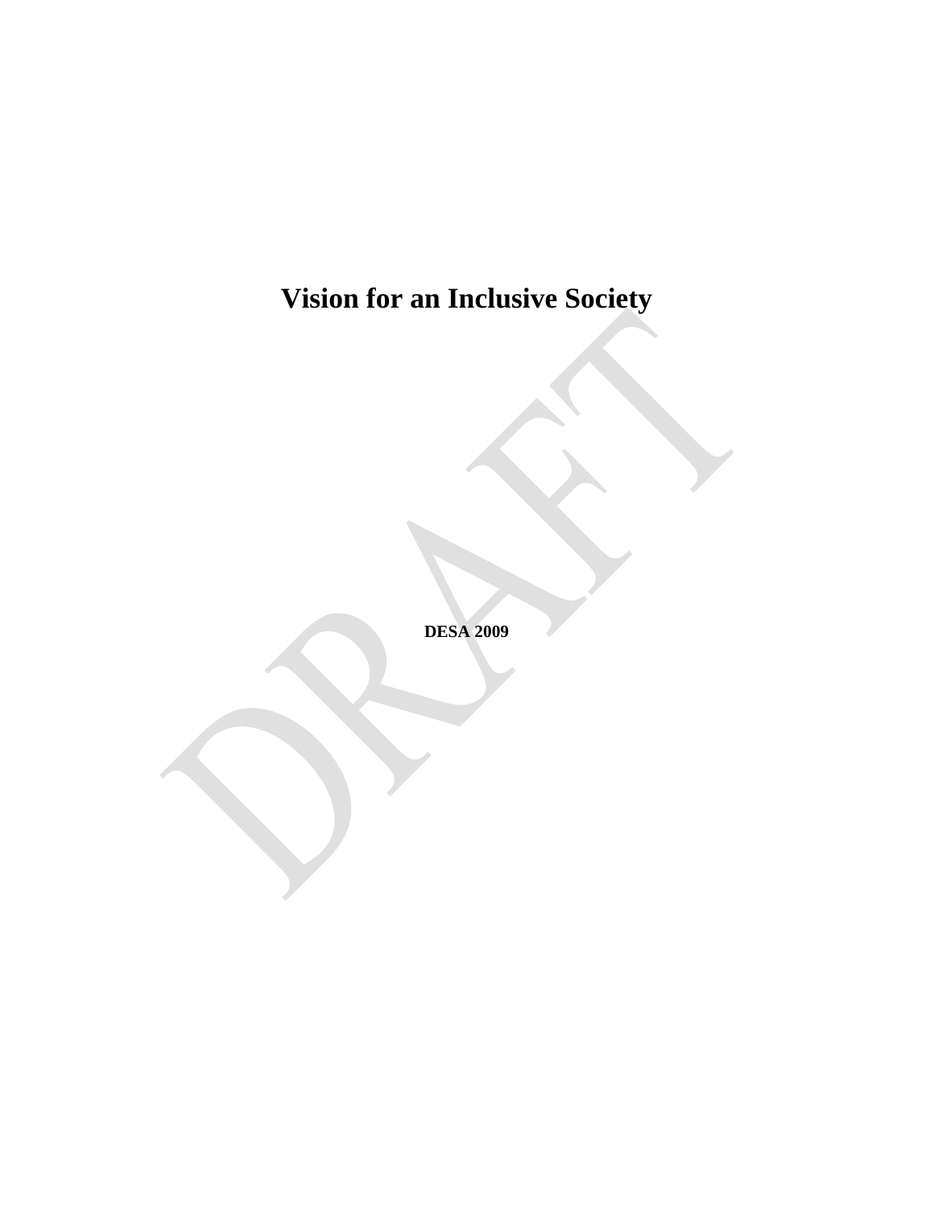# Vision for an Inclusive Society

**DESA 2009**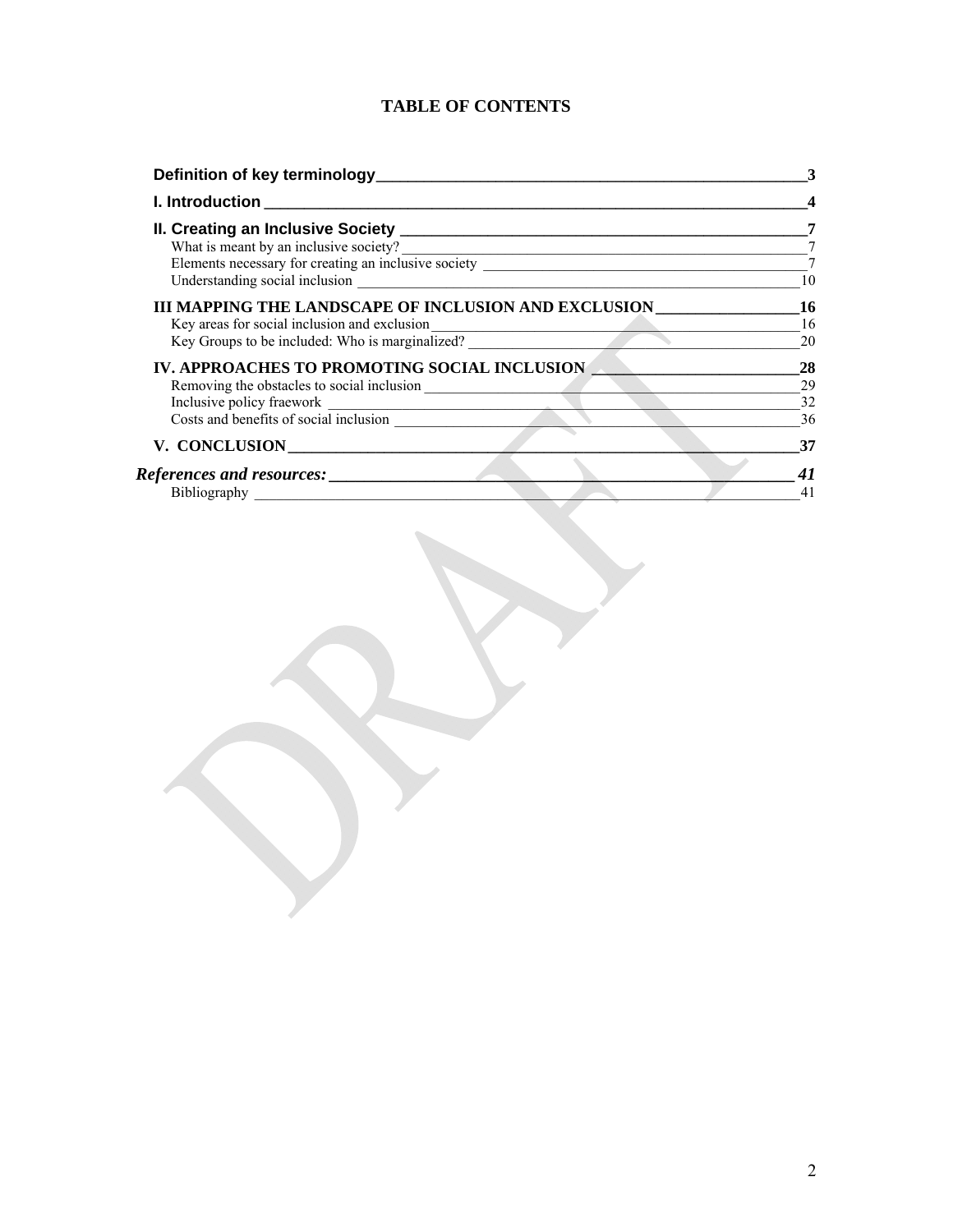# TABLE OF CONTENTS

**Definition of key terminology** — **3**

**I. Introduction** — **4**

**II. Creating an Inclusive Society** — **7**
- What is meant by an inclusive society? — 7
- Elements necessary for creating an inclusive society — 7
- Understanding social inclusion — 10

**III MAPPING THE LANDSCAPE OF INCLUSION AND EXCLUSION** — **16**
- Key areas for social inclusion and exclusion — 16
- Key Groups to be included: Who is marginalized? — 20

**IV. APPROACHES TO PROMOTING SOCIAL INCLUSION** — **28**
- Removing the obstacles to social inclusion — 29
- Inclusive policy fraework — 32
- Costs and benefits of social inclusion — 36

**V. CONCLUSION** — **37**

***References and resources:*** — ***41***
- Bibliography — 41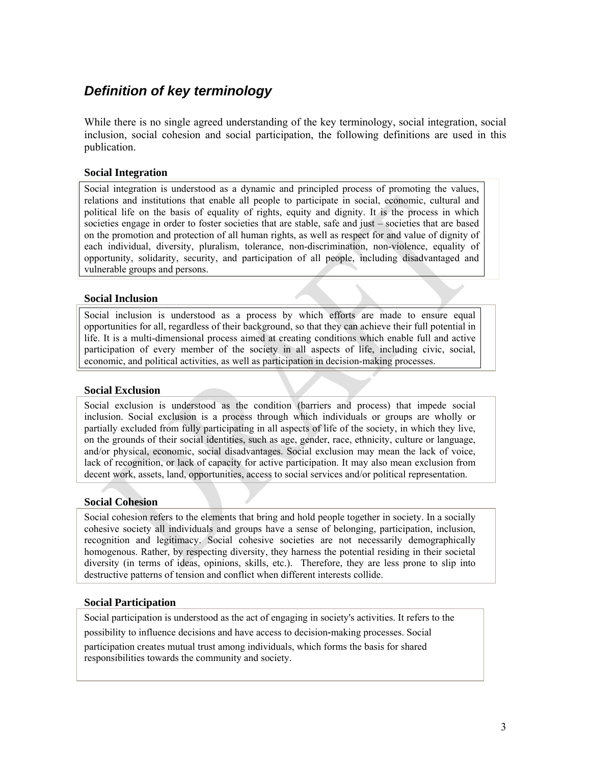## *Definition of key terminology*

While there is no single agreed understanding of the key terminology, social integration, social inclusion, social cohesion and social participation, the following definitions are used in this publication.

### Social Integration

Social integration is understood as a dynamic and principled process of promoting the values, relations and institutions that enable all people to participate in social, economic, cultural and political life on the basis of equality of rights, equity and dignity. It is the process in which societies engage in order to foster societies that are stable, safe and just – societies that are based on the promotion and protection of all human rights, as well as respect for and value of dignity of each individual, diversity, pluralism, tolerance, non-discrimination, non-violence, equality of opportunity, solidarity, security, and participation of all people, including disadvantaged and vulnerable groups and persons.

### Social Inclusion

Social inclusion is understood as a process by which efforts are made to ensure equal opportunities for all, regardless of their background, so that they can achieve their full potential in life. It is a multi-dimensional process aimed at creating conditions which enable full and active participation of every member of the society in all aspects of life, including civic, social, economic, and political activities, as well as participation in decision-making processes.

### Social Exclusion

Social exclusion is understood as the condition (barriers and process) that impede social inclusion. Social exclusion is a process through which individuals or groups are wholly or partially excluded from fully participating in all aspects of life of the society, in which they live, on the grounds of their social identities, such as age, gender, race, ethnicity, culture or language, and/or physical, economic, social disadvantages. Social exclusion may mean the lack of voice, lack of recognition, or lack of capacity for active participation. It may also mean exclusion from decent work, assets, land, opportunities, access to social services and/or political representation.

### Social Cohesion

Social cohesion refers to the elements that bring and hold people together in society. In a socially cohesive society all individuals and groups have a sense of belonging, participation, inclusion, recognition and legitimacy. Social cohesive societies are not necessarily demographically homogenous. Rather, by respecting diversity, they harness the potential residing in their societal diversity (in terms of ideas, opinions, skills, etc.). Therefore, they are less prone to slip into destructive patterns of tension and conflict when different interests collide.

### Social Participation

Social participation is understood as the act of engaging in society's activities. It refers to the possibility to influence decisions and have access to decision-making processes. Social participation creates mutual trust among individuals, which forms the basis for shared responsibilities towards the community and society.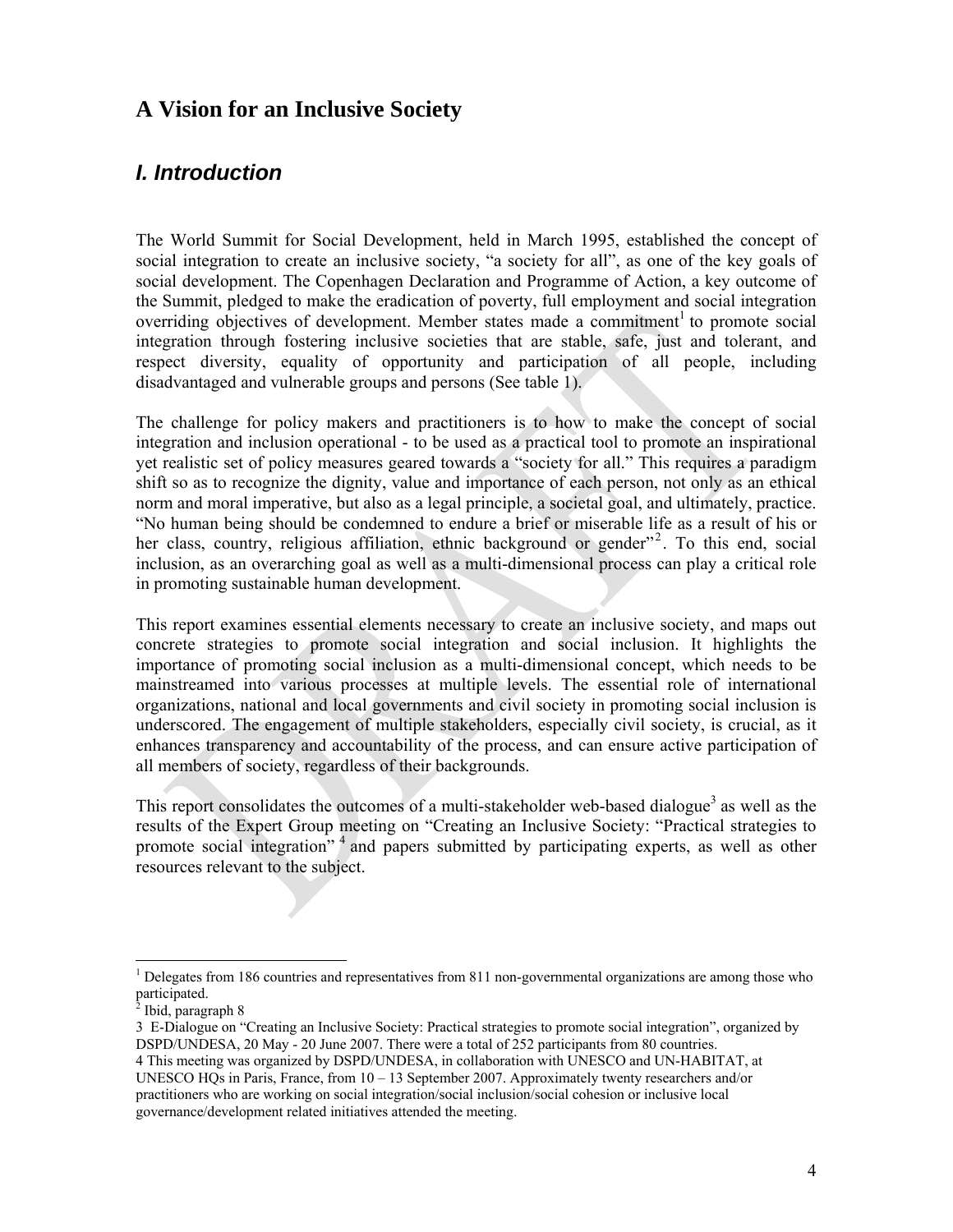# A Vision for an Inclusive Society

## *I. Introduction*

The World Summit for Social Development, held in March 1995, established the concept of social integration to create an inclusive society, "a society for all", as one of the key goals of social development. The Copenhagen Declaration and Programme of Action, a key outcome of the Summit, pledged to make the eradication of poverty, full employment and social integration overriding objectives of development. Member states made a commitment[1] to promote social integration through fostering inclusive societies that are stable, safe, just and tolerant, and respect diversity, equality of opportunity and participation of all people, including disadvantaged and vulnerable groups and persons (See table 1).

The challenge for policy makers and practitioners is to how to make the concept of social integration and inclusion operational - to be used as a practical tool to promote an inspirational yet realistic set of policy measures geared towards a "society for all." This requires a paradigm shift so as to recognize the dignity, value and importance of each person, not only as an ethical norm and moral imperative, but also as a legal principle, a societal goal, and ultimately, practice. "No human being should be condemned to endure a brief or miserable life as a result of his or her class, country, religious affiliation, ethnic background or gender"[2]. To this end, social inclusion, as an overarching goal as well as a multi-dimensional process can play a critical role in promoting sustainable human development.

This report examines essential elements necessary to create an inclusive society, and maps out concrete strategies to promote social integration and social inclusion. It highlights the importance of promoting social inclusion as a multi-dimensional concept, which needs to be mainstreamed into various processes at multiple levels. The essential role of international organizations, national and local governments and civil society in promoting social inclusion is underscored. The engagement of multiple stakeholders, especially civil society, is crucial, as it enhances transparency and accountability of the process, and can ensure active participation of all members of society, regardless of their backgrounds.

This report consolidates the outcomes of a multi-stakeholder web-based dialogue[3] as well as the results of the Expert Group meeting on "Creating an Inclusive Society: "Practical strategies to promote social integration"[4] and papers submitted by participating experts, as well as other resources relevant to the subject.

---

[1] Delegates from 186 countries and representatives from 811 non-governmental organizations are among those who participated.

[2] Ibid, paragraph 8

[3] E-Dialogue on "Creating an Inclusive Society: Practical strategies to promote social integration", organized by DSPD/UNDESA, 20 May - 20 June 2007. There were a total of 252 participants from 80 countries.

[4] This meeting was organized by DSPD/UNDESA, in collaboration with UNESCO and UN-HABITAT, at UNESCO HQs in Paris, France, from 10 – 13 September 2007. Approximately twenty researchers and/or practitioners who are working on social integration/social inclusion/social cohesion or inclusive local governance/development related initiatives attended the meeting.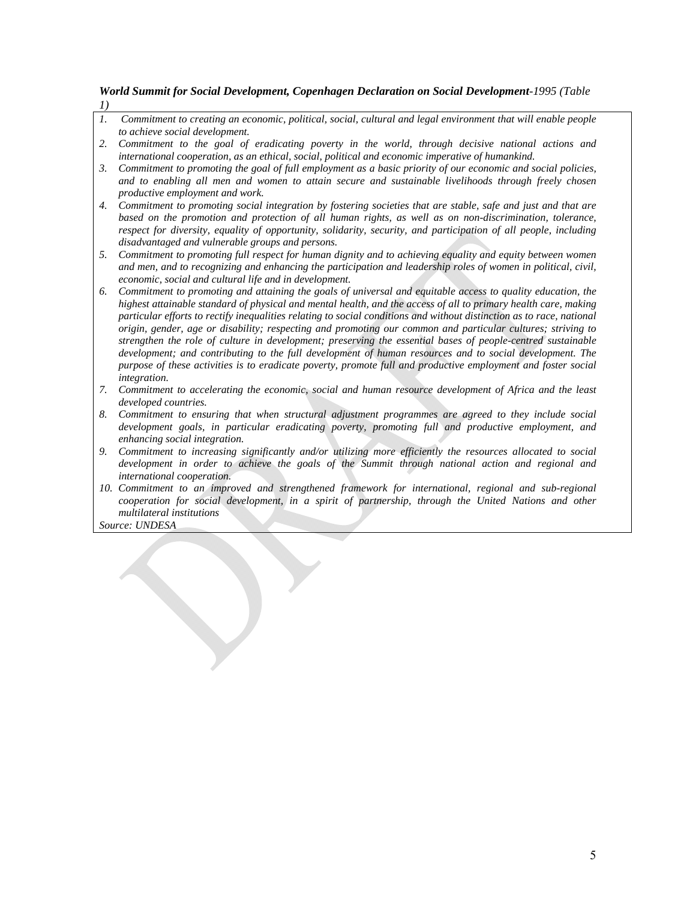***World Summit for Social Development, Copenhagen Declaration on Social Development****-1995 (Table 1)*

1. *Commitment to creating an economic, political, social, cultural and legal environment that will enable people to achieve social development.*
2. *Commitment to the goal of eradicating poverty in the world, through decisive national actions and international cooperation, as an ethical, social, political and economic imperative of humankind.*
3. *Commitment to promoting the goal of full employment as a basic priority of our economic and social policies, and to enabling all men and women to attain secure and sustainable livelihoods through freely chosen productive employment and work.*
4. *Commitment to promoting social integration by fostering societies that are stable, safe and just and that are based on the promotion and protection of all human rights, as well as on non-discrimination, tolerance, respect for diversity, equality of opportunity, solidarity, security, and participation of all people, including disadvantaged and vulnerable groups and persons.*
5. *Commitment to promoting full respect for human dignity and to achieving equality and equity between women and men, and to recognizing and enhancing the participation and leadership roles of women in political, civil, economic, social and cultural life and in development.*
6. *Commitment to promoting and attaining the goals of universal and equitable access to quality education, the highest attainable standard of physical and mental health, and the access of all to primary health care, making particular efforts to rectify inequalities relating to social conditions and without distinction as to race, national origin, gender, age or disability; respecting and promoting our common and particular cultures; striving to strengthen the role of culture in development; preserving the essential bases of people-centred sustainable development; and contributing to the full development of human resources and to social development. The purpose of these activities is to eradicate poverty, promote full and productive employment and foster social integration.*
7. *Commitment to accelerating the economic, social and human resource development of Africa and the least developed countries.*
8. *Commitment to ensuring that when structural adjustment programmes are agreed to they include social development goals, in particular eradicating poverty, promoting full and productive employment, and enhancing social integration.*
9. *Commitment to increasing significantly and/or utilizing more efficiently the resources allocated to social development in order to achieve the goals of the Summit through national action and regional and international cooperation.*
10. *Commitment to an improved and strengthened framework for international, regional and sub-regional cooperation for social development, in a spirit of partnership, through the United Nations and other multilateral institutions*

*Source: UNDESA*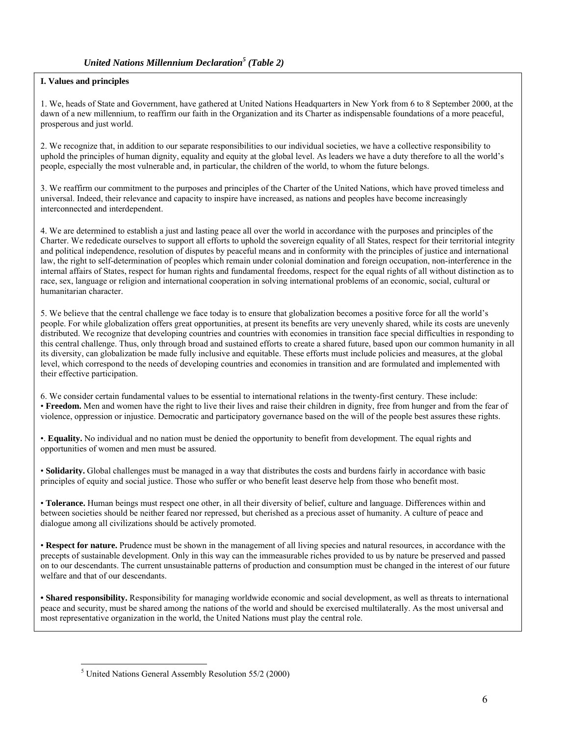### *United Nations Millennium Declaration[5] (Table 2)*

**I. Values and principles**

1. We, heads of State and Government, have gathered at United Nations Headquarters in New York from 6 to 8 September 2000, at the dawn of a new millennium, to reaffirm our faith in the Organization and its Charter as indispensable foundations of a more peaceful, prosperous and just world.

2. We recognize that, in addition to our separate responsibilities to our individual societies, we have a collective responsibility to uphold the principles of human dignity, equality and equity at the global level. As leaders we have a duty therefore to all the world's people, especially the most vulnerable and, in particular, the children of the world, to whom the future belongs.

3. We reaffirm our commitment to the purposes and principles of the Charter of the United Nations, which have proved timeless and universal. Indeed, their relevance and capacity to inspire have increased, as nations and peoples have become increasingly interconnected and interdependent.

4. We are determined to establish a just and lasting peace all over the world in accordance with the purposes and principles of the Charter. We rededicate ourselves to support all efforts to uphold the sovereign equality of all States, respect for their territorial integrity and political independence, resolution of disputes by peaceful means and in conformity with the principles of justice and international law, the right to self-determination of peoples which remain under colonial domination and foreign occupation, non-interference in the internal affairs of States, respect for human rights and fundamental freedoms, respect for the equal rights of all without distinction as to race, sex, language or religion and international cooperation in solving international problems of an economic, social, cultural or humanitarian character.

5. We believe that the central challenge we face today is to ensure that globalization becomes a positive force for all the world's people. For while globalization offers great opportunities, at present its benefits are very unevenly shared, while its costs are unevenly distributed. We recognize that developing countries and countries with economies in transition face special difficulties in responding to this central challenge. Thus, only through broad and sustained efforts to create a shared future, based upon our common humanity in all its diversity, can globalization be made fully inclusive and equitable. These efforts must include policies and measures, at the global level, which correspond to the needs of developing countries and economies in transition and are formulated and implemented with their effective participation.

6. We consider certain fundamental values to be essential to international relations in the twenty-first century. These include:

- **Freedom.** Men and women have the right to live their lives and raise their children in dignity, free from hunger and from the fear of violence, oppression or injustice. Democratic and participatory governance based on the will of the people best assures these rights.

- **Equality.** No individual and no nation must be denied the opportunity to benefit from development. The equal rights and opportunities of women and men must be assured.

- **Solidarity.** Global challenges must be managed in a way that distributes the costs and burdens fairly in accordance with basic principles of equity and social justice. Those who suffer or who benefit least deserve help from those who benefit most.

- **Tolerance.** Human beings must respect one other, in all their diversity of belief, culture and language. Differences within and between societies should be neither feared nor repressed, but cherished as a precious asset of humanity. A culture of peace and dialogue among all civilizations should be actively promoted.

- **Respect for nature.** Prudence must be shown in the management of all living species and natural resources, in accordance with the precepts of sustainable development. Only in this way can the immeasurable riches provided to us by nature be preserved and passed on to our descendants. The current unsustainable patterns of production and consumption must be changed in the interest of our future welfare and that of our descendants.

- **Shared responsibility.** Responsibility for managing worldwide economic and social development, as well as threats to international peace and security, must be shared among the nations of the world and should be exercised multilaterally. As the most universal and most representative organization in the world, the United Nations must play the central role.

---

[5] United Nations General Assembly Resolution 55/2 (2000)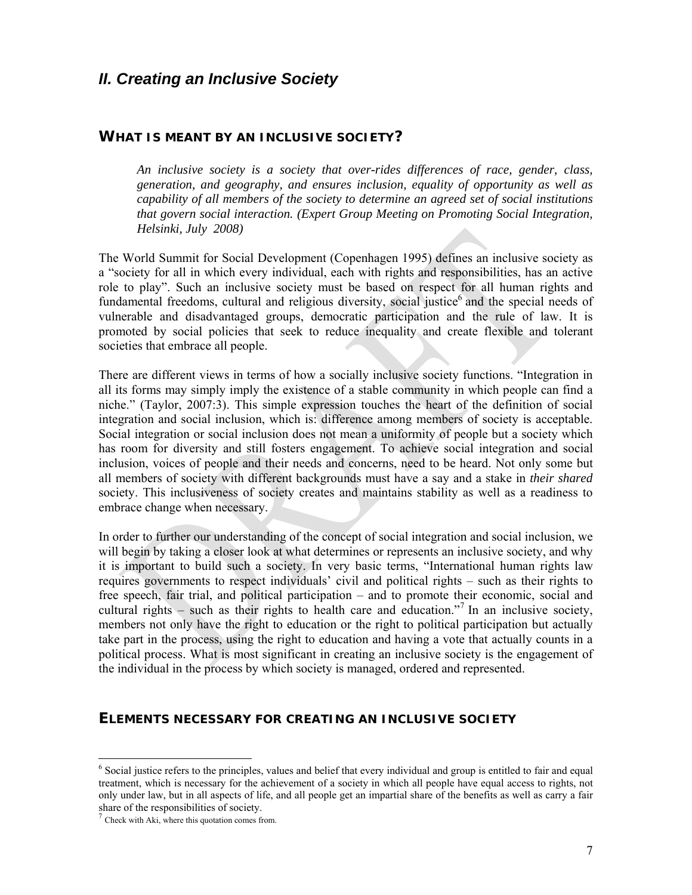## II. Creating an Inclusive Society

### WHAT IS MEANT BY AN INCLUSIVE SOCIETY?

> *An inclusive society is a society that over-rides differences of race, gender, class, generation, and geography, and ensures inclusion, equality of opportunity as well as capability of all members of the society to determine an agreed set of social institutions that govern social interaction. (Expert Group Meeting on Promoting Social Integration, Helsinki, July 2008)*

The World Summit for Social Development (Copenhagen 1995) defines an inclusive society as a "society for all in which every individual, each with rights and responsibilities, has an active role to play". Such an inclusive society must be based on respect for all human rights and fundamental freedoms, cultural and religious diversity, social justice[6] and the special needs of vulnerable and disadvantaged groups, democratic participation and the rule of law. It is promoted by social policies that seek to reduce inequality and create flexible and tolerant societies that embrace all people.

There are different views in terms of how a socially inclusive society functions. "Integration in all its forms may simply imply the existence of a stable community in which people can find a niche." (Taylor, 2007:3). This simple expression touches the heart of the definition of social integration and social inclusion, which is: difference among members of society is acceptable. Social integration or social inclusion does not mean a uniformity of people but a society which has room for diversity and still fosters engagement. To achieve social integration and social inclusion, voices of people and their needs and concerns, need to be heard. Not only some but all members of society with different backgrounds must have a say and a stake in *their shared* society. This inclusiveness of society creates and maintains stability as well as a readiness to embrace change when necessary.

In order to further our understanding of the concept of social integration and social inclusion, we will begin by taking a closer look at what determines or represents an inclusive society, and why it is important to build such a society. In very basic terms, "International human rights law requires governments to respect individuals' civil and political rights – such as their rights to free speech, fair trial, and political participation – and to promote their economic, social and cultural rights – such as their rights to health care and education."[7] In an inclusive society, members not only have the right to education or the right to political participation but actually take part in the process, using the right to education and having a vote that actually counts in a political process. What is most significant in creating an inclusive society is the engagement of the individual in the process by which society is managed, ordered and represented.

### ELEMENTS NECESSARY FOR CREATING AN INCLUSIVE SOCIETY

---

[6] Social justice refers to the principles, values and belief that every individual and group is entitled to fair and equal treatment, which is necessary for the achievement of a society in which all people have equal access to rights, not only under law, but in all aspects of life, and all people get an impartial share of the benefits as well as carry a fair share of the responsibilities of society.

[7] Check with Aki, where this quotation comes from.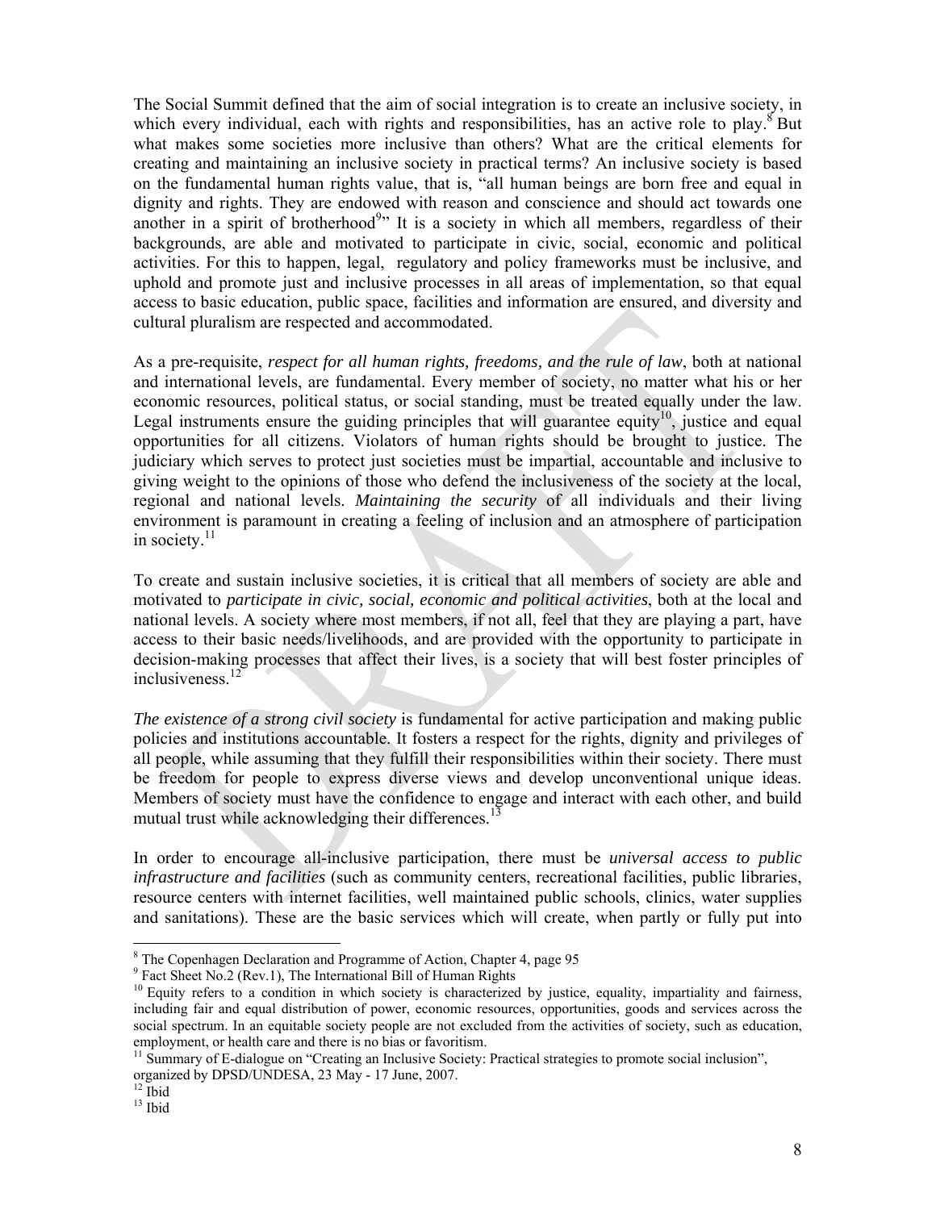The Social Summit defined that the aim of social integration is to create an inclusive society, in which every individual, each with rights and responsibilities, has an active role to play.[8] But what makes some societies more inclusive than others? What are the critical elements for creating and maintaining an inclusive society in practical terms? An inclusive society is based on the fundamental human rights value, that is, "all human beings are born free and equal in dignity and rights. They are endowed with reason and conscience and should act towards one another in a spirit of brotherhood[9]" It is a society in which all members, regardless of their backgrounds, are able and motivated to participate in civic, social, economic and political activities. For this to happen, legal, regulatory and policy frameworks must be inclusive, and uphold and promote just and inclusive processes in all areas of implementation, so that equal access to basic education, public space, facilities and information are ensured, and diversity and cultural pluralism are respected and accommodated.

As a pre-requisite, *respect for all human rights, freedoms, and the rule of law*, both at national and international levels, are fundamental. Every member of society, no matter what his or her economic resources, political status, or social standing, must be treated equally under the law. Legal instruments ensure the guiding principles that will guarantee equity[10], justice and equal opportunities for all citizens. Violators of human rights should be brought to justice. The judiciary which serves to protect just societies must be impartial, accountable and inclusive to giving weight to the opinions of those who defend the inclusiveness of the society at the local, regional and national levels. *Maintaining the security* of all individuals and their living environment is paramount in creating a feeling of inclusion and an atmosphere of participation in society.[11]

To create and sustain inclusive societies, it is critical that all members of society are able and motivated to *participate in civic, social, economic and political activities*, both at the local and national levels. A society where most members, if not all, feel that they are playing a part, have access to their basic needs/livelihoods, and are provided with the opportunity to participate in decision-making processes that affect their lives, is a society that will best foster principles of inclusiveness.[12]

*The existence of a strong civil society* is fundamental for active participation and making public policies and institutions accountable. It fosters a respect for the rights, dignity and privileges of all people, while assuming that they fulfill their responsibilities within their society. There must be freedom for people to express diverse views and develop unconventional unique ideas. Members of society must have the confidence to engage and interact with each other, and build mutual trust while acknowledging their differences.[13]

In order to encourage all-inclusive participation, there must be *universal access to public infrastructure and facilities* (such as community centers, recreational facilities, public libraries, resource centers with internet facilities, well maintained public schools, clinics, water supplies and sanitations). These are the basic services which will create, when partly or fully put into

---

[8] The Copenhagen Declaration and Programme of Action, Chapter 4, page 95

[9] Fact Sheet No.2 (Rev.1), The International Bill of Human Rights

[10] Equity refers to a condition in which society is characterized by justice, equality, impartiality and fairness, including fair and equal distribution of power, economic resources, opportunities, goods and services across the social spectrum. In an equitable society people are not excluded from the activities of society, such as education, employment, or health care and there is no bias or favoritism.

[11] Summary of E-dialogue on "Creating an Inclusive Society: Practical strategies to promote social inclusion", organized by DPSD/UNDESA, 23 May - 17 June, 2007.

[12] Ibid

[13] Ibid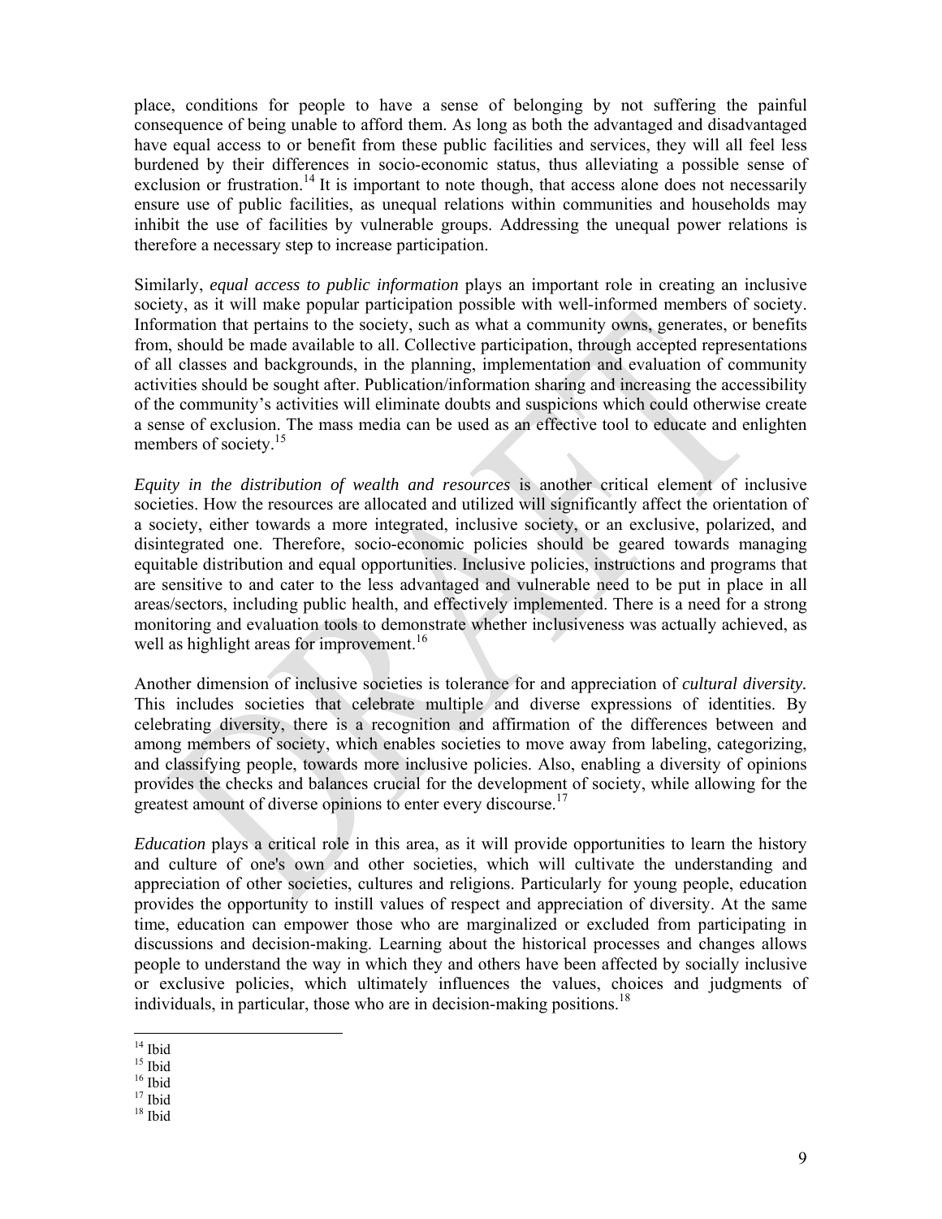place, conditions for people to have a sense of belonging by not suffering the painful consequence of being unable to afford them. As long as both the advantaged and disadvantaged have equal access to or benefit from these public facilities and services, they will all feel less burdened by their differences in socio-economic status, thus alleviating a possible sense of exclusion or frustration.[14] It is important to note though, that access alone does not necessarily ensure use of public facilities, as unequal relations within communities and households may inhibit the use of facilities by vulnerable groups. Addressing the unequal power relations is therefore a necessary step to increase participation.

Similarly, *equal access to public information* plays an important role in creating an inclusive society, as it will make popular participation possible with well-informed members of society. Information that pertains to the society, such as what a community owns, generates, or benefits from, should be made available to all. Collective participation, through accepted representations of all classes and backgrounds, in the planning, implementation and evaluation of community activities should be sought after. Publication/information sharing and increasing the accessibility of the community's activities will eliminate doubts and suspicions which could otherwise create a sense of exclusion. The mass media can be used as an effective tool to educate and enlighten members of society.[15]

*Equity in the distribution of wealth and resources* is another critical element of inclusive societies. How the resources are allocated and utilized will significantly affect the orientation of a society, either towards a more integrated, inclusive society, or an exclusive, polarized, and disintegrated one. Therefore, socio-economic policies should be geared towards managing equitable distribution and equal opportunities. Inclusive policies, instructions and programs that are sensitive to and cater to the less advantaged and vulnerable need to be put in place in all areas/sectors, including public health, and effectively implemented. There is a need for a strong monitoring and evaluation tools to demonstrate whether inclusiveness was actually achieved, as well as highlight areas for improvement.[16]

Another dimension of inclusive societies is tolerance for and appreciation of *cultural diversity.* This includes societies that celebrate multiple and diverse expressions of identities. By celebrating diversity, there is a recognition and affirmation of the differences between and among members of society, which enables societies to move away from labeling, categorizing, and classifying people, towards more inclusive policies. Also, enabling a diversity of opinions provides the checks and balances crucial for the development of society, while allowing for the greatest amount of diverse opinions to enter every discourse.[17]

*Education* plays a critical role in this area, as it will provide opportunities to learn the history and culture of one's own and other societies, which will cultivate the understanding and appreciation of other societies, cultures and religions. Particularly for young people, education provides the opportunity to instill values of respect and appreciation of diversity. At the same time, education can empower those who are marginalized or excluded from participating in discussions and decision-making. Learning about the historical processes and changes allows people to understand the way in which they and others have been affected by socially inclusive or exclusive policies, which ultimately influences the values, choices and judgments of individuals, in particular, those who are in decision-making positions.[18]

---

[14] Ibid
[15] Ibid
[16] Ibid
[17] Ibid
[18] Ibid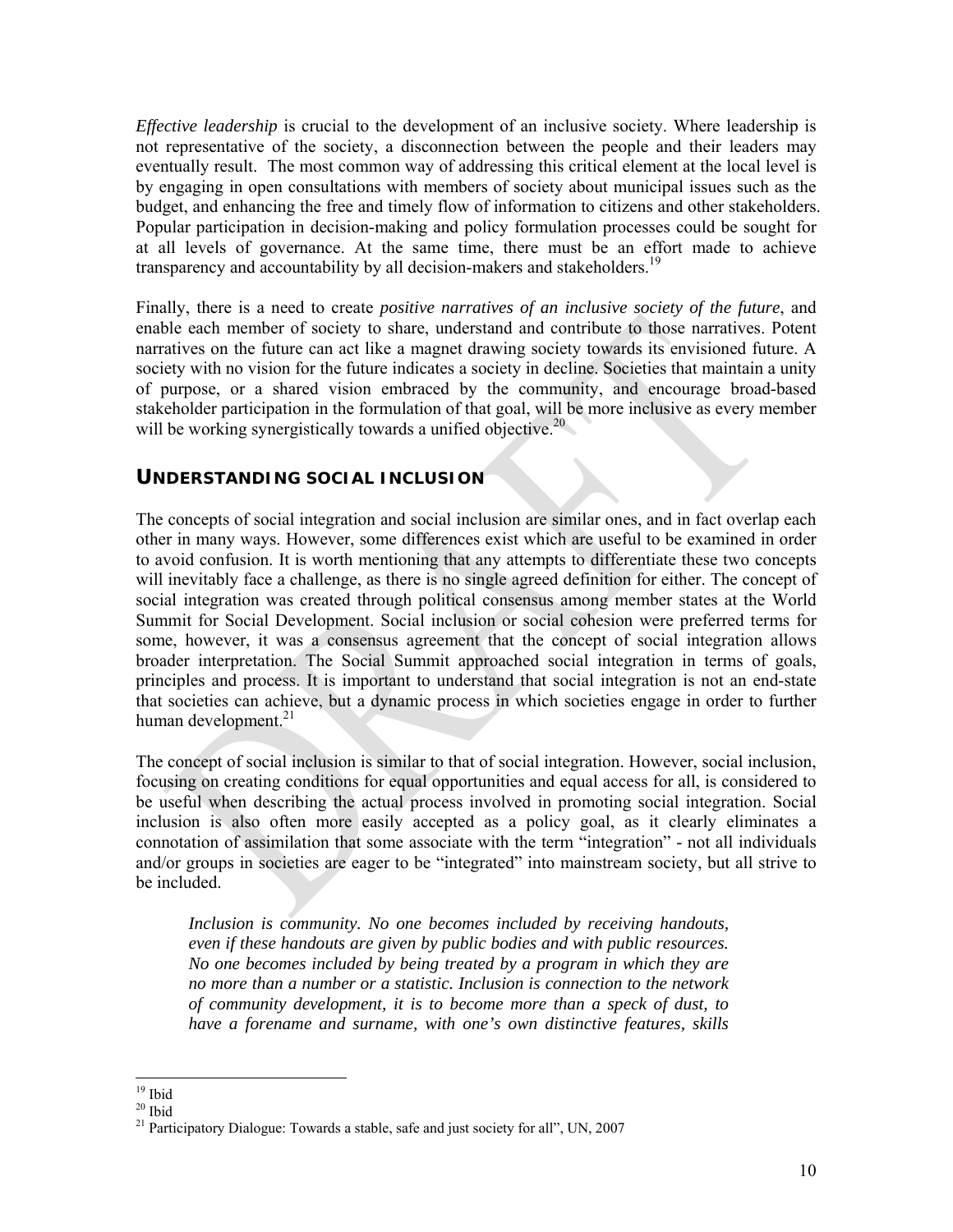*Effective leadership* is crucial to the development of an inclusive society. Where leadership is not representative of the society, a disconnection between the people and their leaders may eventually result. The most common way of addressing this critical element at the local level is by engaging in open consultations with members of society about municipal issues such as the budget, and enhancing the free and timely flow of information to citizens and other stakeholders. Popular participation in decision-making and policy formulation processes could be sought for at all levels of governance. At the same time, there must be an effort made to achieve transparency and accountability by all decision-makers and stakeholders.[19]

Finally, there is a need to create *positive narratives of an inclusive society of the future*, and enable each member of society to share, understand and contribute to those narratives. Potent narratives on the future can act like a magnet drawing society towards its envisioned future. A society with no vision for the future indicates a society in decline. Societies that maintain a unity of purpose, or a shared vision embraced by the community, and encourage broad-based stakeholder participation in the formulation of that goal, will be more inclusive as every member will be working synergistically towards a unified objective.[20]

## UNDERSTANDING SOCIAL INCLUSION

The concepts of social integration and social inclusion are similar ones, and in fact overlap each other in many ways. However, some differences exist which are useful to be examined in order to avoid confusion. It is worth mentioning that any attempts to differentiate these two concepts will inevitably face a challenge, as there is no single agreed definition for either. The concept of social integration was created through political consensus among member states at the World Summit for Social Development. Social inclusion or social cohesion were preferred terms for some, however, it was a consensus agreement that the concept of social integration allows broader interpretation. The Social Summit approached social integration in terms of goals, principles and process. It is important to understand that social integration is not an end-state that societies can achieve, but a dynamic process in which societies engage in order to further human development.[21]

The concept of social inclusion is similar to that of social integration. However, social inclusion, focusing on creating conditions for equal opportunities and equal access for all, is considered to be useful when describing the actual process involved in promoting social integration. Social inclusion is also often more easily accepted as a policy goal, as it clearly eliminates a connotation of assimilation that some associate with the term "integration" - not all individuals and/or groups in societies are eager to be "integrated" into mainstream society, but all strive to be included.

> *Inclusion is community. No one becomes included by receiving handouts, even if these handouts are given by public bodies and with public resources. No one becomes included by being treated by a program in which they are no more than a number or a statistic. Inclusion is connection to the network of community development, it is to become more than a speck of dust, to have a forename and surname, with one's own distinctive features, skills*

---

[19] Ibid

[20] Ibid

[21] Participatory Dialogue: Towards a stable, safe and just society for all", UN, 2007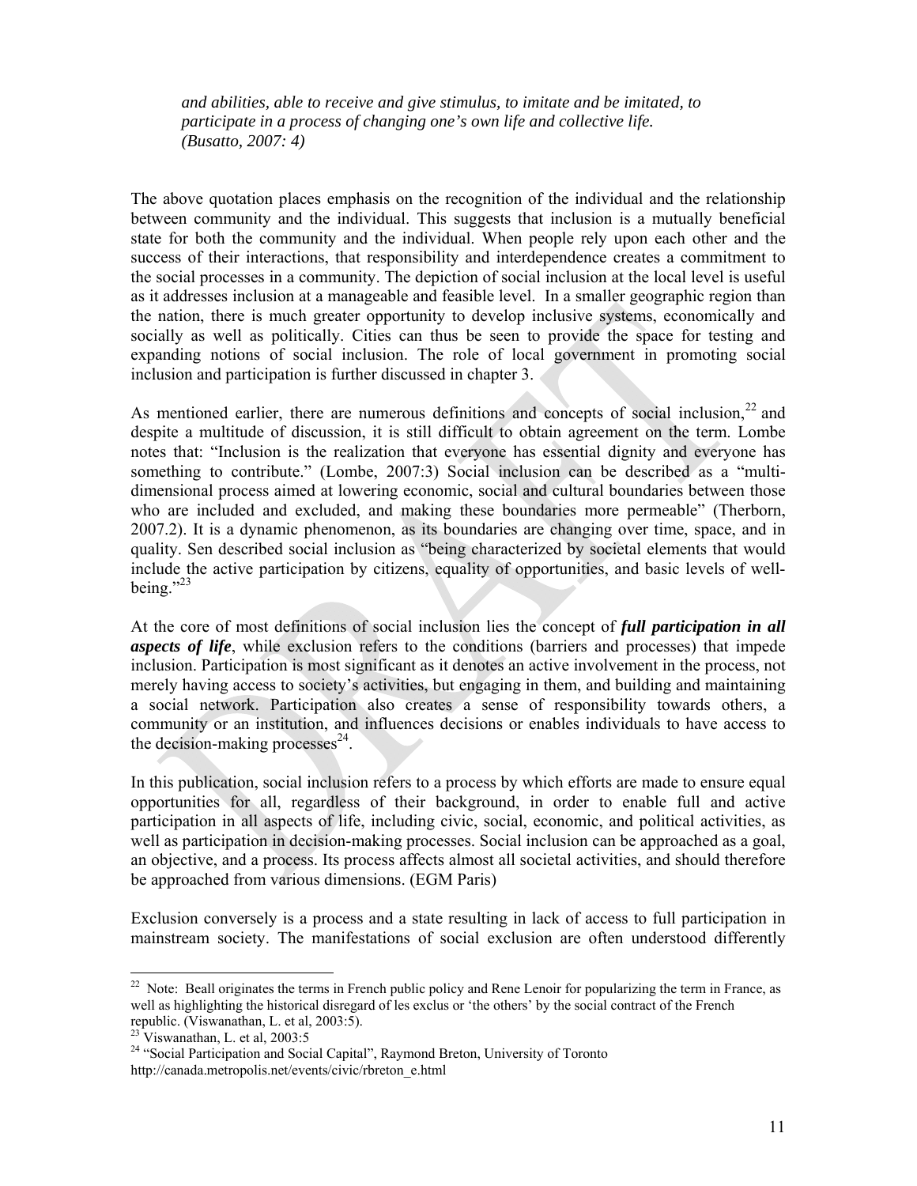> *and abilities, able to receive and give stimulus, to imitate and be imitated, to participate in a process of changing one's own life and collective life. (Busatto, 2007: 4)*

The above quotation places emphasis on the recognition of the individual and the relationship between community and the individual. This suggests that inclusion is a mutually beneficial state for both the community and the individual. When people rely upon each other and the success of their interactions, that responsibility and interdependence creates a commitment to the social processes in a community. The depiction of social inclusion at the local level is useful as it addresses inclusion at a manageable and feasible level. In a smaller geographic region than the nation, there is much greater opportunity to develop inclusive systems, economically and socially as well as politically. Cities can thus be seen to provide the space for testing and expanding notions of social inclusion. The role of local government in promoting social inclusion and participation is further discussed in chapter 3.

As mentioned earlier, there are numerous definitions and concepts of social inclusion,[22] and despite a multitude of discussion, it is still difficult to obtain agreement on the term. Lombe notes that: "Inclusion is the realization that everyone has essential dignity and everyone has something to contribute." (Lombe, 2007:3) Social inclusion can be described as a "multi-dimensional process aimed at lowering economic, social and cultural boundaries between those who are included and excluded, and making these boundaries more permeable" (Therborn, 2007.2). It is a dynamic phenomenon, as its boundaries are changing over time, space, and in quality. Sen described social inclusion as "being characterized by societal elements that would include the active participation by citizens, equality of opportunities, and basic levels of well-being."[23]

At the core of most definitions of social inclusion lies the concept of ***full participation in all aspects of life***, while exclusion refers to the conditions (barriers and processes) that impede inclusion. Participation is most significant as it denotes an active involvement in the process, not merely having access to society's activities, but engaging in them, and building and maintaining a social network. Participation also creates a sense of responsibility towards others, a community or an institution, and influences decisions or enables individuals to have access to the decision-making processes[24].

In this publication, social inclusion refers to a process by which efforts are made to ensure equal opportunities for all, regardless of their background, in order to enable full and active participation in all aspects of life, including civic, social, economic, and political activities, as well as participation in decision-making processes. Social inclusion can be approached as a goal, an objective, and a process. Its process affects almost all societal activities, and should therefore be approached from various dimensions. (EGM Paris)

Exclusion conversely is a process and a state resulting in lack of access to full participation in mainstream society. The manifestations of social exclusion are often understood differently

---

[22] Note: Beall originates the terms in French public policy and Rene Lenoir for popularizing the term in France, as well as highlighting the historical disregard of les exclus or 'the others' by the social contract of the French republic. (Viswanathan, L. et al, 2003:5).

[23] Viswanathan, L. et al, 2003:5

[24] "Social Participation and Social Capital", Raymond Breton, University of Toronto http://canada.metropolis.net/events/civic/rbreton_e.html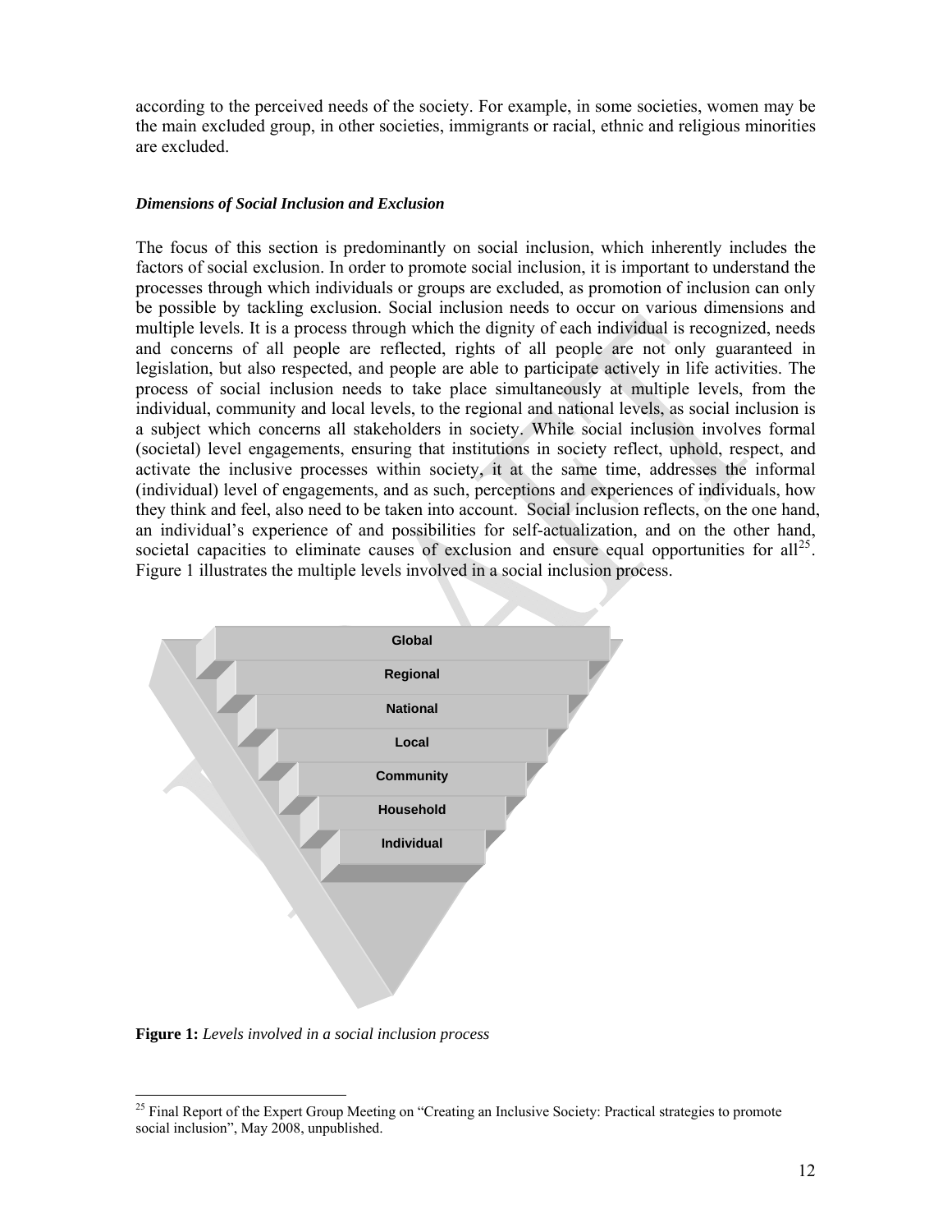according to the perceived needs of the society. For example, in some societies, women may be the main excluded group, in other societies, immigrants or racial, ethnic and religious minorities are excluded.

***Dimensions of Social Inclusion and Exclusion***

The focus of this section is predominantly on social inclusion, which inherently includes the factors of social exclusion. In order to promote social inclusion, it is important to understand the processes through which individuals or groups are excluded, as promotion of inclusion can only be possible by tackling exclusion. Social inclusion needs to occur on various dimensions and multiple levels. It is a process through which the dignity of each individual is recognized, needs and concerns of all people are reflected, rights of all people are not only guaranteed in legislation, but also respected, and people are able to participate actively in life activities. The process of social inclusion needs to take place simultaneously at multiple levels, from the individual, community and local levels, to the regional and national levels, as social inclusion is a subject which concerns all stakeholders in society. While social inclusion involves formal (societal) level engagements, ensuring that institutions in society reflect, uphold, respect, and activate the inclusive processes within society, it at the same time, addresses the informal (individual) level of engagements, and as such, perceptions and experiences of individuals, how they think and feel, also need to be taken into account. Social inclusion reflects, on the one hand, an individual's experience of and possibilities for self-actualization, and on the other hand, societal capacities to eliminate causes of exclusion and ensure equal opportunities for all[25]. Figure 1 illustrates the multiple levels involved in a social inclusion process.

Global
Regional
National
Local
Community
Household
Individual

**Figure 1:** *Levels involved in a social inclusion process*

[25] Final Report of the Expert Group Meeting on "Creating an Inclusive Society: Practical strategies to promote social inclusion", May 2008, unpublished.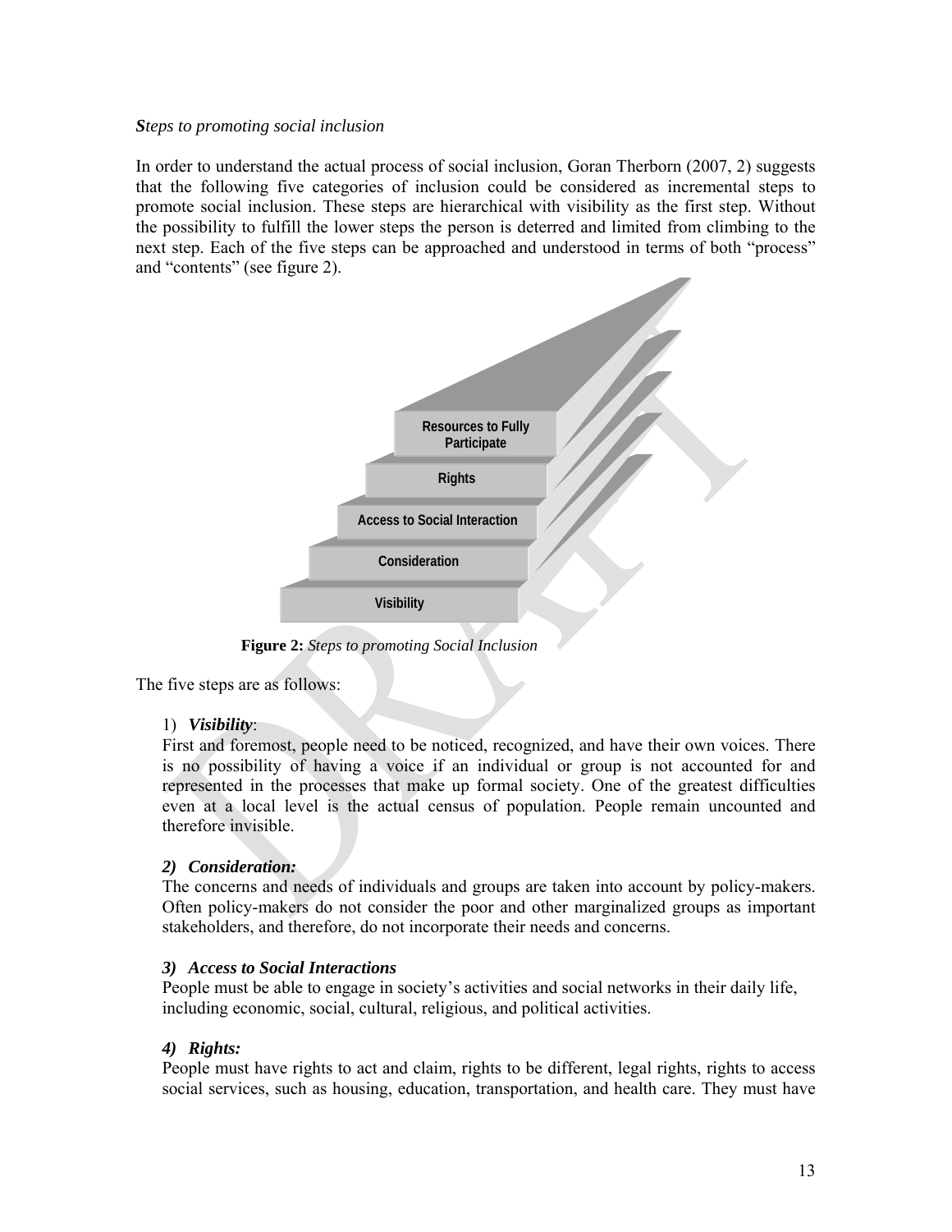***S**teps to promoting social inclusion*

In order to understand the actual process of social inclusion, Goran Therborn (2007, 2) suggests that the following five categories of inclusion could be considered as incremental steps to promote social inclusion. These steps are hierarchical with visibility as the first step. Without the possibility to fulfill the lower steps the person is deterred and limited from climbing to the next step. Each of the five steps can be approached and understood in terms of both "process" and "contents" (see figure 2).

Resources to Fully Participate

Rights

Access to Social Interaction

Consideration

Visibility

**Figure 2:** *Steps to promoting Social Inclusion*

The five steps are as follows:

1) ***Visibility***:
First and foremost, people need to be noticed, recognized, and have their own voices. There is no possibility of having a voice if an individual or group is not accounted for and represented in the processes that make up formal society. One of the greatest difficulties even at a local level is the actual census of population. People remain uncounted and therefore invisible.

***2) Consideration:***
The concerns and needs of individuals and groups are taken into account by policy-makers. Often policy-makers do not consider the poor and other marginalized groups as important stakeholders, and therefore, do not incorporate their needs and concerns.

***3) Access to Social Interactions***
People must be able to engage in society's activities and social networks in their daily life, including economic, social, cultural, religious, and political activities.

***4) Rights:***
People must have rights to act and claim, rights to be different, legal rights, rights to access social services, such as housing, education, transportation, and health care. They must have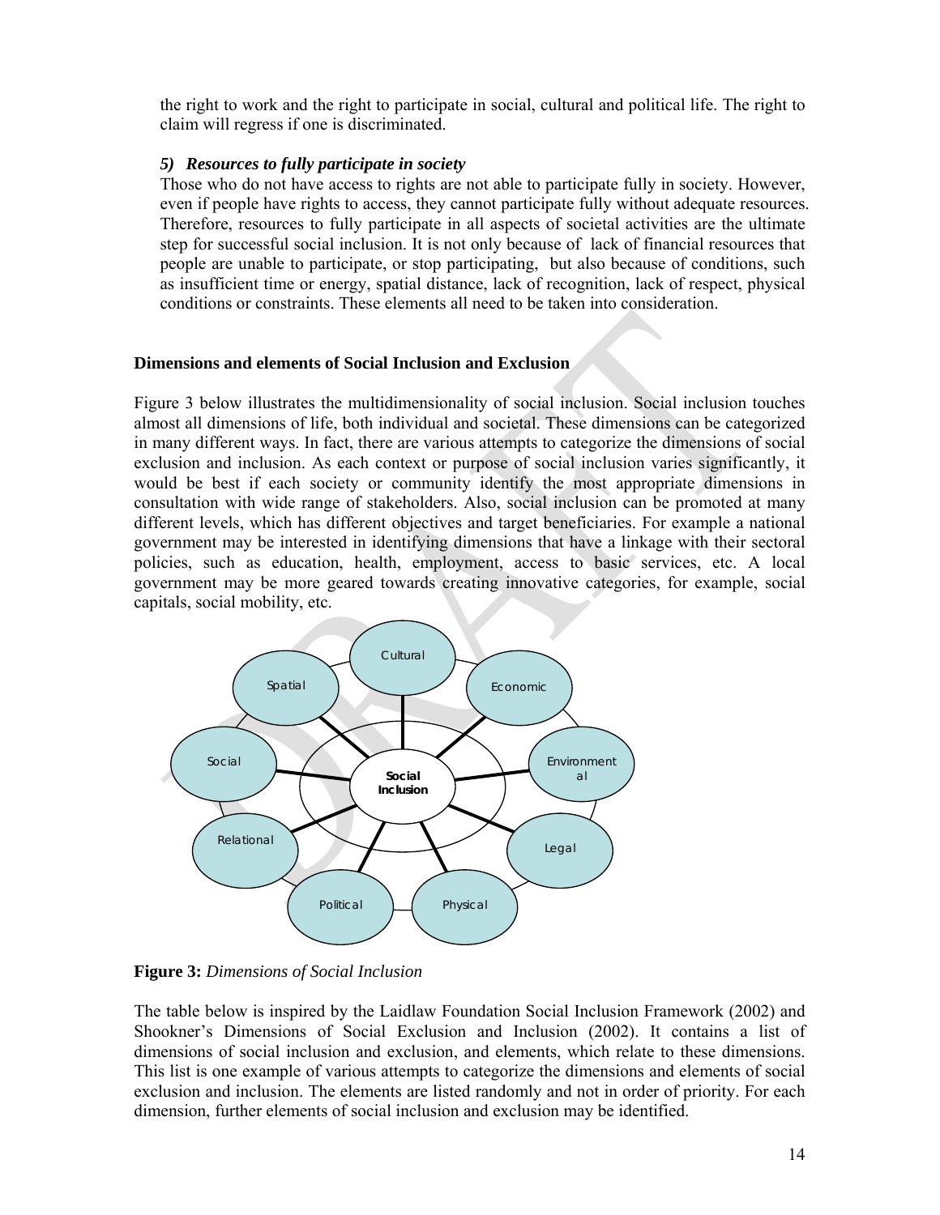the right to work and the right to participate in social, cultural and political life. The right to claim will regress if one is discriminated.

*5) Resources to fully participate in society*

Those who do not have access to rights are not able to participate fully in society. However, even if people have rights to access, they cannot participate fully without adequate resources. Therefore, resources to fully participate in all aspects of societal activities are the ultimate step for successful social inclusion. It is not only because of lack of financial resources that people are unable to participate, or stop participating, but also because of conditions, such as insufficient time or energy, spatial distance, lack of recognition, lack of respect, physical conditions or constraints. These elements all need to be taken into consideration.

**Dimensions and elements of Social Inclusion and Exclusion**

Figure 3 below illustrates the multidimensionality of social inclusion. Social inclusion touches almost all dimensions of life, both individual and societal. These dimensions can be categorized in many different ways. In fact, there are various attempts to categorize the dimensions of social exclusion and inclusion. As each context or purpose of social inclusion varies significantly, it would be best if each society or community identify the most appropriate dimensions in consultation with wide range of stakeholders. Also, social inclusion can be promoted at many different levels, which has different objectives and target beneficiaries. For example a national government may be interested in identifying dimensions that have a linkage with their sectoral policies, such as education, health, employment, access to basic services, etc. A local government may be more geared towards creating innovative categories, for example, social capitals, social mobility, etc.

**Figure 3:** *Dimensions of Social Inclusion*

The table below is inspired by the Laidlaw Foundation Social Inclusion Framework (2002) and Shookner's Dimensions of Social Exclusion and Inclusion (2002). It contains a list of dimensions of social inclusion and exclusion, and elements, which relate to these dimensions. This list is one example of various attempts to categorize the dimensions and elements of social exclusion and inclusion. The elements are listed randomly and not in order of priority. For each dimension, further elements of social inclusion and exclusion may be identified.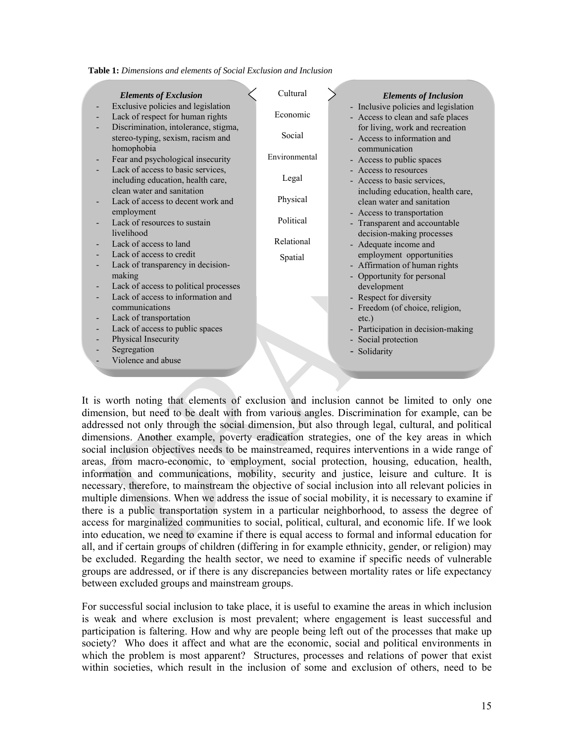**Table 1:** *Dimensions and elements of Social Exclusion and Inclusion*

| *Elements of Exclusion* | Dimensions | *Elements of Inclusion* |
|---|---|---|
| - Exclusive policies and legislation<br>- Lack of respect for human rights<br>- Discrimination, intolerance, stigma, stereo-typing, sexism, racism and homophobia<br>- Fear and psychological insecurity<br>- Lack of access to basic services, including education, health care, clean water and sanitation<br>- Lack of access to decent work and employment<br>- Lack of resources to sustain livelihood<br>- Lack of access to land<br>- Lack of access to credit<br>- Lack of transparency in decision-making<br>- Lack of access to political processes<br>- Lack of access to information and communications<br>- Lack of transportation<br>- Lack of access to public spaces<br>- Physical Insecurity<br>- Segregation<br>- Violence and abuse | Cultural<br>Economic<br>Social<br>Environmental<br>Legal<br>Physical<br>Political<br>Relational<br>Spatial | - Inclusive policies and legislation<br>- Access to clean and safe places for living, work and recreation<br>- Access to information and communication<br>- Access to public spaces<br>- Access to resources<br>- Access to basic services, including education, health care, clean water and sanitation<br>- Access to transportation<br>- Transparent and accountable decision-making processes<br>- Adequate income and employment opportunities<br>- Affirmation of human rights<br>- Opportunity for personal development<br>- Respect for diversity<br>- Freedom (of choice, religion, etc.)<br>- Participation in decision-making<br>- Social protection<br>- Solidarity |

It is worth noting that elements of exclusion and inclusion cannot be limited to only one dimension, but need to be dealt with from various angles. Discrimination for example, can be addressed not only through the social dimension, but also through legal, cultural, and political dimensions. Another example, poverty eradication strategies, one of the key areas in which social inclusion objectives needs to be mainstreamed, requires interventions in a wide range of areas, from macro-economic, to employment, social protection, housing, education, health, information and communications, mobility, security and justice, leisure and culture. It is necessary, therefore, to mainstream the objective of social inclusion into all relevant policies in multiple dimensions. When we address the issue of social mobility, it is necessary to examine if there is a public transportation system in a particular neighborhood, to assess the degree of access for marginalized communities to social, political, cultural, and economic life. If we look into education, we need to examine if there is equal access to formal and informal education for all, and if certain groups of children (differing in for example ethnicity, gender, or religion) may be excluded. Regarding the health sector, we need to examine if specific needs of vulnerable groups are addressed, or if there is any discrepancies between mortality rates or life expectancy between excluded groups and mainstream groups.

For successful social inclusion to take place, it is useful to examine the areas in which inclusion is weak and where exclusion is most prevalent; where engagement is least successful and participation is faltering. How and why are people being left out of the processes that make up society? Who does it affect and what are the economic, social and political environments in which the problem is most apparent? Structures, processes and relations of power that exist within societies, which result in the inclusion of some and exclusion of others, need to be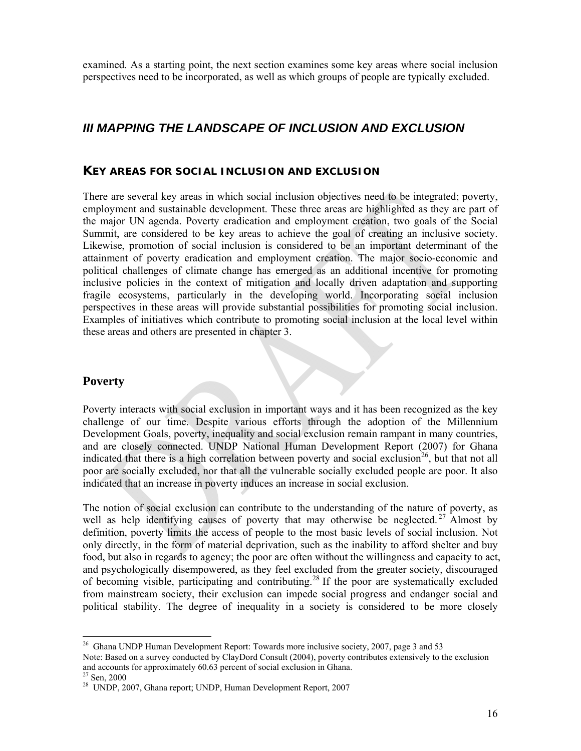examined. As a starting point, the next section examines some key areas where social inclusion perspectives need to be incorporated, as well as which groups of people are typically excluded.

## *III MAPPING THE LANDSCAPE OF INCLUSION AND EXCLUSION*

### KEY AREAS FOR SOCIAL INCLUSION AND EXCLUSION

There are several key areas in which social inclusion objectives need to be integrated; poverty, employment and sustainable development. These three areas are highlighted as they are part of the major UN agenda. Poverty eradication and employment creation, two goals of the Social Summit, are considered to be key areas to achieve the goal of creating an inclusive society. Likewise, promotion of social inclusion is considered to be an important determinant of the attainment of poverty eradication and employment creation. The major socio-economic and political challenges of climate change has emerged as an additional incentive for promoting inclusive policies in the context of mitigation and locally driven adaptation and supporting fragile ecosystems, particularly in the developing world. Incorporating social inclusion perspectives in these areas will provide substantial possibilities for promoting social inclusion. Examples of initiatives which contribute to promoting social inclusion at the local level within these areas and others are presented in chapter 3.

### Poverty

Poverty interacts with social exclusion in important ways and it has been recognized as the key challenge of our time. Despite various efforts through the adoption of the Millennium Development Goals, poverty, inequality and social exclusion remain rampant in many countries, and are closely connected. UNDP National Human Development Report (2007) for Ghana indicated that there is a high correlation between poverty and social exclusion[26], but that not all poor are socially excluded, nor that all the vulnerable socially excluded people are poor. It also indicated that an increase in poverty induces an increase in social exclusion.

The notion of social exclusion can contribute to the understanding of the nature of poverty, as well as help identifying causes of poverty that may otherwise be neglected.[27] Almost by definition, poverty limits the access of people to the most basic levels of social inclusion. Not only directly, in the form of material deprivation, such as the inability to afford shelter and buy food, but also in regards to agency; the poor are often without the willingness and capacity to act, and psychologically disempowered, as they feel excluded from the greater society, discouraged of becoming visible, participating and contributing.[28] If the poor are systematically excluded from mainstream society, their exclusion can impede social progress and endanger social and political stability. The degree of inequality in a society is considered to be more closely

---

[26] Ghana UNDP Human Development Report: Towards more inclusive society, 2007, page 3 and 53
Note: Based on a survey conducted by ClayDord Consult (2004), poverty contributes extensively to the exclusion and accounts for approximately 60.63 percent of social exclusion in Ghana.

[27] Sen, 2000

[28] UNDP, 2007, Ghana report; UNDP, Human Development Report, 2007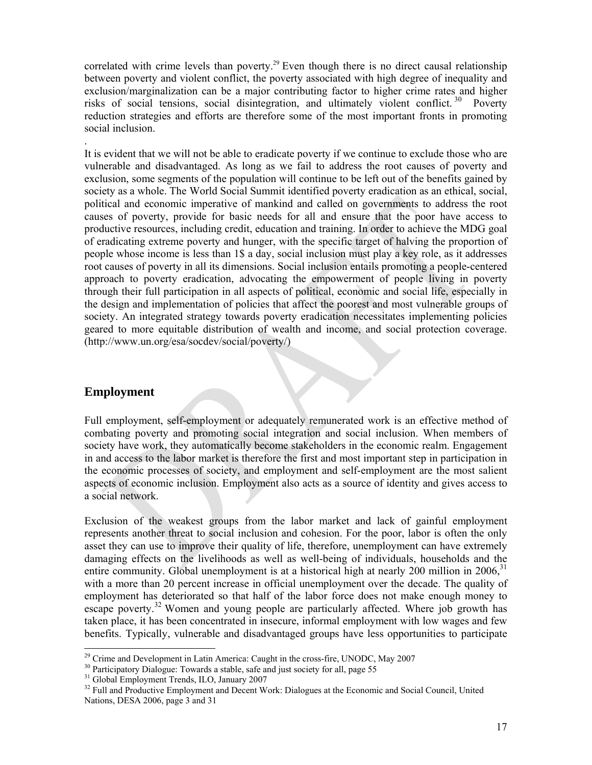correlated with crime levels than poverty.[29] Even though there is no direct causal relationship between poverty and violent conflict, the poverty associated with high degree of inequality and exclusion/marginalization can be a major contributing factor to higher crime rates and higher risks of social tensions, social disintegration, and ultimately violent conflict.[30] Poverty reduction strategies and efforts are therefore some of the most important fronts in promoting social inclusion.

.
It is evident that we will not be able to eradicate poverty if we continue to exclude those who are vulnerable and disadvantaged. As long as we fail to address the root causes of poverty and exclusion, some segments of the population will continue to be left out of the benefits gained by society as a whole. The World Social Summit identified poverty eradication as an ethical, social, political and economic imperative of mankind and called on governments to address the root causes of poverty, provide for basic needs for all and ensure that the poor have access to productive resources, including credit, education and training. In order to achieve the MDG goal of eradicating extreme poverty and hunger, with the specific target of halving the proportion of people whose income is less than 1$ a day, social inclusion must play a key role, as it addresses root causes of poverty in all its dimensions. Social inclusion entails promoting a people-centered approach to poverty eradication, advocating the empowerment of people living in poverty through their full participation in all aspects of political, economic and social life, especially in the design and implementation of policies that affect the poorest and most vulnerable groups of society. An integrated strategy towards poverty eradication necessitates implementing policies geared to more equitable distribution of wealth and income, and social protection coverage. (http://www.un.org/esa/socdev/social/poverty/)

## Employment

Full employment, self-employment or adequately remunerated work is an effective method of combating poverty and promoting social integration and social inclusion. When members of society have work, they automatically become stakeholders in the economic realm. Engagement in and access to the labor market is therefore the first and most important step in participation in the economic processes of society, and employment and self-employment are the most salient aspects of economic inclusion. Employment also acts as a source of identity and gives access to a social network.

Exclusion of the weakest groups from the labor market and lack of gainful employment represents another threat to social inclusion and cohesion. For the poor, labor is often the only asset they can use to improve their quality of life, therefore, unemployment can have extremely damaging effects on the livelihoods as well as well-being of individuals, households and the entire community. Global unemployment is at a historical high at nearly 200 million in 2006,[31] with a more than 20 percent increase in official unemployment over the decade. The quality of employment has deteriorated so that half of the labor force does not make enough money to escape poverty.[32] Women and young people are particularly affected. Where job growth has taken place, it has been concentrated in insecure, informal employment with low wages and few benefits. Typically, vulnerable and disadvantaged groups have less opportunities to participate

---

[29] Crime and Development in Latin America: Caught in the cross-fire, UNODC, May 2007

[30] Participatory Dialogue: Towards a stable, safe and just society for all, page 55

[31] Global Employment Trends, ILO, January 2007

[32] Full and Productive Employment and Decent Work: Dialogues at the Economic and Social Council, United Nations, DESA 2006, page 3 and 31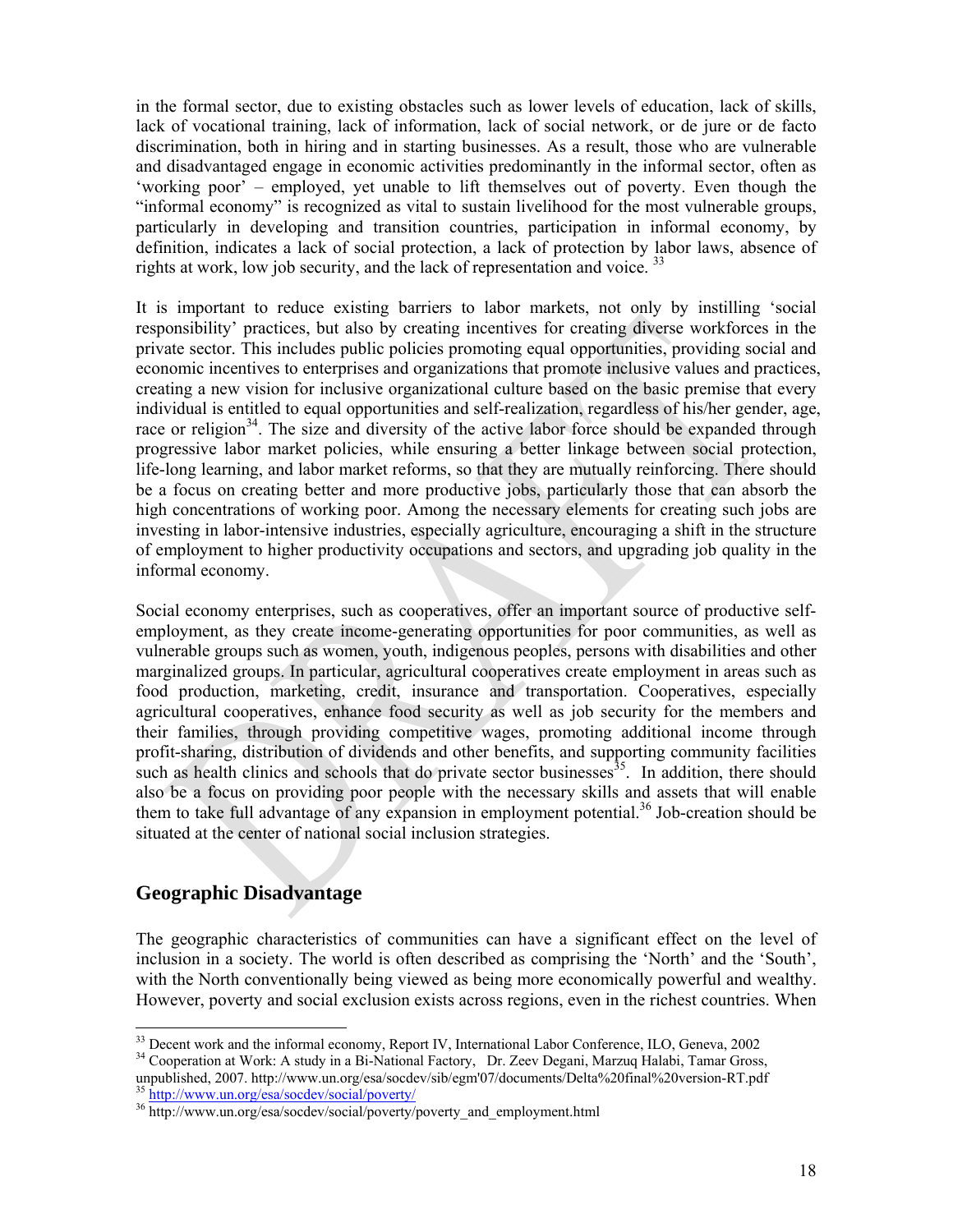in the formal sector, due to existing obstacles such as lower levels of education, lack of skills, lack of vocational training, lack of information, lack of social network, or de jure or de facto discrimination, both in hiring and in starting businesses. As a result, those who are vulnerable and disadvantaged engage in economic activities predominantly in the informal sector, often as 'working poor' – employed, yet unable to lift themselves out of poverty. Even though the "informal economy" is recognized as vital to sustain livelihood for the most vulnerable groups, particularly in developing and transition countries, participation in informal economy, by definition, indicates a lack of social protection, a lack of protection by labor laws, absence of rights at work, low job security, and the lack of representation and voice. [33]

It is important to reduce existing barriers to labor markets, not only by instilling 'social responsibility' practices, but also by creating incentives for creating diverse workforces in the private sector. This includes public policies promoting equal opportunities, providing social and economic incentives to enterprises and organizations that promote inclusive values and practices, creating a new vision for inclusive organizational culture based on the basic premise that every individual is entitled to equal opportunities and self-realization, regardless of his/her gender, age, race or religion[34]. The size and diversity of the active labor force should be expanded through progressive labor market policies, while ensuring a better linkage between social protection, life-long learning, and labor market reforms, so that they are mutually reinforcing. There should be a focus on creating better and more productive jobs, particularly those that can absorb the high concentrations of working poor. Among the necessary elements for creating such jobs are investing in labor-intensive industries, especially agriculture, encouraging a shift in the structure of employment to higher productivity occupations and sectors, and upgrading job quality in the informal economy.

Social economy enterprises, such as cooperatives, offer an important source of productive self-employment, as they create income-generating opportunities for poor communities, as well as vulnerable groups such as women, youth, indigenous peoples, persons with disabilities and other marginalized groups. In particular, agricultural cooperatives create employment in areas such as food production, marketing, credit, insurance and transportation. Cooperatives, especially agricultural cooperatives, enhance food security as well as job security for the members and their families, through providing competitive wages, promoting additional income through profit-sharing, distribution of dividends and other benefits, and supporting community facilities such as health clinics and schools that do private sector businesses[35]. In addition, there should also be a focus on providing poor people with the necessary skills and assets that will enable them to take full advantage of any expansion in employment potential.[36] Job-creation should be situated at the center of national social inclusion strategies.

## Geographic Disadvantage

The geographic characteristics of communities can have a significant effect on the level of inclusion in a society. The world is often described as comprising the 'North' and the 'South', with the North conventionally being viewed as being more economically powerful and wealthy. However, poverty and social exclusion exists across regions, even in the richest countries. When

---

[33] Decent work and the informal economy, Report IV, International Labor Conference, ILO, Geneva, 2002

[34] Cooperation at Work: A study in a Bi-National Factory, Dr. Zeev Degani, Marzuq Halabi, Tamar Gross, unpublished, 2007. http://www.un.org/esa/socdev/sib/egm'07/documents/Delta%20final%20version-RT.pdf

[35] http://www.un.org/esa/socdev/social/poverty/

[36] http://www.un.org/esa/socdev/social/poverty/poverty_and_employment.html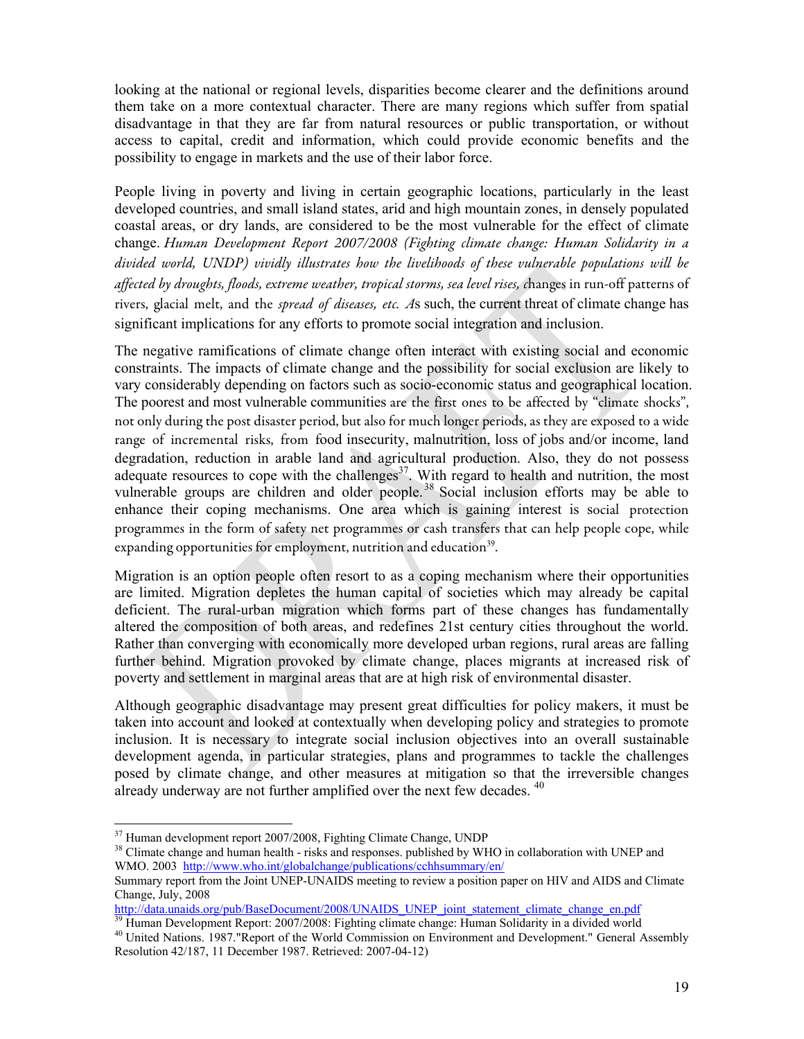looking at the national or regional levels, disparities become clearer and the definitions around them take on a more contextual character. There are many regions which suffer from spatial disadvantage in that they are far from natural resources or public transportation, or without access to capital, credit and information, which could provide economic benefits and the possibility to engage in markets and the use of their labor force.

People living in poverty and living in certain geographic locations, particularly in the least developed countries, and small island states, arid and high mountain zones, in densely populated coastal areas, or dry lands, are considered to be the most vulnerable for the effect of climate change. *Human Development Report 2007/2008 (Fighting climate change: Human Solidarity in a divided world, UNDP) vividly illustrates how the livelihoods of these vulnerable populations will be affected by droughts, floods, extreme weather, tropical storms, sea level rises, c*hanges in run-off patterns of rivers, glacial melt, and the *spread of diseases, etc. A*s such, the current threat of climate change has significant implications for any efforts to promote social integration and inclusion.

The negative ramifications of climate change often interact with existing social and economic constraints. The impacts of climate change and the possibility for social exclusion are likely to vary considerably depending on factors such as socio-economic status and geographical location. The poorest and most vulnerable communities are the first ones to be affected by "climate shocks", not only during the post disaster period, but also for much longer periods, as they are exposed to a wide range of incremental risks, from food insecurity, malnutrition, loss of jobs and/or income, land degradation, reduction in arable land and agricultural production. Also, they do not possess adequate resources to cope with the challenges[37]. With regard to health and nutrition, the most vulnerable groups are children and older people.[38] Social inclusion efforts may be able to enhance their coping mechanisms. One area which is gaining interest is social protection programmes in the form of safety net programmes or cash transfers that can help people cope, while expanding opportunities for employment, nutrition and education[39].

Migration is an option people often resort to as a coping mechanism where their opportunities are limited. Migration depletes the human capital of societies which may already be capital deficient. The rural-urban migration which forms part of these changes has fundamentally altered the composition of both areas, and redefines 21st century cities throughout the world. Rather than converging with economically more developed urban regions, rural areas are falling further behind. Migration provoked by climate change, places migrants at increased risk of poverty and settlement in marginal areas that are at high risk of environmental disaster.

Although geographic disadvantage may present great difficulties for policy makers, it must be taken into account and looked at contextually when developing policy and strategies to promote inclusion. It is necessary to integrate social inclusion objectives into an overall sustainable development agenda, in particular strategies, plans and programmes to tackle the challenges posed by climate change, and other measures at mitigation so that the irreversible changes already underway are not further amplified over the next few decades. [40]

---

[37] Human development report 2007/2008, Fighting Climate Change, UNDP

[38] Climate change and human health - risks and responses. published by WHO in collaboration with UNEP and WMO. 2003 http://www.who.int/globalchange/publications/cchhsummary/en/

Summary report from the Joint UNEP-UNAIDS meeting to review a position paper on HIV and AIDS and Climate Change, July, 2008 http://data.unaids.org/pub/BaseDocument/2008/UNAIDS_UNEP_joint_statement_climate_change_en.pdf

[39] Human Development Report: 2007/2008: Fighting climate change: Human Solidarity in a divided world

[40] United Nations. 1987."Report of the World Commission on Environment and Development." General Assembly Resolution 42/187, 11 December 1987. Retrieved: 2007-04-12)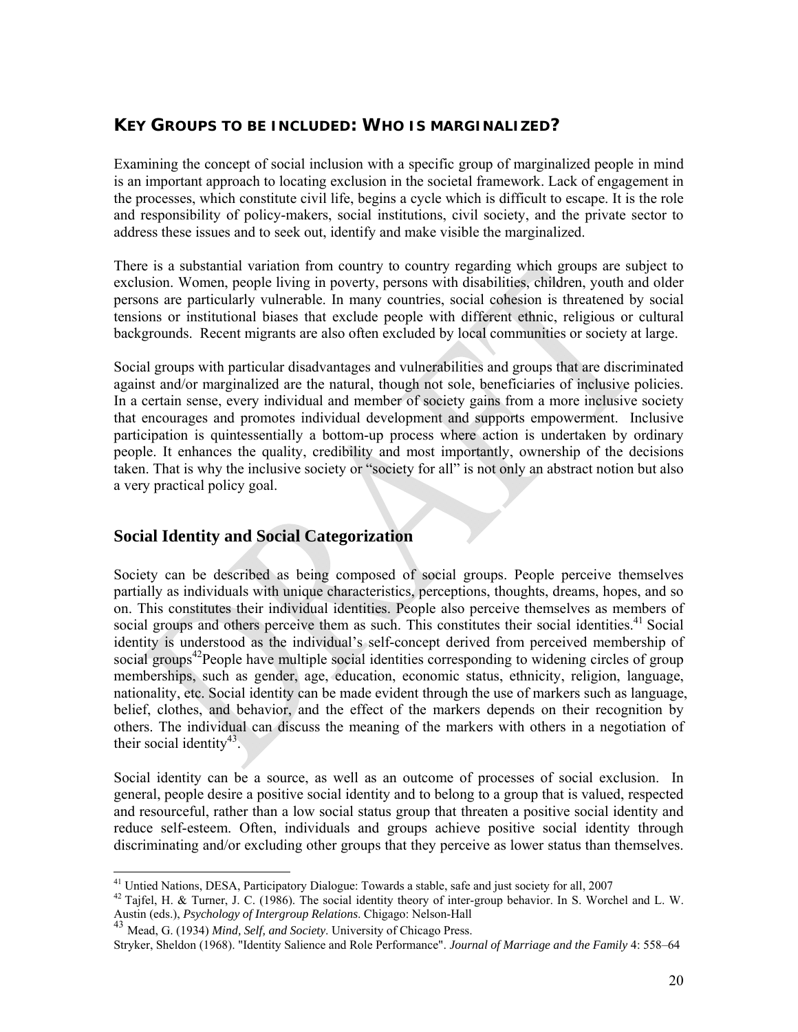## KEY GROUPS TO BE INCLUDED: WHO IS MARGINALIZED?

Examining the concept of social inclusion with a specific group of marginalized people in mind is an important approach to locating exclusion in the societal framework. Lack of engagement in the processes, which constitute civil life, begins a cycle which is difficult to escape. It is the role and responsibility of policy-makers, social institutions, civil society, and the private sector to address these issues and to seek out, identify and make visible the marginalized.

There is a substantial variation from country to country regarding which groups are subject to exclusion. Women, people living in poverty, persons with disabilities, children, youth and older persons are particularly vulnerable. In many countries, social cohesion is threatened by social tensions or institutional biases that exclude people with different ethnic, religious or cultural backgrounds. Recent migrants are also often excluded by local communities or society at large.

Social groups with particular disadvantages and vulnerabilities and groups that are discriminated against and/or marginalized are the natural, though not sole, beneficiaries of inclusive policies. In a certain sense, every individual and member of society gains from a more inclusive society that encourages and promotes individual development and supports empowerment. Inclusive participation is quintessentially a bottom-up process where action is undertaken by ordinary people. It enhances the quality, credibility and most importantly, ownership of the decisions taken. That is why the inclusive society or "society for all" is not only an abstract notion but also a very practical policy goal.

### Social Identity and Social Categorization

Society can be described as being composed of social groups. People perceive themselves partially as individuals with unique characteristics, perceptions, thoughts, dreams, hopes, and so on. This constitutes their individual identities. People also perceive themselves as members of social groups and others perceive them as such. This constitutes their social identities.[41] Social identity is understood as the individual's self-concept derived from perceived membership of social groups[42]People have multiple social identities corresponding to widening circles of group memberships, such as gender, age, education, economic status, ethnicity, religion, language, nationality, etc. Social identity can be made evident through the use of markers such as language, belief, clothes, and behavior, and the effect of the markers depends on their recognition by others. The individual can discuss the meaning of the markers with others in a negotiation of their social identity[43].

Social identity can be a source, as well as an outcome of processes of social exclusion. In general, people desire a positive social identity and to belong to a group that is valued, respected and resourceful, rather than a low social status group that threaten a positive social identity and reduce self-esteem. Often, individuals and groups achieve positive social identity through discriminating and/or excluding other groups that they perceive as lower status than themselves.

---

[41] Untied Nations, DESA, Participatory Dialogue: Towards a stable, safe and just society for all, 2007

[42] Tajfel, H. & Turner, J. C. (1986). The social identity theory of inter-group behavior. In S. Worchel and L. W. Austin (eds.), *Psychology of Intergroup Relations*. Chigago: Nelson-Hall

[43] Mead, G. (1934) *Mind, Self, and Society*. University of Chicago Press.

Stryker, Sheldon (1968). "Identity Salience and Role Performance". *Journal of Marriage and the Family* 4: 558–64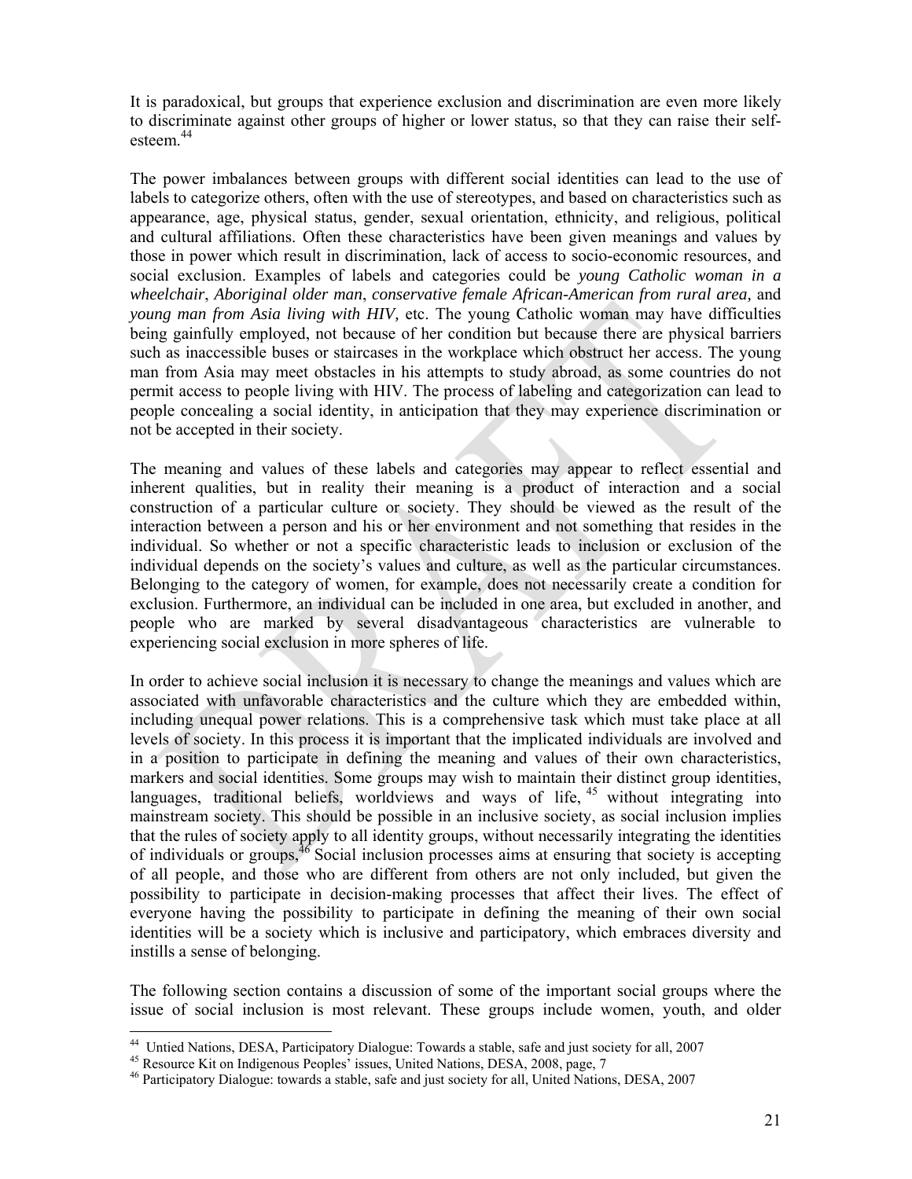It is paradoxical, but groups that experience exclusion and discrimination are even more likely to discriminate against other groups of higher or lower status, so that they can raise their self-esteem.[44]

The power imbalances between groups with different social identities can lead to the use of labels to categorize others, often with the use of stereotypes, and based on characteristics such as appearance, age, physical status, gender, sexual orientation, ethnicity, and religious, political and cultural affiliations. Often these characteristics have been given meanings and values by those in power which result in discrimination, lack of access to socio-economic resources, and social exclusion. Examples of labels and categories could be *young Catholic woman in a wheelchair*, *Aboriginal older man*, *conservative female African-American from rural area,* and *young man from Asia living with HIV,* etc. The young Catholic woman may have difficulties being gainfully employed, not because of her condition but because there are physical barriers such as inaccessible buses or staircases in the workplace which obstruct her access. The young man from Asia may meet obstacles in his attempts to study abroad, as some countries do not permit access to people living with HIV. The process of labeling and categorization can lead to people concealing a social identity, in anticipation that they may experience discrimination or not be accepted in their society.

The meaning and values of these labels and categories may appear to reflect essential and inherent qualities, but in reality their meaning is a product of interaction and a social construction of a particular culture or society. They should be viewed as the result of the interaction between a person and his or her environment and not something that resides in the individual. So whether or not a specific characteristic leads to inclusion or exclusion of the individual depends on the society's values and culture, as well as the particular circumstances. Belonging to the category of women, for example, does not necessarily create a condition for exclusion. Furthermore, an individual can be included in one area, but excluded in another, and people who are marked by several disadvantageous characteristics are vulnerable to experiencing social exclusion in more spheres of life.

In order to achieve social inclusion it is necessary to change the meanings and values which are associated with unfavorable characteristics and the culture which they are embedded within, including unequal power relations. This is a comprehensive task which must take place at all levels of society. In this process it is important that the implicated individuals are involved and in a position to participate in defining the meaning and values of their own characteristics, markers and social identities. Some groups may wish to maintain their distinct group identities, languages, traditional beliefs, worldviews and ways of life,[45] without integrating into mainstream society. This should be possible in an inclusive society, as social inclusion implies that the rules of society apply to all identity groups, without necessarily integrating the identities of individuals or groups.[46] Social inclusion processes aims at ensuring that society is accepting of all people, and those who are different from others are not only included, but given the possibility to participate in decision-making processes that affect their lives. The effect of everyone having the possibility to participate in defining the meaning of their own social identities will be a society which is inclusive and participatory, which embraces diversity and instills a sense of belonging.

The following section contains a discussion of some of the important social groups where the issue of social inclusion is most relevant. These groups include women, youth, and older

---

[44] Untied Nations, DESA, Participatory Dialogue: Towards a stable, safe and just society for all, 2007

[45] Resource Kit on Indigenous Peoples' issues, United Nations, DESA, 2008, page, 7

[46] Participatory Dialogue: towards a stable, safe and just society for all, United Nations, DESA, 2007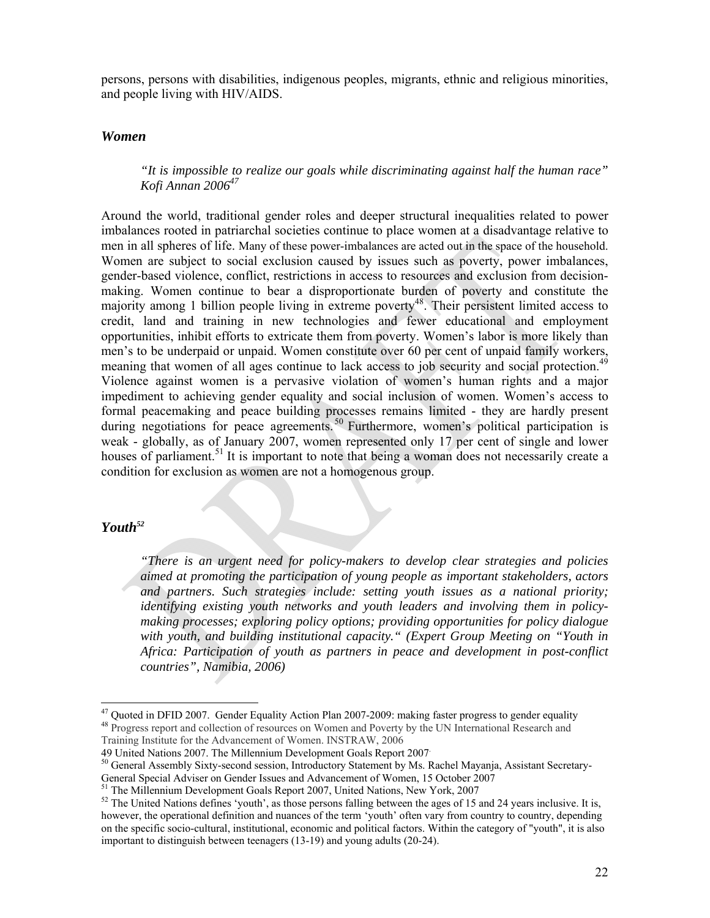persons, persons with disabilities, indigenous peoples, migrants, ethnic and religious minorities, and people living with HIV/AIDS.

### *Women*

> *"It is impossible to realize our goals while discriminating against half the human race" Kofi Annan 2006*[47]

Around the world, traditional gender roles and deeper structural inequalities related to power imbalances rooted in patriarchal societies continue to place women at a disadvantage relative to men in all spheres of life. Many of these power-imbalances are acted out in the space of the household. Women are subject to social exclusion caused by issues such as poverty, power imbalances, gender-based violence, conflict, restrictions in access to resources and exclusion from decision-making. Women continue to bear a disproportionate burden of poverty and constitute the majority among 1 billion people living in extreme poverty[48]. Their persistent limited access to credit, land and training in new technologies and fewer educational and employment opportunities, inhibit efforts to extricate them from poverty. Women's labor is more likely than men's to be underpaid or unpaid. Women constitute over 60 per cent of unpaid family workers, meaning that women of all ages continue to lack access to job security and social protection.[49] Violence against women is a pervasive violation of women's human rights and a major impediment to achieving gender equality and social inclusion of women. Women's access to formal peacemaking and peace building processes remains limited - they are hardly present during negotiations for peace agreements.[50] Furthermore, women's political participation is weak - globally, as of January 2007, women represented only 17 per cent of single and lower houses of parliament.[51] It is important to note that being a woman does not necessarily create a condition for exclusion as women are not a homogenous group.

### *Youth*[52]

> *"There is an urgent need for policy-makers to develop clear strategies and policies aimed at promoting the participation of young people as important stakeholders, actors and partners. Such strategies include: setting youth issues as a national priority; identifying existing youth networks and youth leaders and involving them in policy-making processes; exploring policy options; providing opportunities for policy dialogue with youth, and building institutional capacity." (Expert Group Meeting on "Youth in Africa: Participation of youth as partners in peace and development in post-conflict countries", Namibia, 2006)*

---

[47] Quoted in DFID 2007. Gender Equality Action Plan 2007-2009: making faster progress to gender equality

[48] Progress report and collection of resources on Women and Poverty by the UN International Research and Training Institute for the Advancement of Women. INSTRAW, 2006

[49] United Nations 2007. The Millennium Development Goals Report 2007.

[50] General Assembly Sixty-second session, Introductory Statement by Ms. Rachel Mayanja, Assistant Secretary-General Special Adviser on Gender Issues and Advancement of Women, 15 October 2007

[51] The Millennium Development Goals Report 2007, United Nations, New York, 2007

[52] The United Nations defines 'youth', as those persons falling between the ages of 15 and 24 years inclusive. It is, however, the operational definition and nuances of the term 'youth' often vary from country to country, depending on the specific socio-cultural, institutional, economic and political factors. Within the category of "youth", it is also important to distinguish between teenagers (13-19) and young adults (20-24).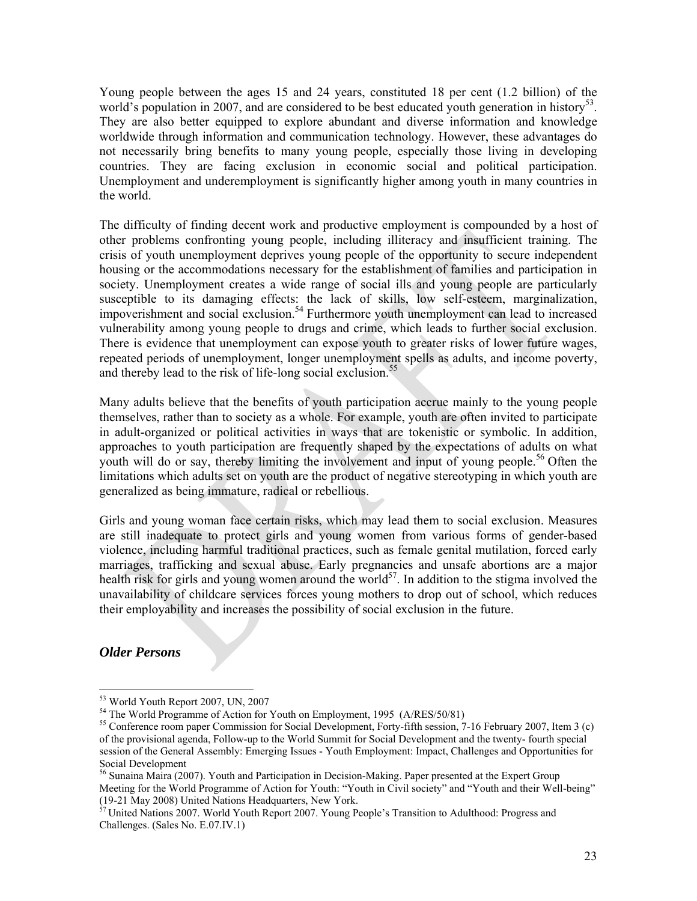Young people between the ages 15 and 24 years, constituted 18 per cent (1.2 billion) of the world's population in 2007, and are considered to be best educated youth generation in history[53]. They are also better equipped to explore abundant and diverse information and knowledge worldwide through information and communication technology. However, these advantages do not necessarily bring benefits to many young people, especially those living in developing countries. They are facing exclusion in economic social and political participation. Unemployment and underemployment is significantly higher among youth in many countries in the world.

The difficulty of finding decent work and productive employment is compounded by a host of other problems confronting young people, including illiteracy and insufficient training. The crisis of youth unemployment deprives young people of the opportunity to secure independent housing or the accommodations necessary for the establishment of families and participation in society. Unemployment creates a wide range of social ills and young people are particularly susceptible to its damaging effects: the lack of skills, low self-esteem, marginalization, impoverishment and social exclusion.[54] Furthermore youth unemployment can lead to increased vulnerability among young people to drugs and crime, which leads to further social exclusion. There is evidence that unemployment can expose youth to greater risks of lower future wages, repeated periods of unemployment, longer unemployment spells as adults, and income poverty, and thereby lead to the risk of life-long social exclusion.[55]

Many adults believe that the benefits of youth participation accrue mainly to the young people themselves, rather than to society as a whole. For example, youth are often invited to participate in adult-organized or political activities in ways that are tokenistic or symbolic. In addition, approaches to youth participation are frequently shaped by the expectations of adults on what youth will do or say, thereby limiting the involvement and input of young people.[56] Often the limitations which adults set on youth are the product of negative stereotyping in which youth are generalized as being immature, radical or rebellious.

Girls and young woman face certain risks, which may lead them to social exclusion. Measures are still inadequate to protect girls and young women from various forms of gender-based violence, including harmful traditional practices, such as female genital mutilation, forced early marriages, trafficking and sexual abuse. Early pregnancies and unsafe abortions are a major health risk for girls and young women around the world[57]. In addition to the stigma involved the unavailability of childcare services forces young mothers to drop out of school, which reduces their employability and increases the possibility of social exclusion in the future.

### *Older Persons*

---

[53] World Youth Report 2007, UN, 2007

[54] The World Programme of Action for Youth on Employment, 1995 (A/RES/50/81)

[55] Conference room paper Commission for Social Development, Forty-fifth session, 7-16 February 2007, Item 3 (c) of the provisional agenda, Follow-up to the World Summit for Social Development and the twenty- fourth special session of the General Assembly: Emerging Issues - Youth Employment: Impact, Challenges and Opportunities for Social Development

[56] Sunaina Maira (2007). Youth and Participation in Decision-Making. Paper presented at the Expert Group Meeting for the World Programme of Action for Youth: "Youth in Civil society" and "Youth and their Well-being" (19-21 May 2008) United Nations Headquarters, New York.

[57] United Nations 2007. World Youth Report 2007. Young People's Transition to Adulthood: Progress and Challenges. (Sales No. E.07.IV.1)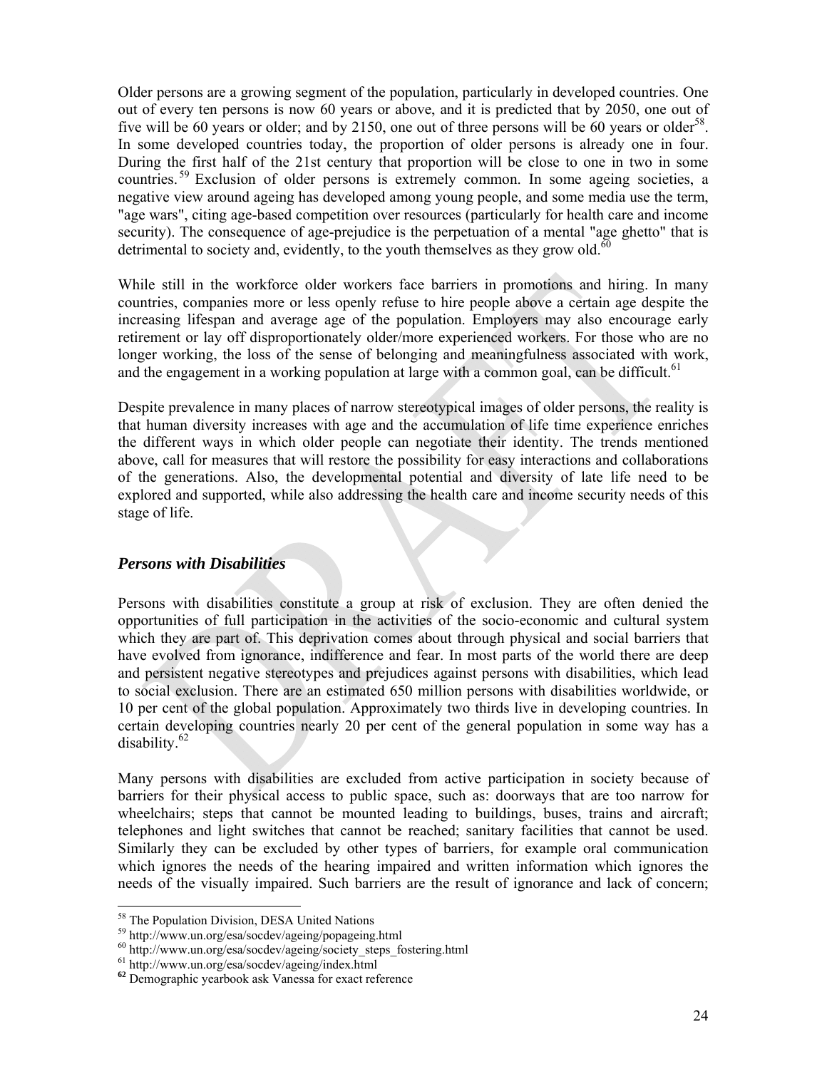Older persons are a growing segment of the population, particularly in developed countries. One out of every ten persons is now 60 years or above, and it is predicted that by 2050, one out of five will be 60 years or older; and by 2150, one out of three persons will be 60 years or older[58]. In some developed countries today, the proportion of older persons is already one in four. During the first half of the 21st century that proportion will be close to one in two in some countries.[59] Exclusion of older persons is extremely common. In some ageing societies, a negative view around ageing has developed among young people, and some media use the term, "age wars", citing age-based competition over resources (particularly for health care and income security). The consequence of age-prejudice is the perpetuation of a mental "age ghetto" that is detrimental to society and, evidently, to the youth themselves as they grow old.[60]

While still in the workforce older workers face barriers in promotions and hiring. In many countries, companies more or less openly refuse to hire people above a certain age despite the increasing lifespan and average age of the population. Employers may also encourage early retirement or lay off disproportionately older/more experienced workers. For those who are no longer working, the loss of the sense of belonging and meaningfulness associated with work, and the engagement in a working population at large with a common goal, can be difficult.[61]

Despite prevalence in many places of narrow stereotypical images of older persons, the reality is that human diversity increases with age and the accumulation of life time experience enriches the different ways in which older people can negotiate their identity. The trends mentioned above, call for measures that will restore the possibility for easy interactions and collaborations of the generations. Also, the developmental potential and diversity of late life need to be explored and supported, while also addressing the health care and income security needs of this stage of life.

### *Persons with Disabilities*

Persons with disabilities constitute a group at risk of exclusion. They are often denied the opportunities of full participation in the activities of the socio-economic and cultural system which they are part of. This deprivation comes about through physical and social barriers that have evolved from ignorance, indifference and fear. In most parts of the world there are deep and persistent negative stereotypes and prejudices against persons with disabilities, which lead to social exclusion. There are an estimated 650 million persons with disabilities worldwide, or 10 per cent of the global population. Approximately two thirds live in developing countries. In certain developing countries nearly 20 per cent of the general population in some way has a disability.[62]

Many persons with disabilities are excluded from active participation in society because of barriers for their physical access to public space, such as: doorways that are too narrow for wheelchairs; steps that cannot be mounted leading to buildings, buses, trains and aircraft; telephones and light switches that cannot be reached; sanitary facilities that cannot be used. Similarly they can be excluded by other types of barriers, for example oral communication which ignores the needs of the hearing impaired and written information which ignores the needs of the visually impaired. Such barriers are the result of ignorance and lack of concern;

---

[58] The Population Division, DESA United Nations

[59] http://www.un.org/esa/socdev/ageing/popageing.html

[60] http://www.un.org/esa/socdev/ageing/society_steps_fostering.html

[61] http://www.un.org/esa/socdev/ageing/index.html

[62] Demographic yearbook ask Vanessa for exact reference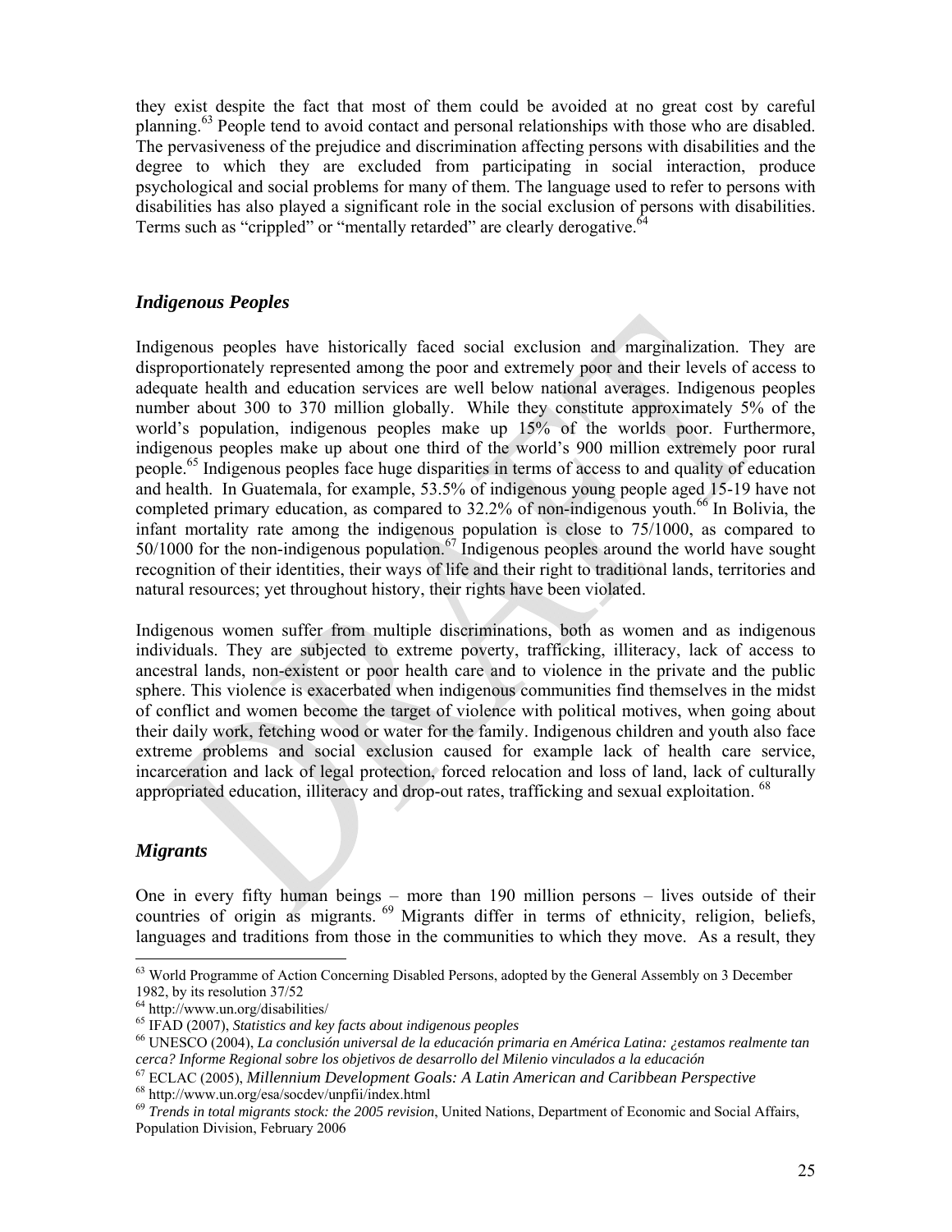they exist despite the fact that most of them could be avoided at no great cost by careful planning.[63] People tend to avoid contact and personal relationships with those who are disabled. The pervasiveness of the prejudice and discrimination affecting persons with disabilities and the degree to which they are excluded from participating in social interaction, produce psychological and social problems for many of them. The language used to refer to persons with disabilities has also played a significant role in the social exclusion of persons with disabilities. Terms such as "crippled" or "mentally retarded" are clearly derogative.[64]

### *Indigenous Peoples*

Indigenous peoples have historically faced social exclusion and marginalization. They are disproportionately represented among the poor and extremely poor and their levels of access to adequate health and education services are well below national averages. Indigenous peoples number about 300 to 370 million globally. While they constitute approximately 5% of the world's population, indigenous peoples make up 15% of the worlds poor. Furthermore, indigenous peoples make up about one third of the world's 900 million extremely poor rural people.[65] Indigenous peoples face huge disparities in terms of access to and quality of education and health. In Guatemala, for example, 53.5% of indigenous young people aged 15-19 have not completed primary education, as compared to 32.2% of non-indigenous youth.[66] In Bolivia, the infant mortality rate among the indigenous population is close to 75/1000, as compared to 50/1000 for the non-indigenous population.[67] Indigenous peoples around the world have sought recognition of their identities, their ways of life and their right to traditional lands, territories and natural resources; yet throughout history, their rights have been violated.

Indigenous women suffer from multiple discriminations, both as women and as indigenous individuals. They are subjected to extreme poverty, trafficking, illiteracy, lack of access to ancestral lands, non-existent or poor health care and to violence in the private and the public sphere. This violence is exacerbated when indigenous communities find themselves in the midst of conflict and women become the target of violence with political motives, when going about their daily work, fetching wood or water for the family. Indigenous children and youth also face extreme problems and social exclusion caused for example lack of health care service, incarceration and lack of legal protection, forced relocation and loss of land, lack of culturally appropriated education, illiteracy and drop-out rates, trafficking and sexual exploitation. [68]

### *Migrants*

One in every fifty human beings – more than 190 million persons – lives outside of their countries of origin as migrants. [69] Migrants differ in terms of ethnicity, religion, beliefs, languages and traditions from those in the communities to which they move. As a result, they

---

[63] World Programme of Action Concerning Disabled Persons, adopted by the General Assembly on 3 December 1982, by its resolution 37/52

[64] http://www.un.org/disabilities/

[65] IFAD (2007), *Statistics and key facts about indigenous peoples*

[66] UNESCO (2004), *La conclusión universal de la educación primaria en América Latina: ¿estamos realmente tan cerca? Informe Regional sobre los objetivos de desarrollo del Milenio vinculados a la educación*

[67] ECLAC (2005), *Millennium Development Goals: A Latin American and Caribbean Perspective*

[68] http://www.un.org/esa/socdev/unpfii/index.html

[69] *Trends in total migrants stock: the 2005 revision*, United Nations, Department of Economic and Social Affairs, Population Division, February 2006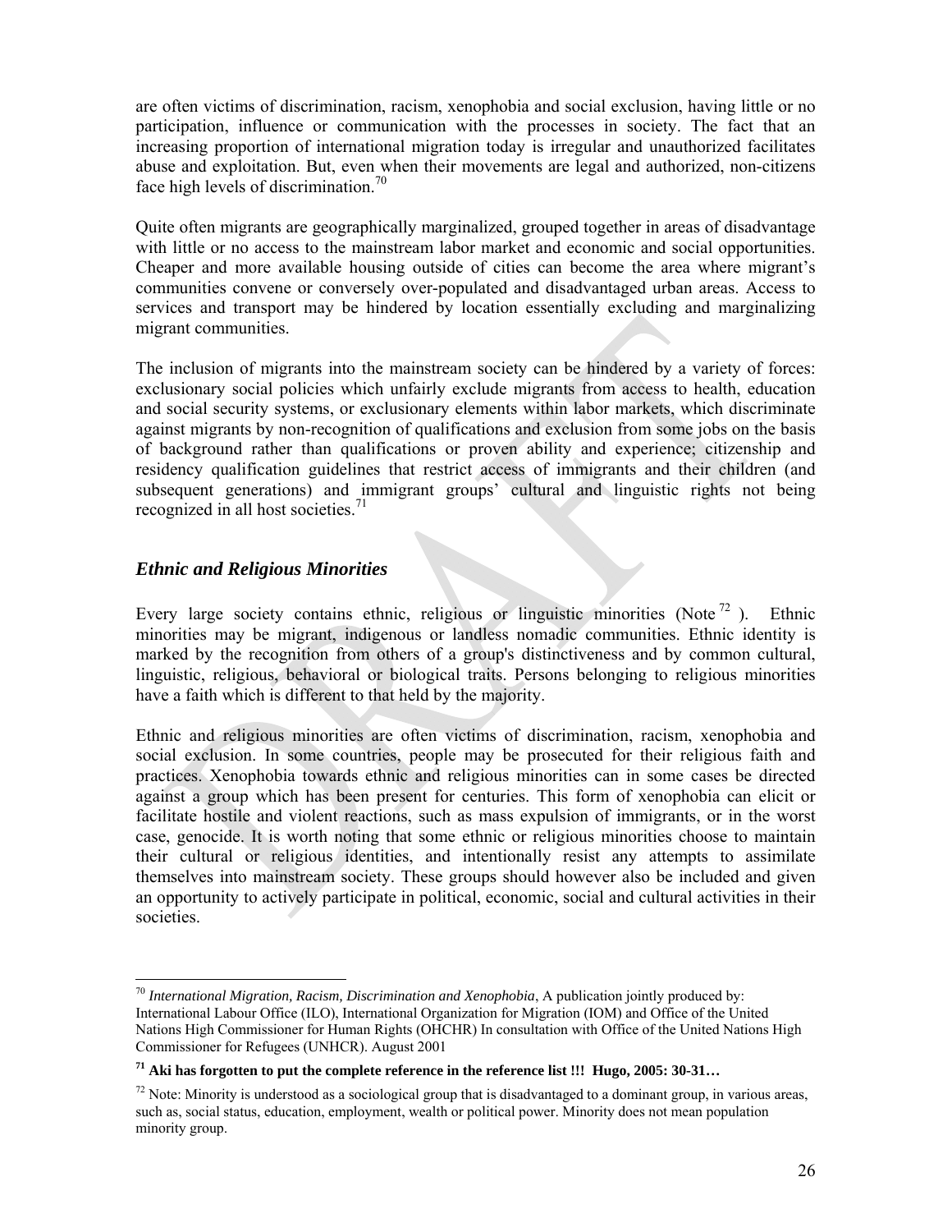are often victims of discrimination, racism, xenophobia and social exclusion, having little or no participation, influence or communication with the processes in society. The fact that an increasing proportion of international migration today is irregular and unauthorized facilitates abuse and exploitation. But, even when their movements are legal and authorized, non-citizens face high levels of discrimination.[70]

Quite often migrants are geographically marginalized, grouped together in areas of disadvantage with little or no access to the mainstream labor market and economic and social opportunities. Cheaper and more available housing outside of cities can become the area where migrant's communities convene or conversely over-populated and disadvantaged urban areas. Access to services and transport may be hindered by location essentially excluding and marginalizing migrant communities.

The inclusion of migrants into the mainstream society can be hindered by a variety of forces: exclusionary social policies which unfairly exclude migrants from access to health, education and social security systems, or exclusionary elements within labor markets, which discriminate against migrants by non-recognition of qualifications and exclusion from some jobs on the basis of background rather than qualifications or proven ability and experience; citizenship and residency qualification guidelines that restrict access of immigrants and their children (and subsequent generations) and immigrant groups' cultural and linguistic rights not being recognized in all host societies.[71]

### *Ethnic and Religious Minorities*

Every large society contains ethnic, religious or linguistic minorities (Note [72] ). Ethnic minorities may be migrant, indigenous or landless nomadic communities. Ethnic identity is marked by the recognition from others of a group's distinctiveness and by common cultural, linguistic, religious, behavioral or biological traits. Persons belonging to religious minorities have a faith which is different to that held by the majority.

Ethnic and religious minorities are often victims of discrimination, racism, xenophobia and social exclusion. In some countries, people may be prosecuted for their religious faith and practices. Xenophobia towards ethnic and religious minorities can in some cases be directed against a group which has been present for centuries. This form of xenophobia can elicit or facilitate hostile and violent reactions, such as mass expulsion of immigrants, or in the worst case, genocide. It is worth noting that some ethnic or religious minorities choose to maintain their cultural or religious identities, and intentionally resist any attempts to assimilate themselves into mainstream society. These groups should however also be included and given an opportunity to actively participate in political, economic, social and cultural activities in their societies.

---

[70] *International Migration, Racism, Discrimination and Xenophobia*, A publication jointly produced by: International Labour Office (ILO), International Organization for Migration (IOM) and Office of the United Nations High Commissioner for Human Rights (OHCHR) In consultation with Office of the United Nations High Commissioner for Refugees (UNHCR). August 2001

**[71] Aki has forgotten to put the complete reference in the reference list !!! Hugo, 2005: 30-31…**

[72] Note: Minority is understood as a sociological group that is disadvantaged to a dominant group, in various areas, such as, social status, education, employment, wealth or political power. Minority does not mean population minority group.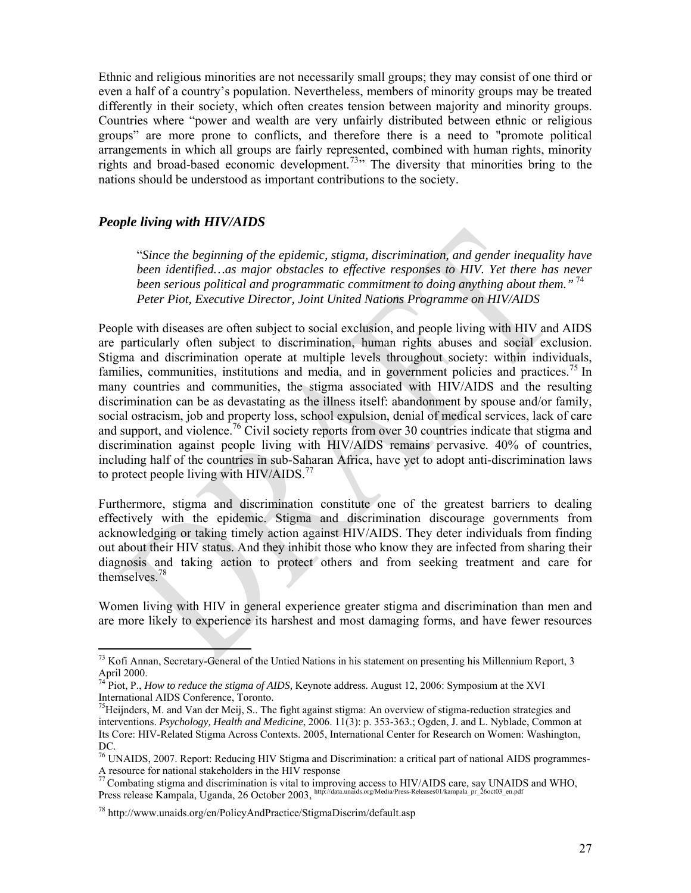Ethnic and religious minorities are not necessarily small groups; they may consist of one third or even a half of a country's population. Nevertheless, members of minority groups may be treated differently in their society, which often creates tension between majority and minority groups. Countries where "power and wealth are very unfairly distributed between ethnic or religious groups" are more prone to conflicts, and therefore there is a need to "promote political arrangements in which all groups are fairly represented, combined with human rights, minority rights and broad-based economic development.[73]" The diversity that minorities bring to the nations should be understood as important contributions to the society.

### *People living with HIV/AIDS*

> "*Since the beginning of the epidemic, stigma, discrimination, and gender inequality have been identified…as major obstacles to effective responses to HIV. Yet there has never been serious political and programmatic commitment to doing anything about them."*[74]
> *Peter Piot, Executive Director, Joint United Nations Programme on HIV/AIDS*

People with diseases are often subject to social exclusion, and people living with HIV and AIDS are particularly often subject to discrimination, human rights abuses and social exclusion. Stigma and discrimination operate at multiple levels throughout society: within individuals, families, communities, institutions and media, and in government policies and practices.[75] In many countries and communities, the stigma associated with HIV/AIDS and the resulting discrimination can be as devastating as the illness itself: abandonment by spouse and/or family, social ostracism, job and property loss, school expulsion, denial of medical services, lack of care and support, and violence.[76] Civil society reports from over 30 countries indicate that stigma and discrimination against people living with HIV/AIDS remains pervasive. 40% of countries, including half of the countries in sub-Saharan Africa, have yet to adopt anti-discrimination laws to protect people living with HIV/AIDS.[77]

Furthermore, stigma and discrimination constitute one of the greatest barriers to dealing effectively with the epidemic. Stigma and discrimination discourage governments from acknowledging or taking timely action against HIV/AIDS. They deter individuals from finding out about their HIV status. And they inhibit those who know they are infected from sharing their diagnosis and taking action to protect others and from seeking treatment and care for themselves.[78]

Women living with HIV in general experience greater stigma and discrimination than men and are more likely to experience its harshest and most damaging forms, and have fewer resources

---

[73] Kofi Annan, Secretary-General of the Untied Nations in his statement on presenting his Millennium Report, 3 April 2000.

[74] Piot, P., *How to reduce the stigma of AIDS,* Keynote address*.* August 12, 2006: Symposium at the XVI International AIDS Conference, Toronto.

[75] Heijnders, M. and Van der Meij, S.. The fight against stigma: An overview of stigma-reduction strategies and interventions. *Psychology, Health and Medicine*, 2006. 11(3): p. 353-363.; Ogden, J. and L. Nyblade, Common at Its Core: HIV-Related Stigma Across Contexts. 2005, International Center for Research on Women: Washington, DC.

[76] UNAIDS, 2007. Report: Reducing HIV Stigma and Discrimination: a critical part of national AIDS programmes- A resource for national stakeholders in the HIV response

[77] Combating stigma and discrimination is vital to improving access to HIV/AIDS care, say UNAIDS and WHO, Press release Kampala, Uganda, 26 October 2003, http://data.unaids.org/Media/Press-Releases01/kampala_pr_26oct03_en.pdf

[78] http://www.unaids.org/en/PolicyAndPractice/StigmaDiscrim/default.asp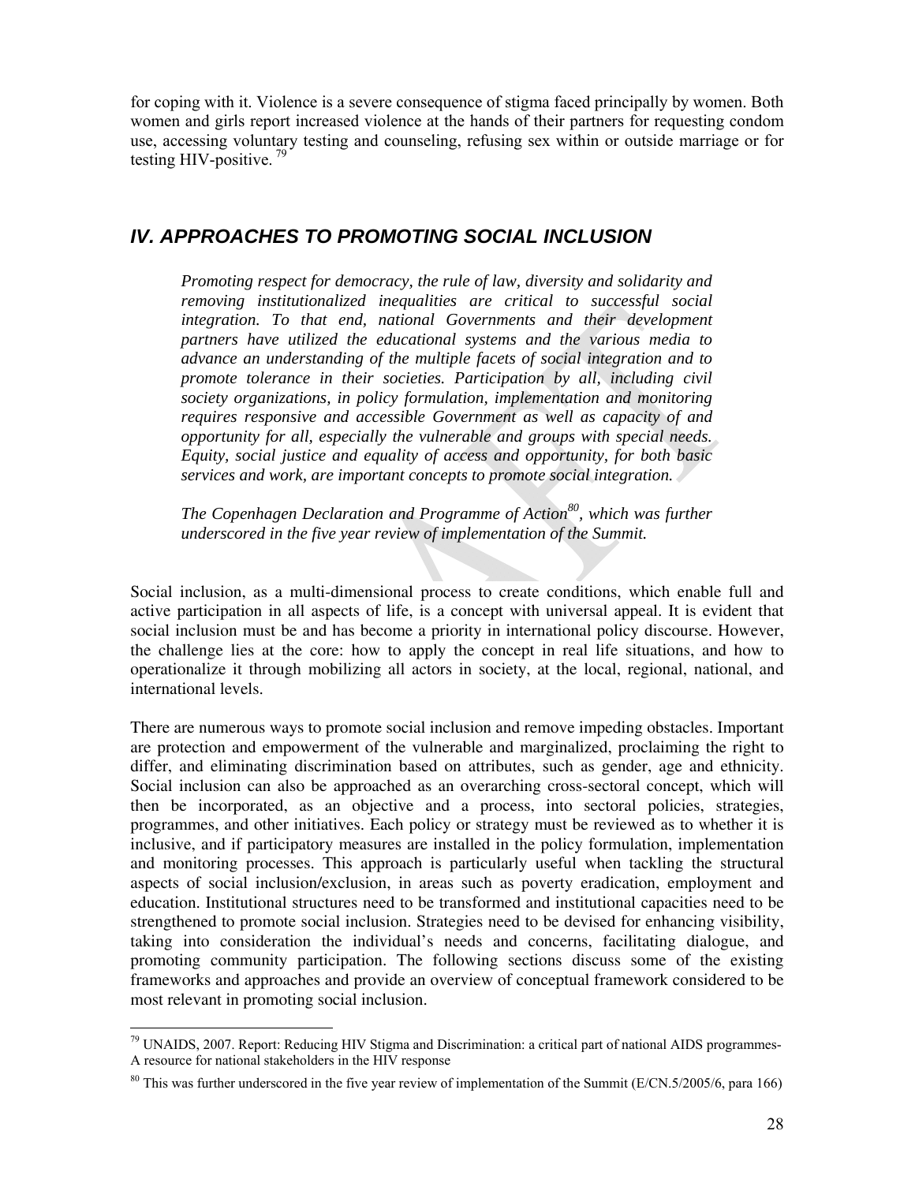for coping with it. Violence is a severe consequence of stigma faced principally by women. Both women and girls report increased violence at the hands of their partners for requesting condom use, accessing voluntary testing and counseling, refusing sex within or outside marriage or for testing HIV-positive. [79]

## IV. APPROACHES TO PROMOTING SOCIAL INCLUSION

> *Promoting respect for democracy, the rule of law, diversity and solidarity and removing institutionalized inequalities are critical to successful social integration. To that end, national Governments and their development partners have utilized the educational systems and the various media to advance an understanding of the multiple facets of social integration and to promote tolerance in their societies. Participation by all, including civil society organizations, in policy formulation, implementation and monitoring requires responsive and accessible Government as well as capacity of and opportunity for all, especially the vulnerable and groups with special needs. Equity, social justice and equality of access and opportunity, for both basic services and work, are important concepts to promote social integration.*
>
> *The Copenhagen Declaration and Programme of Action[80], which was further underscored in the five year review of implementation of the Summit.*

Social inclusion, as a multi-dimensional process to create conditions, which enable full and active participation in all aspects of life, is a concept with universal appeal. It is evident that social inclusion must be and has become a priority in international policy discourse. However, the challenge lies at the core: how to apply the concept in real life situations, and how to operationalize it through mobilizing all actors in society, at the local, regional, national, and international levels.

There are numerous ways to promote social inclusion and remove impeding obstacles. Important are protection and empowerment of the vulnerable and marginalized, proclaiming the right to differ, and eliminating discrimination based on attributes, such as gender, age and ethnicity. Social inclusion can also be approached as an overarching cross-sectoral concept, which will then be incorporated, as an objective and a process, into sectoral policies, strategies, programmes, and other initiatives. Each policy or strategy must be reviewed as to whether it is inclusive, and if participatory measures are installed in the policy formulation, implementation and monitoring processes. This approach is particularly useful when tackling the structural aspects of social inclusion/exclusion, in areas such as poverty eradication, employment and education. Institutional structures need to be transformed and institutional capacities need to be strengthened to promote social inclusion. Strategies need to be devised for enhancing visibility, taking into consideration the individual's needs and concerns, facilitating dialogue, and promoting community participation. The following sections discuss some of the existing frameworks and approaches and provide an overview of conceptual framework considered to be most relevant in promoting social inclusion.

---

[79] UNAIDS, 2007. Report: Reducing HIV Stigma and Discrimination: a critical part of national AIDS programmes-A resource for national stakeholders in the HIV response

[80] This was further underscored in the five year review of implementation of the Summit (E/CN.5/2005/6, para 166)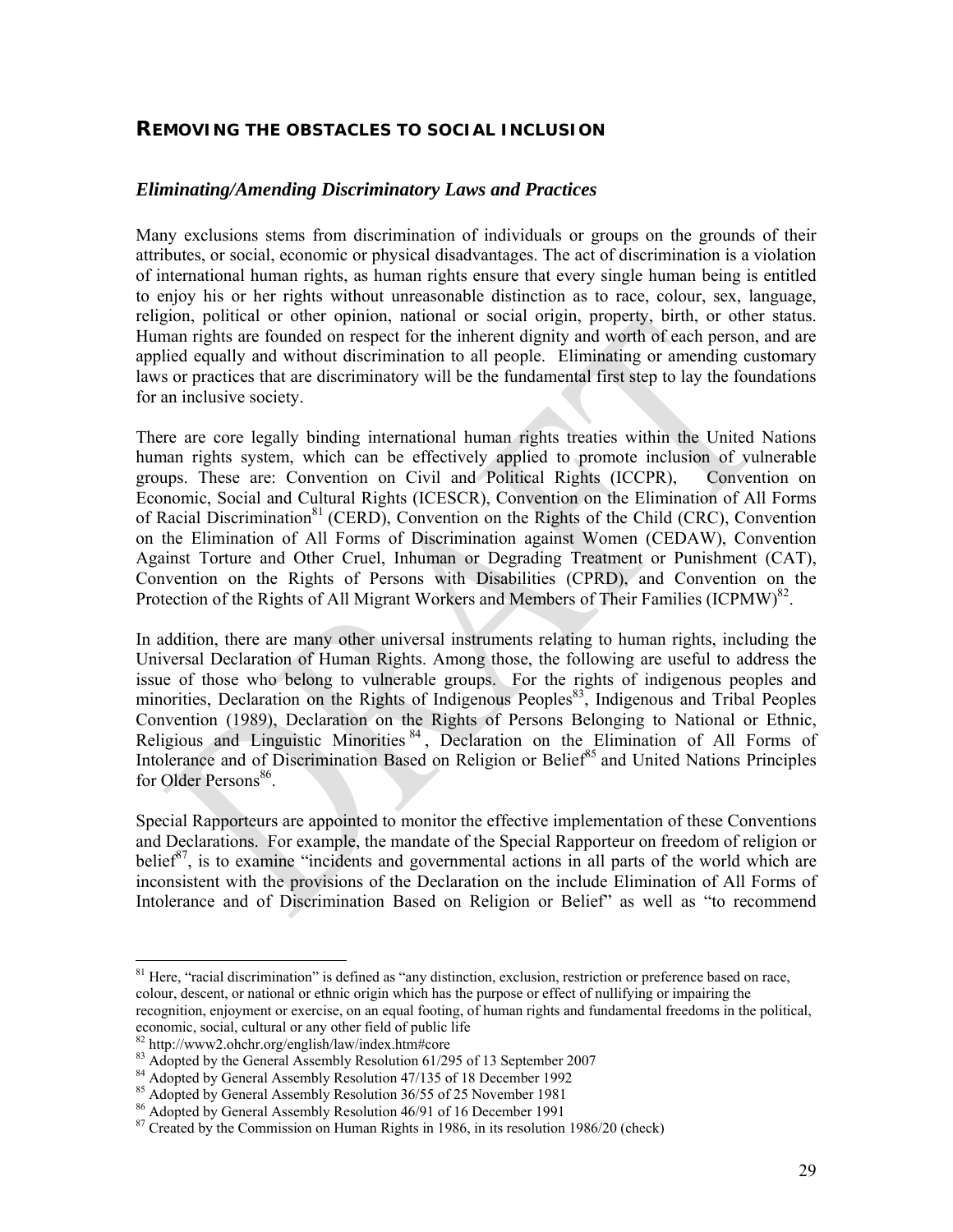## REMOVING THE OBSTACLES TO SOCIAL INCLUSION

### *Eliminating/Amending Discriminatory Laws and Practices*

Many exclusions stems from discrimination of individuals or groups on the grounds of their attributes, or social, economic or physical disadvantages. The act of discrimination is a violation of international human rights, as human rights ensure that every single human being is entitled to enjoy his or her rights without unreasonable distinction as to race, colour, sex, language, religion, political or other opinion, national or social origin, property, birth, or other status. Human rights are founded on respect for the inherent dignity and worth of each person, and are applied equally and without discrimination to all people. Eliminating or amending customary laws or practices that are discriminatory will be the fundamental first step to lay the foundations for an inclusive society.

There are core legally binding international human rights treaties within the United Nations human rights system, which can be effectively applied to promote inclusion of vulnerable groups. These are: Convention on Civil and Political Rights (ICCPR), Convention on Economic, Social and Cultural Rights (ICESCR), Convention on the Elimination of All Forms of Racial Discrimination[81] (CERD), Convention on the Rights of the Child (CRC), Convention on the Elimination of All Forms of Discrimination against Women (CEDAW), Convention Against Torture and Other Cruel, Inhuman or Degrading Treatment or Punishment (CAT), Convention on the Rights of Persons with Disabilities (CPRD), and Convention on the Protection of the Rights of All Migrant Workers and Members of Their Families (ICPMW)[82].

In addition, there are many other universal instruments relating to human rights, including the Universal Declaration of Human Rights. Among those, the following are useful to address the issue of those who belong to vulnerable groups. For the rights of indigenous peoples and minorities, Declaration on the Rights of Indigenous Peoples[83], Indigenous and Tribal Peoples Convention (1989), Declaration on the Rights of Persons Belonging to National or Ethnic, Religious and Linguistic Minorities[84], Declaration on the Elimination of All Forms of Intolerance and of Discrimination Based on Religion or Belief[85] and United Nations Principles for Older Persons[86].

Special Rapporteurs are appointed to monitor the effective implementation of these Conventions and Declarations. For example, the mandate of the Special Rapporteur on freedom of religion or belief[87], is to examine "incidents and governmental actions in all parts of the world which are inconsistent with the provisions of the Declaration on the include Elimination of All Forms of Intolerance and of Discrimination Based on Religion or Belief" as well as "to recommend

---

[81] Here, "racial discrimination" is defined as "any distinction, exclusion, restriction or preference based on race, colour, descent, or national or ethnic origin which has the purpose or effect of nullifying or impairing the recognition, enjoyment or exercise, on an equal footing, of human rights and fundamental freedoms in the political, economic, social, cultural or any other field of public life

[82] http://www2.ohchr.org/english/law/index.htm#core

[83] Adopted by the General Assembly Resolution 61/295 of 13 September 2007

[84] Adopted by General Assembly Resolution 47/135 of 18 December 1992

[85] Adopted by General Assembly Resolution 36/55 of 25 November 1981

[86] Adopted by General Assembly Resolution 46/91 of 16 December 1991

[87] Created by the Commission on Human Rights in 1986, in its resolution 1986/20 (check)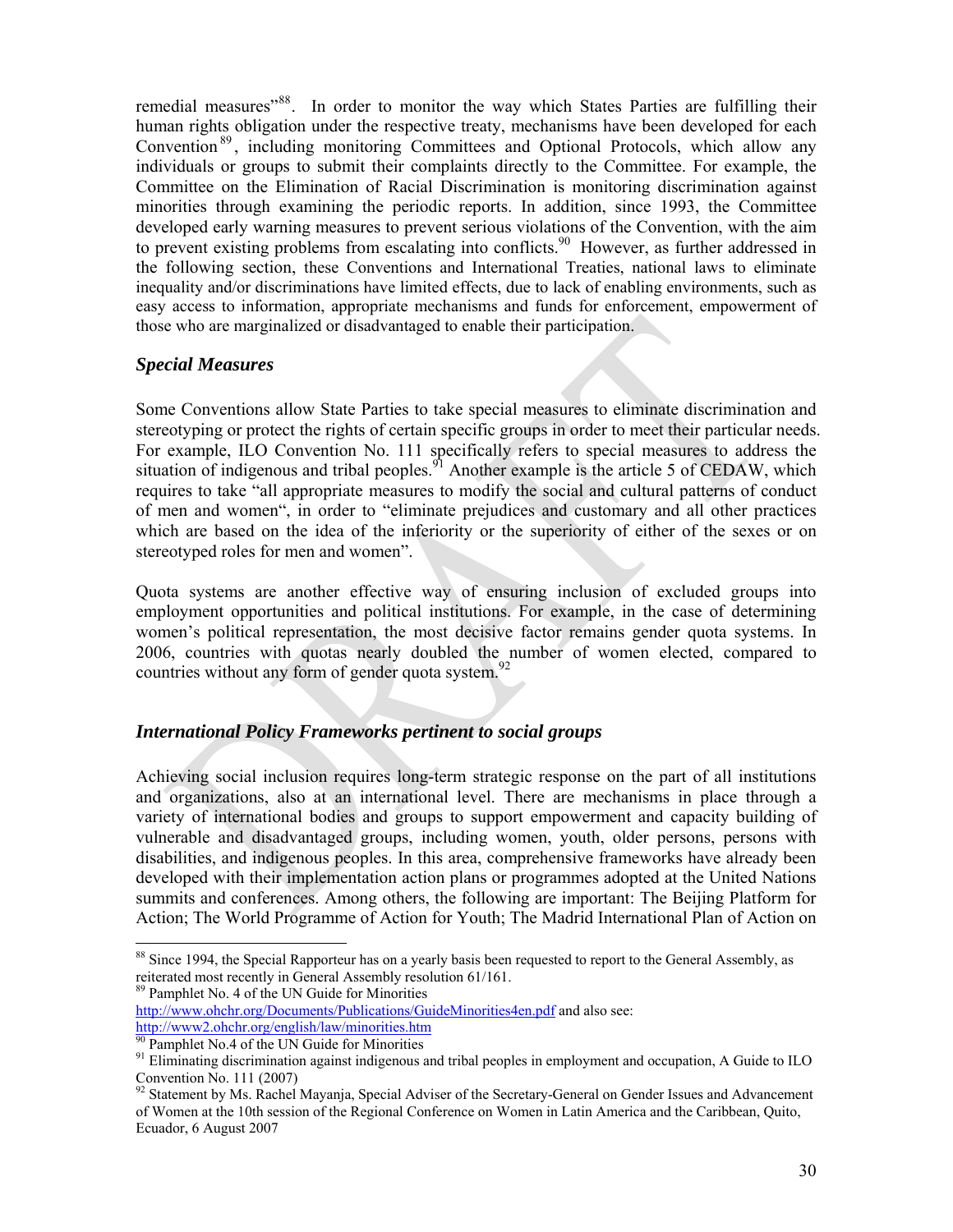remedial measures"[88]. In order to monitor the way which States Parties are fulfilling their human rights obligation under the respective treaty, mechanisms have been developed for each Convention[89], including monitoring Committees and Optional Protocols, which allow any individuals or groups to submit their complaints directly to the Committee. For example, the Committee on the Elimination of Racial Discrimination is monitoring discrimination against minorities through examining the periodic reports. In addition, since 1993, the Committee developed early warning measures to prevent serious violations of the Convention, with the aim to prevent existing problems from escalating into conflicts.[90] However, as further addressed in the following section, these Conventions and International Treaties, national laws to eliminate inequality and/or discriminations have limited effects, due to lack of enabling environments, such as easy access to information, appropriate mechanisms and funds for enforcement, empowerment of those who are marginalized or disadvantaged to enable their participation.

### *Special Measures*

Some Conventions allow State Parties to take special measures to eliminate discrimination and stereotyping or protect the rights of certain specific groups in order to meet their particular needs. For example, ILO Convention No. 111 specifically refers to special measures to address the situation of indigenous and tribal peoples.[91] Another example is the article 5 of CEDAW, which requires to take "all appropriate measures to modify the social and cultural patterns of conduct of men and women", in order to "eliminate prejudices and customary and all other practices which are based on the idea of the inferiority or the superiority of either of the sexes or on stereotyped roles for men and women".

Quota systems are another effective way of ensuring inclusion of excluded groups into employment opportunities and political institutions. For example, in the case of determining women's political representation, the most decisive factor remains gender quota systems. In 2006, countries with quotas nearly doubled the number of women elected, compared to countries without any form of gender quota system.[92]

### *International Policy Frameworks pertinent to social groups*

Achieving social inclusion requires long-term strategic response on the part of all institutions and organizations, also at an international level. There are mechanisms in place through a variety of international bodies and groups to support empowerment and capacity building of vulnerable and disadvantaged groups, including women, youth, older persons, persons with disabilities, and indigenous peoples. In this area, comprehensive frameworks have already been developed with their implementation action plans or programmes adopted at the United Nations summits and conferences. Among others, the following are important: The Beijing Platform for Action; The World Programme of Action for Youth; The Madrid International Plan of Action on

---

[88] Since 1994, the Special Rapporteur has on a yearly basis been requested to report to the General Assembly, as reiterated most recently in General Assembly resolution 61/161.

[89] Pamphlet No. 4 of the UN Guide for Minorities http://www.ohchr.org/Documents/Publications/GuideMinorities4en.pdf and also see: http://www2.ohchr.org/english/law/minorities.htm

[90] Pamphlet No.4 of the UN Guide for Minorities

[91] Eliminating discrimination against indigenous and tribal peoples in employment and occupation, A Guide to ILO Convention No. 111 (2007)

[92] Statement by Ms. Rachel Mayanja, Special Adviser of the Secretary-General on Gender Issues and Advancement of Women at the 10th session of the Regional Conference on Women in Latin America and the Caribbean, Quito, Ecuador, 6 August 2007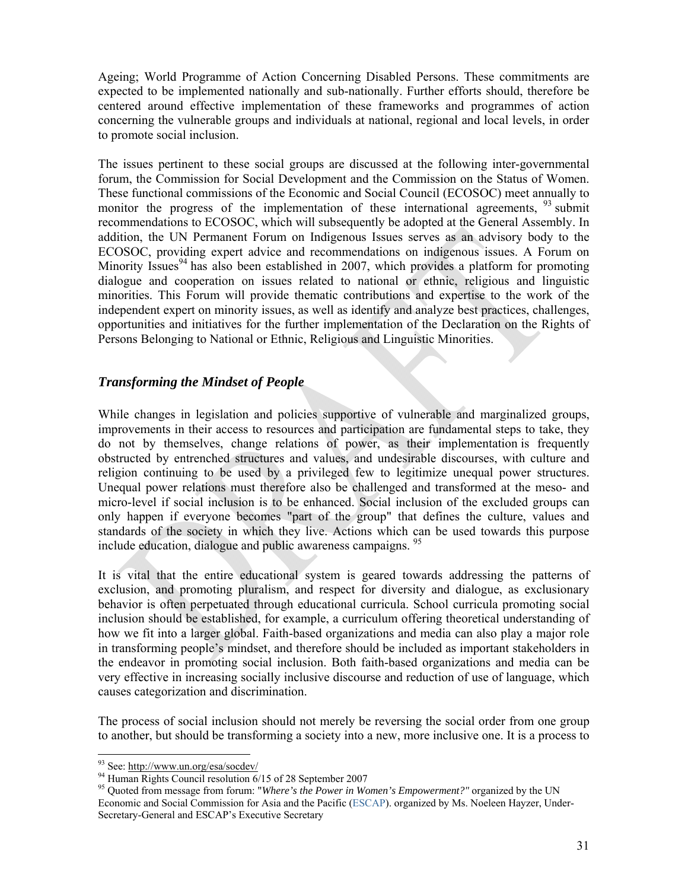Ageing; World Programme of Action Concerning Disabled Persons. These commitments are expected to be implemented nationally and sub-nationally. Further efforts should, therefore be centered around effective implementation of these frameworks and programmes of action concerning the vulnerable groups and individuals at national, regional and local levels, in order to promote social inclusion.

The issues pertinent to these social groups are discussed at the following inter-governmental forum, the Commission for Social Development and the Commission on the Status of Women. These functional commissions of the Economic and Social Council (ECOSOC) meet annually to monitor the progress of the implementation of these international agreements, [93] submit recommendations to ECOSOC, which will subsequently be adopted at the General Assembly. In addition, the UN Permanent Forum on Indigenous Issues serves as an advisory body to the ECOSOC, providing expert advice and recommendations on indigenous issues. A Forum on Minority Issues[94] has also been established in 2007, which provides a platform for promoting dialogue and cooperation on issues related to national or ethnic, religious and linguistic minorities. This Forum will provide thematic contributions and expertise to the work of the independent expert on minority issues, as well as identify and analyze best practices, challenges, opportunities and initiatives for the further implementation of the Declaration on the Rights of Persons Belonging to National or Ethnic, Religious and Linguistic Minorities.

### *Transforming the Mindset of People*

While changes in legislation and policies supportive of vulnerable and marginalized groups, improvements in their access to resources and participation are fundamental steps to take, they do not by themselves, change relations of power, as their implementation is frequently obstructed by entrenched structures and values, and undesirable discourses, with culture and religion continuing to be used by a privileged few to legitimize unequal power structures. Unequal power relations must therefore also be challenged and transformed at the meso- and micro-level if social inclusion is to be enhanced. Social inclusion of the excluded groups can only happen if everyone becomes "part of the group" that defines the culture, values and standards of the society in which they live. Actions which can be used towards this purpose include education, dialogue and public awareness campaigns. [95]

It is vital that the entire educational system is geared towards addressing the patterns of exclusion, and promoting pluralism, and respect for diversity and dialogue, as exclusionary behavior is often perpetuated through educational curricula. School curricula promoting social inclusion should be established, for example, a curriculum offering theoretical understanding of how we fit into a larger global. Faith-based organizations and media can also play a major role in transforming people's mindset, and therefore should be included as important stakeholders in the endeavor in promoting social inclusion. Both faith-based organizations and media can be very effective in increasing socially inclusive discourse and reduction of use of language, which causes categorization and discrimination.

The process of social inclusion should not merely be reversing the social order from one group to another, but should be transforming a society into a new, more inclusive one. It is a process to

---

[93] See: http://www.un.org/esa/socdev/

[94] Human Rights Council resolution 6/15 of 28 September 2007

[95] Quoted from message from forum: "*Where's the Power in Women's Empowerment?"* organized by the UN Economic and Social Commission for Asia and the Pacific (ESCAP). organized by Ms. Noeleen Hayzer, Under-Secretary-General and ESCAP's Executive Secretary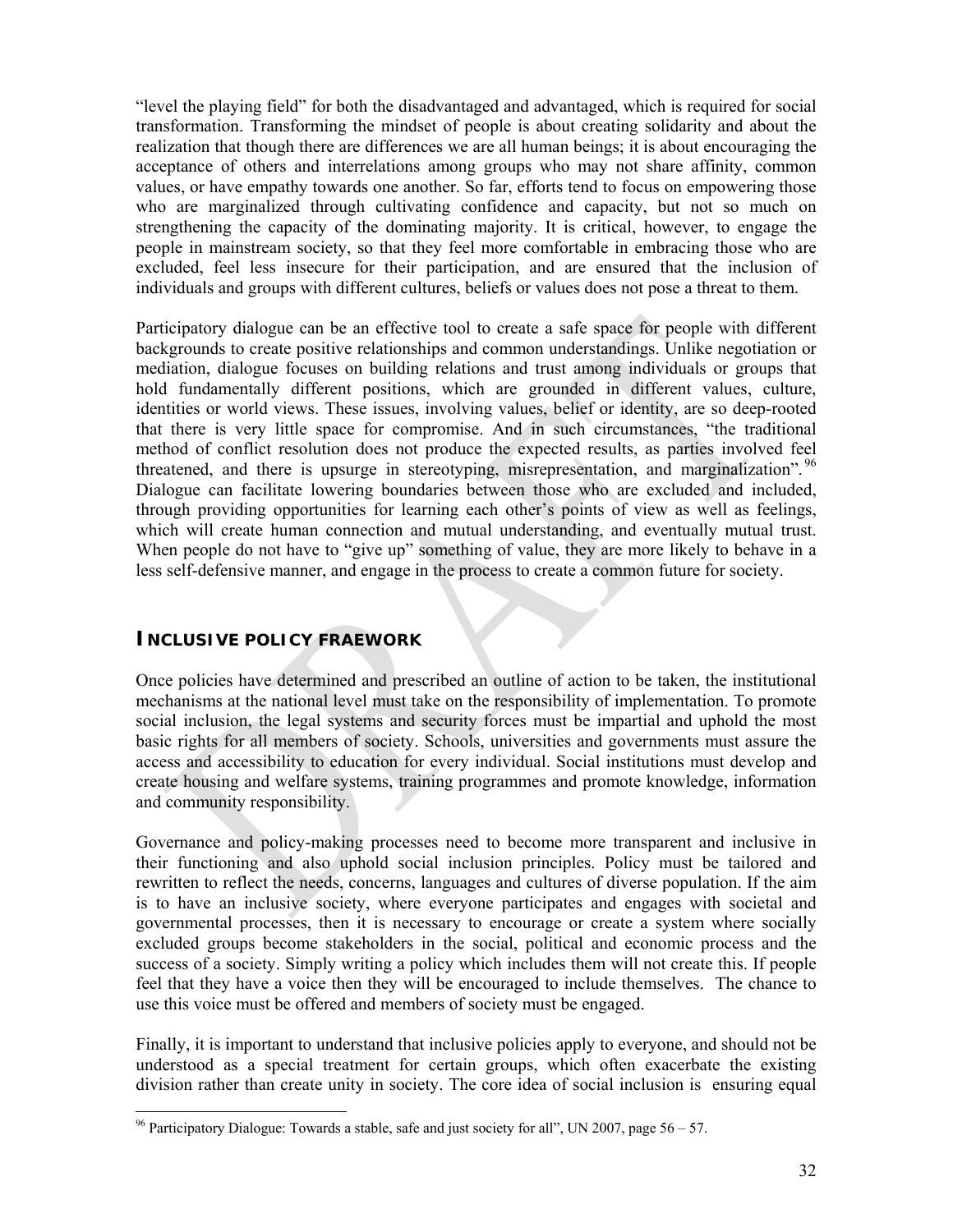"level the playing field" for both the disadvantaged and advantaged, which is required for social transformation. Transforming the mindset of people is about creating solidarity and about the realization that though there are differences we are all human beings; it is about encouraging the acceptance of others and interrelations among groups who may not share affinity, common values, or have empathy towards one another. So far, efforts tend to focus on empowering those who are marginalized through cultivating confidence and capacity, but not so much on strengthening the capacity of the dominating majority. It is critical, however, to engage the people in mainstream society, so that they feel more comfortable in embracing those who are excluded, feel less insecure for their participation, and are ensured that the inclusion of individuals and groups with different cultures, beliefs or values does not pose a threat to them.

Participatory dialogue can be an effective tool to create a safe space for people with different backgrounds to create positive relationships and common understandings. Unlike negotiation or mediation, dialogue focuses on building relations and trust among individuals or groups that hold fundamentally different positions, which are grounded in different values, culture, identities or world views. These issues, involving values, belief or identity, are so deep-rooted that there is very little space for compromise. And in such circumstances, "the traditional method of conflict resolution does not produce the expected results, as parties involved feel threatened, and there is upsurge in stereotyping, misrepresentation, and marginalization".[96] Dialogue can facilitate lowering boundaries between those who are excluded and included, through providing opportunities for learning each other's points of view as well as feelings, which will create human connection and mutual understanding, and eventually mutual trust. When people do not have to "give up" something of value, they are more likely to behave in a less self-defensive manner, and engage in the process to create a common future for society.

## INCLUSIVE POLICY FRAEWORK

Once policies have determined and prescribed an outline of action to be taken, the institutional mechanisms at the national level must take on the responsibility of implementation. To promote social inclusion, the legal systems and security forces must be impartial and uphold the most basic rights for all members of society. Schools, universities and governments must assure the access and accessibility to education for every individual. Social institutions must develop and create housing and welfare systems, training programmes and promote knowledge, information and community responsibility.

Governance and policy-making processes need to become more transparent and inclusive in their functioning and also uphold social inclusion principles. Policy must be tailored and rewritten to reflect the needs, concerns, languages and cultures of diverse population. If the aim is to have an inclusive society, where everyone participates and engages with societal and governmental processes, then it is necessary to encourage or create a system where socially excluded groups become stakeholders in the social, political and economic process and the success of a society. Simply writing a policy which includes them will not create this. If people feel that they have a voice then they will be encouraged to include themselves. The chance to use this voice must be offered and members of society must be engaged.

Finally, it is important to understand that inclusive policies apply to everyone, and should not be understood as a special treatment for certain groups, which often exacerbate the existing division rather than create unity in society. The core idea of social inclusion is ensuring equal

---

[96] Participatory Dialogue: Towards a stable, safe and just society for all", UN 2007, page 56 – 57.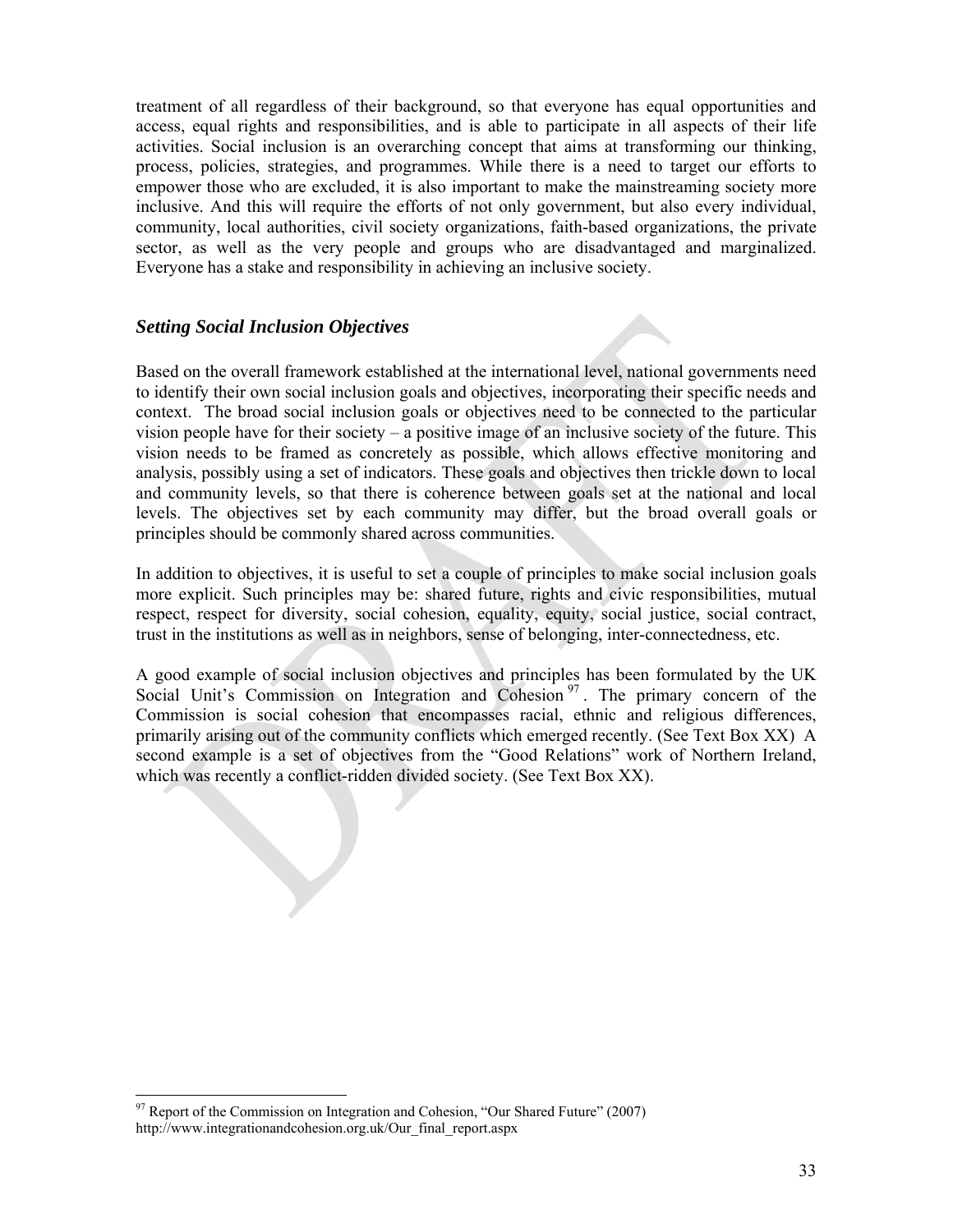treatment of all regardless of their background, so that everyone has equal opportunities and access, equal rights and responsibilities, and is able to participate in all aspects of their life activities. Social inclusion is an overarching concept that aims at transforming our thinking, process, policies, strategies, and programmes. While there is a need to target our efforts to empower those who are excluded, it is also important to make the mainstreaming society more inclusive. And this will require the efforts of not only government, but also every individual, community, local authorities, civil society organizations, faith-based organizations, the private sector, as well as the very people and groups who are disadvantaged and marginalized. Everyone has a stake and responsibility in achieving an inclusive society.

### *Setting Social Inclusion Objectives*

Based on the overall framework established at the international level, national governments need to identify their own social inclusion goals and objectives, incorporating their specific needs and context. The broad social inclusion goals or objectives need to be connected to the particular vision people have for their society – a positive image of an inclusive society of the future. This vision needs to be framed as concretely as possible, which allows effective monitoring and analysis, possibly using a set of indicators. These goals and objectives then trickle down to local and community levels, so that there is coherence between goals set at the national and local levels. The objectives set by each community may differ, but the broad overall goals or principles should be commonly shared across communities.

In addition to objectives, it is useful to set a couple of principles to make social inclusion goals more explicit. Such principles may be: shared future, rights and civic responsibilities, mutual respect, respect for diversity, social cohesion, equality, equity, social justice, social contract, trust in the institutions as well as in neighbors, sense of belonging, inter-connectedness, etc.

A good example of social inclusion objectives and principles has been formulated by the UK Social Unit's Commission on Integration and Cohesion [97]. The primary concern of the Commission is social cohesion that encompasses racial, ethnic and religious differences, primarily arising out of the community conflicts which emerged recently. (See Text Box XX) A second example is a set of objectives from the "Good Relations" work of Northern Ireland, which was recently a conflict-ridden divided society. (See Text Box XX).

---

[97] Report of the Commission on Integration and Cohesion, "Our Shared Future" (2007) http://www.integrationandcohesion.org.uk/Our_final_report.aspx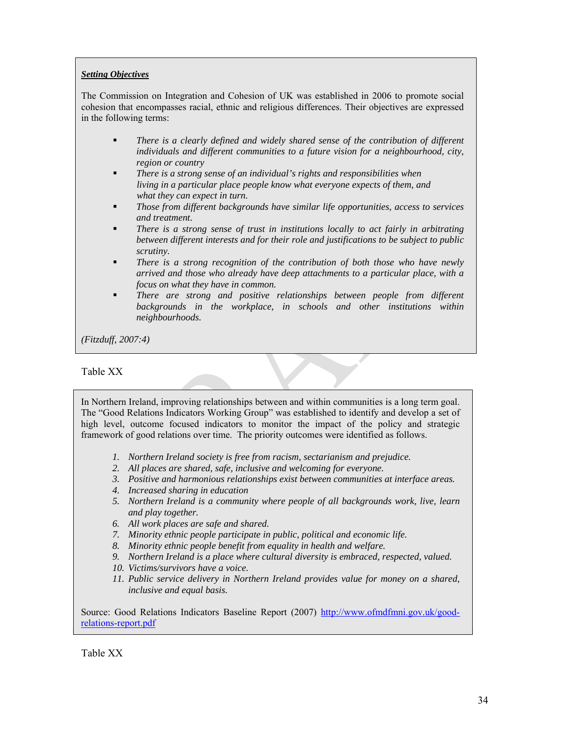***Setting Objectives***

The Commission on Integration and Cohesion of UK was established in 2006 to promote social cohesion that encompasses racial, ethnic and religious differences. Their objectives are expressed in the following terms:

- *There is a clearly defined and widely shared sense of the contribution of different individuals and different communities to a future vision for a neighbourhood, city, region or country*
- *There is a strong sense of an individual's rights and responsibilities when living in a particular place people know what everyone expects of them, and what they can expect in turn.*
- *Those from different backgrounds have similar life opportunities, access to services and treatment.*
- *There is a strong sense of trust in institutions locally to act fairly in arbitrating between different interests and for their role and justifications to be subject to public scrutiny.*
- *There is a strong recognition of the contribution of both those who have newly arrived and those who already have deep attachments to a particular place, with a focus on what they have in common.*
- *There are strong and positive relationships between people from different backgrounds in the workplace, in schools and other institutions within neighbourhoods.*

*(Fitzduff, 2007:4)*

Table XX

In Northern Ireland, improving relationships between and within communities is a long term goal. The "Good Relations Indicators Working Group" was established to identify and develop a set of high level, outcome focused indicators to monitor the impact of the policy and strategic framework of good relations over time. The priority outcomes were identified as follows.

1. *Northern Ireland society is free from racism, sectarianism and prejudice.*
2. *All places are shared, safe, inclusive and welcoming for everyone.*
3. *Positive and harmonious relationships exist between communities at interface areas.*
4. *Increased sharing in education*
5. *Northern Ireland is a community where people of all backgrounds work, live, learn and play together.*
6. *All work places are safe and shared.*
7. *Minority ethnic people participate in public, political and economic life.*
8. *Minority ethnic people benefit from equality in health and welfare.*
9. *Northern Ireland is a place where cultural diversity is embraced, respected, valued.*
10. *Victims/survivors have a voice.*
11. *Public service delivery in Northern Ireland provides value for money on a shared, inclusive and equal basis.*

Source: Good Relations Indicators Baseline Report (2007) [http://www.ofmdfmni.gov.uk/good-relations-report.pdf](http://www.ofmdfmni.gov.uk/good-relations-report.pdf)

Table XX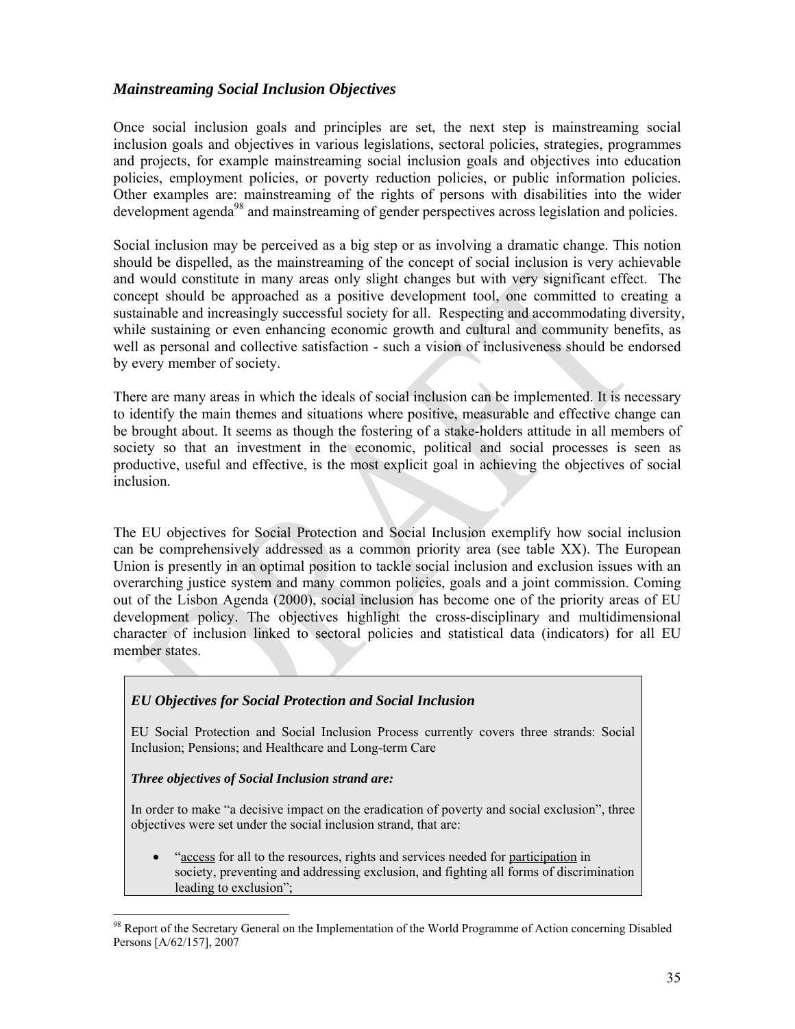### *Mainstreaming Social Inclusion Objectives*

Once social inclusion goals and principles are set, the next step is mainstreaming social inclusion goals and objectives in various legislations, sectoral policies, strategies, programmes and projects, for example mainstreaming social inclusion goals and objectives into education policies, employment policies, or poverty reduction policies, or public information policies. Other examples are: mainstreaming of the rights of persons with disabilities into the wider development agenda[98] and mainstreaming of gender perspectives across legislation and policies.

Social inclusion may be perceived as a big step or as involving a dramatic change. This notion should be dispelled, as the mainstreaming of the concept of social inclusion is very achievable and would constitute in many areas only slight changes but with very significant effect. The concept should be approached as a positive development tool, one committed to creating a sustainable and increasingly successful society for all. Respecting and accommodating diversity, while sustaining or even enhancing economic growth and cultural and community benefits, as well as personal and collective satisfaction - such a vision of inclusiveness should be endorsed by every member of society.

There are many areas in which the ideals of social inclusion can be implemented. It is necessary to identify the main themes and situations where positive, measurable and effective change can be brought about. It seems as though the fostering of a stake-holders attitude in all members of society so that an investment in the economic, political and social processes is seen as productive, useful and effective, is the most explicit goal in achieving the objectives of social inclusion.

The EU objectives for Social Protection and Social Inclusion exemplify how social inclusion can be comprehensively addressed as a common priority area (see table XX). The European Union is presently in an optimal position to tackle social inclusion and exclusion issues with an overarching justice system and many common policies, goals and a joint commission. Coming out of the Lisbon Agenda (2000), social inclusion has become one of the priority areas of EU development policy. The objectives highlight the cross-disciplinary and multidimensional character of inclusion linked to sectoral policies and statistical data (indicators) for all EU member states.

***EU Objectives for Social Protection and Social Inclusion***

EU Social Protection and Social Inclusion Process currently covers three strands: Social Inclusion; Pensions; and Healthcare and Long-term Care

***Three objectives of Social Inclusion strand are:***

In order to make "a decisive impact on the eradication of poverty and social exclusion", three objectives were set under the social inclusion strand, that are:

- "<u>access</u> for all to the resources, rights and services needed for <u>participation</u> in society, preventing and addressing exclusion, and fighting all forms of discrimination leading to exclusion";

[98] Report of the Secretary General on the Implementation of the World Programme of Action concerning Disabled Persons [A/62/157], 2007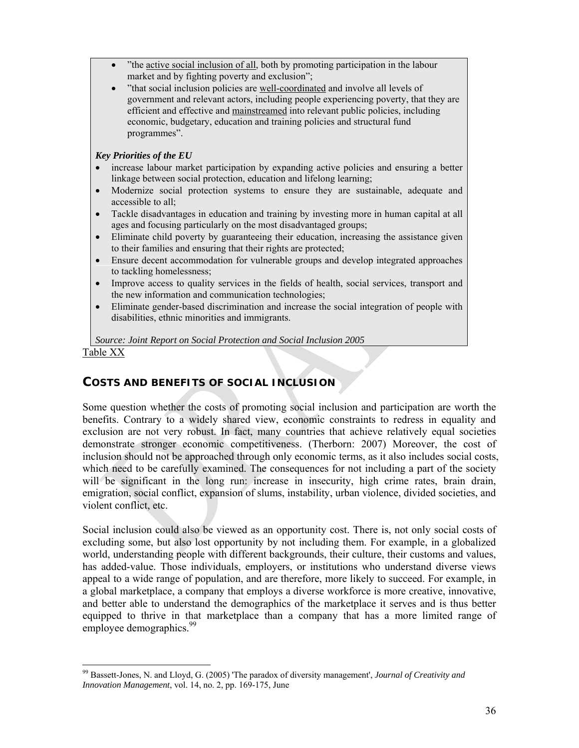- "the <u>active social inclusion of all</u>, both by promoting participation in the labour market and by fighting poverty and exclusion";
- "that social inclusion policies are <u>well-coordinated</u> and involve all levels of government and relevant actors, including people experiencing poverty, that they are efficient and effective and <u>mainstreamed</u> into relevant public policies, including economic, budgetary, education and training policies and structural fund programmes".

***Key Priorities of the EU***

- increase labour market participation by expanding active policies and ensuring a better linkage between social protection, education and lifelong learning;
- Modernize social protection systems to ensure they are sustainable, adequate and accessible to all;
- Tackle disadvantages in education and training by investing more in human capital at all ages and focusing particularly on the most disadvantaged groups;
- Eliminate child poverty by guaranteeing their education, increasing the assistance given to their families and ensuring that their rights are protected;
- Ensure decent accommodation for vulnerable groups and develop integrated approaches to tackling homelessness;
- Improve access to quality services in the fields of health, social services, transport and the new information and communication technologies;
- Eliminate gender-based discrimination and increase the social integration of people with disabilities, ethnic minorities and immigrants.

*Source: Joint Report on Social Protection and Social Inclusion 2005*

Table XX

## COSTS AND BENEFITS OF SOCIAL INCLUSION

Some question whether the costs of promoting social inclusion and participation are worth the benefits. Contrary to a widely shared view, economic constraints to redress in equality and exclusion are not very robust. In fact, many countries that achieve relatively equal societies demonstrate stronger economic competitiveness. (Therborn: 2007) Moreover, the cost of inclusion should not be approached through only economic terms, as it also includes social costs, which need to be carefully examined. The consequences for not including a part of the society will be significant in the long run: increase in insecurity, high crime rates, brain drain, emigration, social conflict, expansion of slums, instability, urban violence, divided societies, and violent conflict, etc.

Social inclusion could also be viewed as an opportunity cost. There is, not only social costs of excluding some, but also lost opportunity by not including them. For example, in a globalized world, understanding people with different backgrounds, their culture, their customs and values, has added-value. Those individuals, employers, or institutions who understand diverse views appeal to a wide range of population, and are therefore, more likely to succeed. For example, in a global marketplace, a company that employs a diverse workforce is more creative, innovative, and better able to understand the demographics of the marketplace it serves and is thus better equipped to thrive in that marketplace than a company that has a more limited range of employee demographics.[99]

[99] Bassett-Jones, N. and Lloyd, G. (2005) 'The paradox of diversity management', *Journal of Creativity and Innovation Management*, vol. 14, no. 2, pp. 169-175, June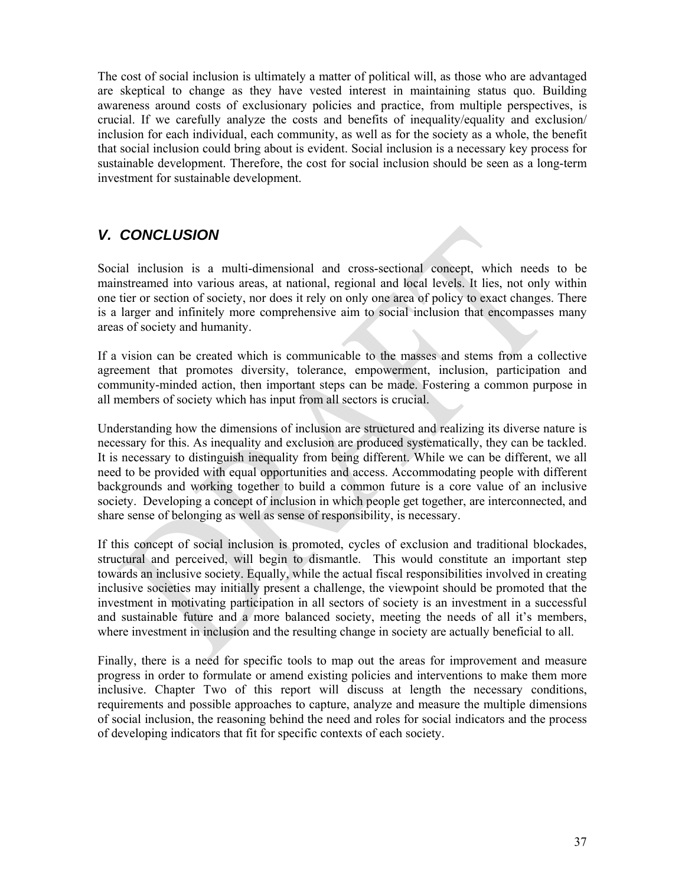The cost of social inclusion is ultimately a matter of political will, as those who are advantaged are skeptical to change as they have vested interest in maintaining status quo. Building awareness around costs of exclusionary policies and practice, from multiple perspectives, is crucial. If we carefully analyze the costs and benefits of inequality/equality and exclusion/ inclusion for each individual, each community, as well as for the society as a whole, the benefit that social inclusion could bring about is evident. Social inclusion is a necessary key process for sustainable development. Therefore, the cost for social inclusion should be seen as a long-term investment for sustainable development.

## *V. CONCLUSION*

Social inclusion is a multi-dimensional and cross-sectional concept, which needs to be mainstreamed into various areas, at national, regional and local levels. It lies, not only within one tier or section of society, nor does it rely on only one area of policy to exact changes. There is a larger and infinitely more comprehensive aim to social inclusion that encompasses many areas of society and humanity.

If a vision can be created which is communicable to the masses and stems from a collective agreement that promotes diversity, tolerance, empowerment, inclusion, participation and community-minded action, then important steps can be made. Fostering a common purpose in all members of society which has input from all sectors is crucial.

Understanding how the dimensions of inclusion are structured and realizing its diverse nature is necessary for this. As inequality and exclusion are produced systematically, they can be tackled. It is necessary to distinguish inequality from being different. While we can be different, we all need to be provided with equal opportunities and access. Accommodating people with different backgrounds and working together to build a common future is a core value of an inclusive society. Developing a concept of inclusion in which people get together, are interconnected, and share sense of belonging as well as sense of responsibility, is necessary.

If this concept of social inclusion is promoted, cycles of exclusion and traditional blockades, structural and perceived, will begin to dismantle. This would constitute an important step towards an inclusive society. Equally, while the actual fiscal responsibilities involved in creating inclusive societies may initially present a challenge, the viewpoint should be promoted that the investment in motivating participation in all sectors of society is an investment in a successful and sustainable future and a more balanced society, meeting the needs of all it's members, where investment in inclusion and the resulting change in society are actually beneficial to all.

Finally, there is a need for specific tools to map out the areas for improvement and measure progress in order to formulate or amend existing policies and interventions to make them more inclusive. Chapter Two of this report will discuss at length the necessary conditions, requirements and possible approaches to capture, analyze and measure the multiple dimensions of social inclusion, the reasoning behind the need and roles for social indicators and the process of developing indicators that fit for specific contexts of each society.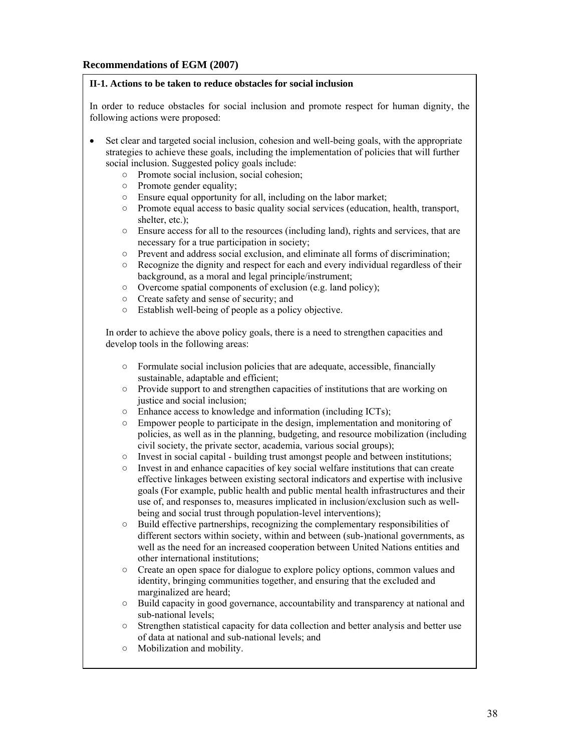### Recommendations of EGM (2007)

**II-1. Actions to be taken to reduce obstacles for social inclusion**

In order to reduce obstacles for social inclusion and promote respect for human dignity, the following actions were proposed:

- Set clear and targeted social inclusion, cohesion and well-being goals, with the appropriate strategies to achieve these goals, including the implementation of policies that will further social inclusion. Suggested policy goals include:
    - Promote social inclusion, social cohesion;
    - Promote gender equality;
    - Ensure equal opportunity for all, including on the labor market;
    - Promote equal access to basic quality social services (education, health, transport, shelter, etc.);
    - Ensure access for all to the resources (including land), rights and services, that are necessary for a true participation in society;
    - Prevent and address social exclusion, and eliminate all forms of discrimination;
    - Recognize the dignity and respect for each and every individual regardless of their background, as a moral and legal principle/instrument;
    - Overcome spatial components of exclusion (e.g. land policy);
    - Create safety and sense of security; and
    - Establish well-being of people as a policy objective.

  In order to achieve the above policy goals, there is a need to strengthen capacities and develop tools in the following areas:

    - Formulate social inclusion policies that are adequate, accessible, financially sustainable, adaptable and efficient;
    - Provide support to and strengthen capacities of institutions that are working on justice and social inclusion;
    - Enhance access to knowledge and information (including ICTs);
    - Empower people to participate in the design, implementation and monitoring of policies, as well as in the planning, budgeting, and resource mobilization (including civil society, the private sector, academia, various social groups);
    - Invest in social capital - building trust amongst people and between institutions;
    - Invest in and enhance capacities of key social welfare institutions that can create effective linkages between existing sectoral indicators and expertise with inclusive goals (For example, public health and public mental health infrastructures and their use of, and responses to, measures implicated in inclusion/exclusion such as well-being and social trust through population-level interventions);
    - Build effective partnerships, recognizing the complementary responsibilities of different sectors within society, within and between (sub-)national governments, as well as the need for an increased cooperation between United Nations entities and other international institutions;
    - Create an open space for dialogue to explore policy options, common values and identity, bringing communities together, and ensuring that the excluded and marginalized are heard;
    - Build capacity in good governance, accountability and transparency at national and sub-national levels;
    - Strengthen statistical capacity for data collection and better analysis and better use of data at national and sub-national levels; and
    - Mobilization and mobility.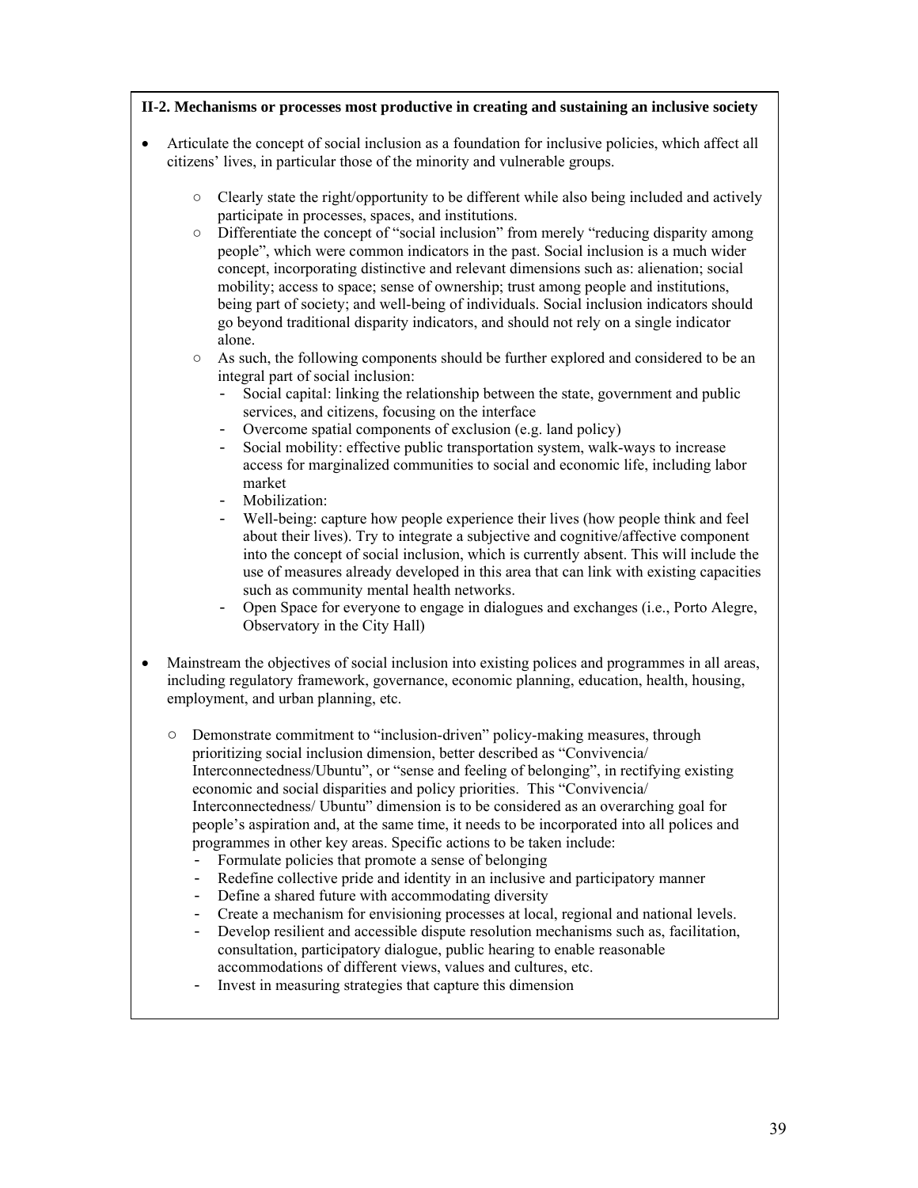**II-2. Mechanisms or processes most productive in creating and sustaining an inclusive society**

- Articulate the concept of social inclusion as a foundation for inclusive policies, which affect all citizens' lives, in particular those of the minority and vulnerable groups.
  - Clearly state the right/opportunity to be different while also being included and actively participate in processes, spaces, and institutions.
  - Differentiate the concept of "social inclusion" from merely "reducing disparity among people", which were common indicators in the past. Social inclusion is a much wider concept, incorporating distinctive and relevant dimensions such as: alienation; social mobility; access to space; sense of ownership; trust among people and institutions, being part of society; and well-being of individuals. Social inclusion indicators should go beyond traditional disparity indicators, and should not rely on a single indicator alone.
  - As such, the following components should be further explored and considered to be an integral part of social inclusion:
    - Social capital: linking the relationship between the state, government and public services, and citizens, focusing on the interface
    - Overcome spatial components of exclusion (e.g. land policy)
    - Social mobility: effective public transportation system, walk-ways to increase access for marginalized communities to social and economic life, including labor market
    - Mobilization:
    - Well-being: capture how people experience their lives (how people think and feel about their lives). Try to integrate a subjective and cognitive/affective component into the concept of social inclusion, which is currently absent. This will include the use of measures already developed in this area that can link with existing capacities such as community mental health networks.
    - Open Space for everyone to engage in dialogues and exchanges (i.e., Porto Alegre, Observatory in the City Hall)

- Mainstream the objectives of social inclusion into existing polices and programmes in all areas, including regulatory framework, governance, economic planning, education, health, housing, employment, and urban planning, etc.
  - Demonstrate commitment to "inclusion-driven" policy-making measures, through prioritizing social inclusion dimension, better described as "Convivencia/ Interconnectedness/Ubuntu", or "sense and feeling of belonging", in rectifying existing economic and social disparities and policy priorities. This "Convivencia/ Interconnectedness/ Ubuntu" dimension is to be considered as an overarching goal for people's aspiration and, at the same time, it needs to be incorporated into all polices and programmes in other key areas. Specific actions to be taken include:
    - Formulate policies that promote a sense of belonging
    - Redefine collective pride and identity in an inclusive and participatory manner
    - Define a shared future with accommodating diversity
    - Create a mechanism for envisioning processes at local, regional and national levels.
    - Develop resilient and accessible dispute resolution mechanisms such as, facilitation, consultation, participatory dialogue, public hearing to enable reasonable accommodations of different views, values and cultures, etc.
    - Invest in measuring strategies that capture this dimension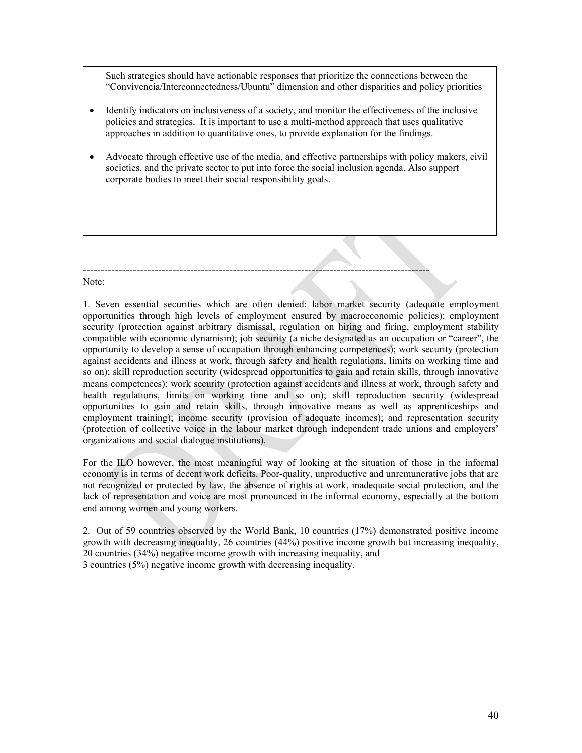Such strategies should have actionable responses that prioritize the connections between the "Convivencia/Interconnectedness/Ubuntu" dimension and other disparities and policy priorities

- Identify indicators on inclusiveness of a society, and monitor the effectiveness of the inclusive policies and strategies. It is important to use a multi-method approach that uses qualitative approaches in addition to quantitative ones, to provide explanation for the findings.
- Advocate through effective use of the media, and effective partnerships with policy makers, civil societies, and the private sector to put into force the social inclusion agenda. Also support corporate bodies to meet their social responsibility goals.

---

Note:

1. Seven essential securities which are often denied: labor market security (adequate employment opportunities through high levels of employment ensured by macroeconomic policies); employment security (protection against arbitrary dismissal, regulation on hiring and firing, employment stability compatible with economic dynamism); job security (a niche designated as an occupation or "career", the opportunity to develop a sense of occupation through enhancing competences); work security (protection against accidents and illness at work, through safety and health regulations, limits on working time and so on); skill reproduction security (widespread opportunities to gain and retain skills, through innovative means competences); work security (protection against accidents and illness at work, through safety and health regulations, limits on working time and so on); skill reproduction security (widespread opportunities to gain and retain skills, through innovative means as well as apprenticeships and employment training); income security (provision of adequate incomes); and representation security (protection of collective voice in the labour market through independent trade unions and employers' organizations and social dialogue institutions).

For the ILO however, the most meaningful way of looking at the situation of those in the informal economy is in terms of decent work deficits. Poor-quality, unproductive and unremunerative jobs that are not recognized or protected by law, the absence of rights at work, inadequate social protection, and the lack of representation and voice are most pronounced in the informal economy, especially at the bottom end among women and young workers.

2. Out of 59 countries observed by the World Bank, 10 countries (17%) demonstrated positive income growth with decreasing inequality, 26 countries (44%) positive income growth but increasing inequality, 20 countries (34%) negative income growth with increasing inequality, and
3 countries (5%) negative income growth with decreasing inequality.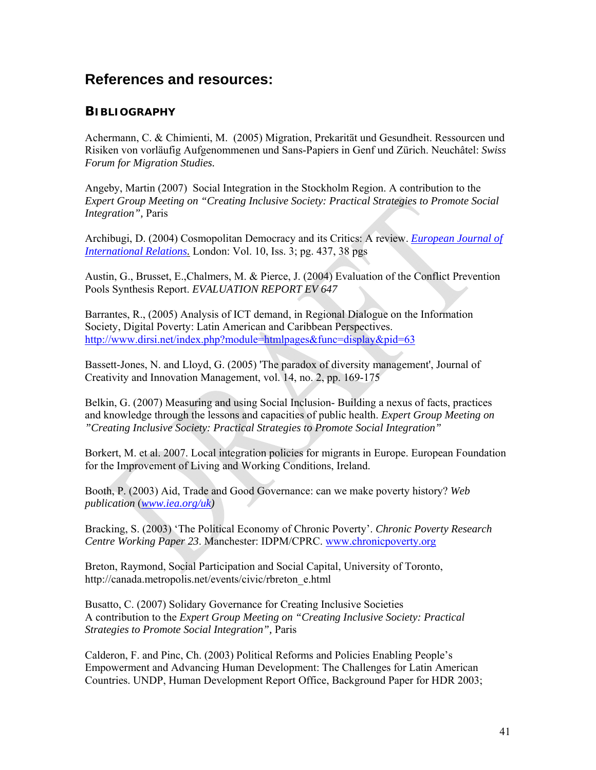# References and resources:

## Bibliography

Achermann, C. & Chimienti, M. (2005) Migration, Prekarität und Gesundheit. Ressourcen und Risiken von vorläufig Aufgenommenen und Sans-Papiers in Genf und Zürich. Neuchâtel: *Swiss Forum for Migration Studies.*

Angeby, Martin (2007) Social Integration in the Stockholm Region. A contribution to the *Expert Group Meeting on "Creating Inclusive Society: Practical Strategies to Promote Social Integration",* Paris

Archibugi, D. (2004) Cosmopolitan Democracy and its Critics: A review. *European Journal of International Relations.* London: Vol. 10, Iss. 3; pg. 437, 38 pgs

Austin, G., Brusset, E.,Chalmers, M. & Pierce, J. (2004) Evaluation of the Conflict Prevention Pools Synthesis Report. *EVALUATION REPORT EV 647*

Barrantes, R., (2005) Analysis of ICT demand, in Regional Dialogue on the Information Society, Digital Poverty: Latin American and Caribbean Perspectives. http://www.dirsi.net/index.php?module=htmlpages&func=display&pid=63

Bassett-Jones, N. and Lloyd, G. (2005) 'The paradox of diversity management', Journal of Creativity and Innovation Management, vol. 14, no. 2, pp. 169-175

Belkin, G. (2007) Measuring and using Social Inclusion- Building a nexus of facts, practices and knowledge through the lessons and capacities of public health. *Expert Group Meeting on "Creating Inclusive Society: Practical Strategies to Promote Social Integration"*

Borkert, M. et al. 2007. Local integration policies for migrants in Europe. European Foundation for the Improvement of Living and Working Conditions, Ireland.

Booth, P. (2003) Aid, Trade and Good Governance: can we make poverty history? *Web publication* (*www.iea.org/uk*)

Bracking, S. (2003) 'The Political Economy of Chronic Poverty'. *Chronic Poverty Research Centre Working Paper 23*. Manchester: IDPM/CPRC. www.chronicpoverty.org

Breton, Raymond, Social Participation and Social Capital, University of Toronto, http://canada.metropolis.net/events/civic/rbreton_e.html

Busatto, C. (2007) Solidary Governance for Creating Inclusive Societies
A contribution to the *Expert Group Meeting on "Creating Inclusive Society: Practical Strategies to Promote Social Integration",* Paris

Calderon, F. and Pinc, Ch. (2003) Political Reforms and Policies Enabling People's Empowerment and Advancing Human Development: The Challenges for Latin American Countries. UNDP, Human Development Report Office, Background Paper for HDR 2003;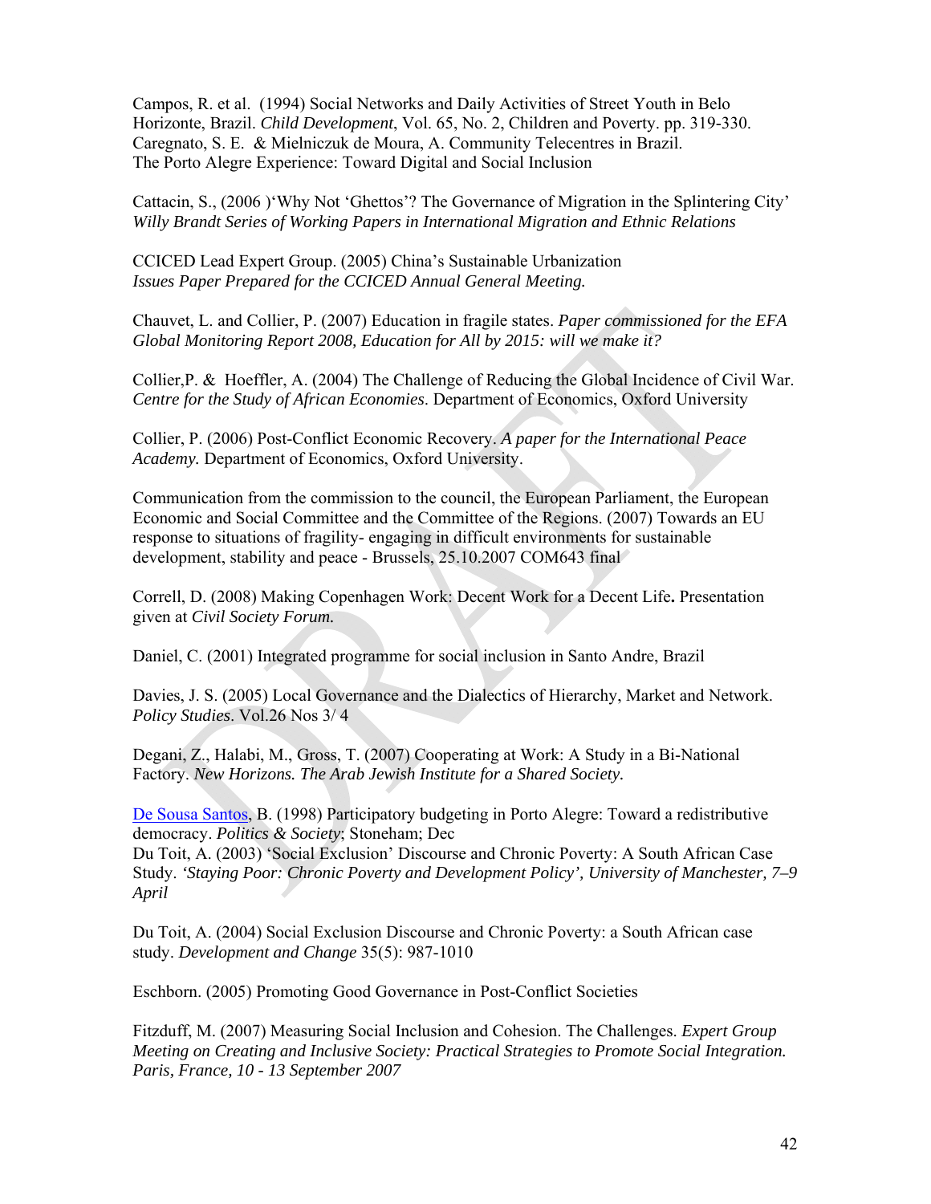Campos, R. et al. (1994) Social Networks and Daily Activities of Street Youth in Belo Horizonte, Brazil. *Child Development*, Vol. 65, No. 2, Children and Poverty. pp. 319-330.
Caregnato, S. E. & Mielniczuk de Moura, A. Community Telecentres in Brazil. The Porto Alegre Experience: Toward Digital and Social Inclusion

Cattacin, S., (2006 )'Why Not 'Ghettos'? The Governance of Migration in the Splintering City' *Willy Brandt Series of Working Papers in International Migration and Ethnic Relations*

CCICED Lead Expert Group. (2005) China's Sustainable Urbanization *Issues Paper Prepared for the CCICED Annual General Meeting.*

Chauvet, L. and Collier, P. (2007) Education in fragile states. *Paper commissioned for the EFA Global Monitoring Report 2008, Education for All by 2015: will we make it?*

Collier,P. & Hoeffler, A. (2004) The Challenge of Reducing the Global Incidence of Civil War. *Centre for the Study of African Economies*. Department of Economics, Oxford University

Collier, P. (2006) Post-Conflict Economic Recovery. *A paper for the International Peace Academy.* Department of Economics, Oxford University.

Communication from the commission to the council, the European Parliament, the European Economic and Social Committee and the Committee of the Regions. (2007) Towards an EU response to situations of fragility- engaging in difficult environments for sustainable development, stability and peace - Brussels, 25.10.2007 COM643 final

Correll, D. (2008) Making Copenhagen Work: Decent Work for a Decent Life**.** Presentation given at *Civil Society Forum.*

Daniel, C. (2001) Integrated programme for social inclusion in Santo Andre, Brazil

Davies, J. S. (2005) Local Governance and the Dialectics of Hierarchy, Market and Network. *Policy Studies*. Vol.26 Nos 3/ 4

Degani, Z., Halabi, M., Gross, T. (2007) Cooperating at Work: A Study in a Bi-National Factory. *New Horizons. The Arab Jewish Institute for a Shared Society.*

De Sousa Santos, B. (1998) Participatory budgeting in Porto Alegre: Toward a redistributive democracy. *Politics & Society*; Stoneham; Dec
Du Toit, A. (2003) 'Social Exclusion' Discourse and Chronic Poverty: A South African Case Study. *'Staying Poor: Chronic Poverty and Development Policy', University of Manchester, 7–9 April*

Du Toit, A. (2004) Social Exclusion Discourse and Chronic Poverty: a South African case study. *Development and Change* 35(5): 987-1010

Eschborn. (2005) Promoting Good Governance in Post-Conflict Societies

Fitzduff, M. (2007) Measuring Social Inclusion and Cohesion. The Challenges. *Expert Group Meeting on Creating and Inclusive Society: Practical Strategies to Promote Social Integration. Paris, France, 10 - 13 September 2007*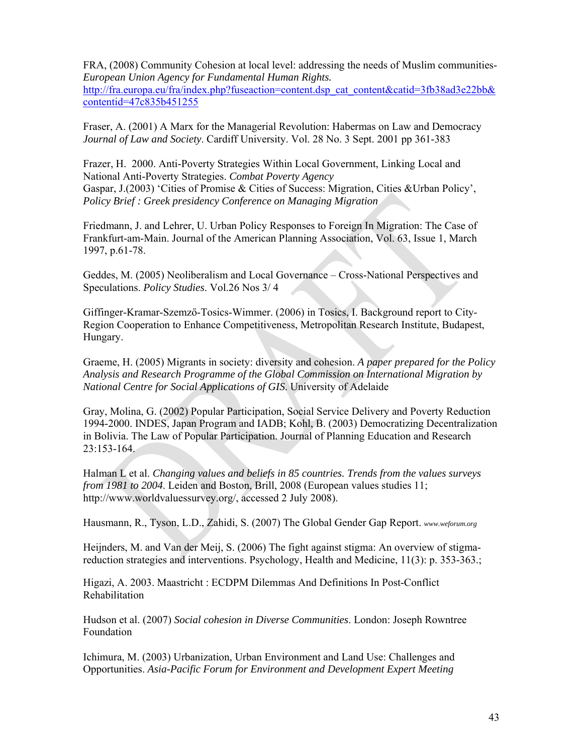FRA, (2008) Community Cohesion at local level: addressing the needs of Muslim communities- *European Union Agency for Fundamental Human Rights.* http://fra.europa.eu/fra/index.php?fuseaction=content.dsp_cat_content&catid=3fb38ad3e22bb&contentid=47c835b451255

Fraser, A. (2001) A Marx for the Managerial Revolution: Habermas on Law and Democracy *Journal of Law and Society*. Cardiff University. Vol. 28 No. 3 Sept. 2001 pp 361-383

Frazer, H. 2000. Anti-Poverty Strategies Within Local Government, Linking Local and National Anti-Poverty Strategies. *Combat Poverty Agency*
Gaspar, J.(2003) 'Cities of Promise & Cities of Success: Migration, Cities &Urban Policy', *Policy Brief : Greek presidency Conference on Managing Migration*

Friedmann, J. and Lehrer, U. Urban Policy Responses to Foreign In Migration: The Case of Frankfurt-am-Main. Journal of the American Planning Association, Vol. 63, Issue 1, March 1997, p.61-78.

Geddes, M. (2005) Neoliberalism and Local Governance – Cross-National Perspectives and Speculations. *Policy Studies*. Vol.26 Nos 3/ 4

Giffinger-Kramar-Szemző-Tosics-Wimmer. (2006) in Tosics, I. Background report to City-Region Cooperation to Enhance Competitiveness, Metropolitan Research Institute, Budapest, Hungary.

Graeme, H. (2005) Migrants in society: diversity and cohesion. *A paper prepared for the Policy Analysis and Research Programme of the Global Commission on International Migration by National Centre for Social Applications of GIS*. University of Adelaide

Gray, Molina, G. (2002) Popular Participation, Social Service Delivery and Poverty Reduction 1994-2000. INDES, Japan Program and IADB; Kohl, B. (2003) Democratizing Decentralization in Bolivia. The Law of Popular Participation. Journal of Planning Education and Research 23:153-164.

Halman L et al. *Changing values and beliefs in 85 countries. Trends from the values surveys from 1981 to 2004*. Leiden and Boston, Brill, 2008 (European values studies 11; http://www.worldvaluessurvey.org/, accessed 2 July 2008).

Hausmann, R., Tyson, L.D., Zahidi, S. (2007) The Global Gender Gap Report. *www.weforum.org*

Heijnders, M. and Van der Meij, S. (2006) The fight against stigma: An overview of stigma-reduction strategies and interventions. Psychology, Health and Medicine, 11(3): p. 353-363.;

Higazi, A. 2003. Maastricht : ECDPM Dilemmas And Definitions In Post-Conflict Rehabilitation

Hudson et al. (2007) *Social cohesion in Diverse Communities*. London: Joseph Rowntree Foundation

Ichimura, M. (2003) Urbanization, Urban Environment and Land Use: Challenges and Opportunities. *Asia-Pacific Forum for Environment and Development Expert Meeting*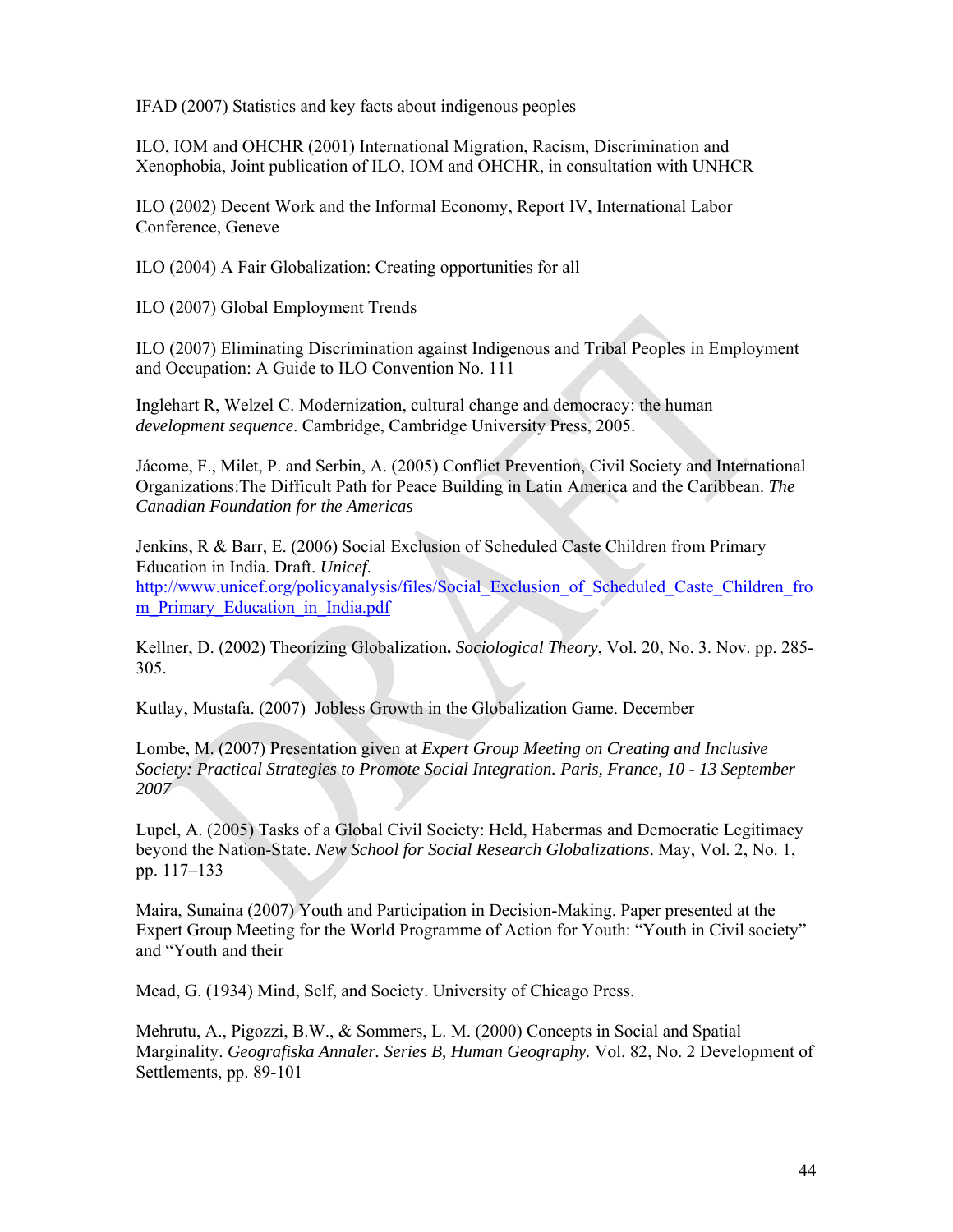IFAD (2007) Statistics and key facts about indigenous peoples

ILO, IOM and OHCHR (2001) International Migration, Racism, Discrimination and Xenophobia, Joint publication of ILO, IOM and OHCHR, in consultation with UNHCR

ILO (2002) Decent Work and the Informal Economy, Report IV, International Labor Conference, Geneve

ILO (2004) A Fair Globalization: Creating opportunities for all

ILO (2007) Global Employment Trends

ILO (2007) Eliminating Discrimination against Indigenous and Tribal Peoples in Employment and Occupation: A Guide to ILO Convention No. 111

Inglehart R, Welzel C. Modernization, cultural change and democracy: the human *development sequence*. Cambridge, Cambridge University Press, 2005.

Jácome, F., Milet, P. and Serbin, A. (2005) Conflict Prevention, Civil Society and International Organizations:The Difficult Path for Peace Building in Latin America and the Caribbean. *The Canadian Foundation for the Americas*

Jenkins, R & Barr, E. (2006) Social Exclusion of Scheduled Caste Children from Primary Education in India. Draft. *Unicef.* http://www.unicef.org/policyanalysis/files/Social_Exclusion_of_Scheduled_Caste_Children_from_Primary_Education_in_India.pdf

Kellner, D. (2002) Theorizing Globalization**.** *Sociological Theory*, Vol. 20, No. 3. Nov. pp. 285-305.

Kutlay, Mustafa. (2007) Jobless Growth in the Globalization Game. December

Lombe, M. (2007) Presentation given at *Expert Group Meeting on Creating and Inclusive Society: Practical Strategies to Promote Social Integration. Paris, France, 10 - 13 September 2007*

Lupel, A. (2005) Tasks of a Global Civil Society: Held, Habermas and Democratic Legitimacy beyond the Nation-State. *New School for Social Research Globalizations*. May, Vol. 2, No. 1, pp. 117–133

Maira, Sunaina (2007) Youth and Participation in Decision-Making. Paper presented at the Expert Group Meeting for the World Programme of Action for Youth: "Youth in Civil society" and "Youth and their

Mead, G. (1934) Mind, Self, and Society. University of Chicago Press.

Mehrutu, A., Pigozzi, B.W., & Sommers, L. M. (2000) Concepts in Social and Spatial Marginality. *Geografiska Annaler. Series B, Human Geography.* Vol. 82, No. 2 Development of Settlements, pp. 89-101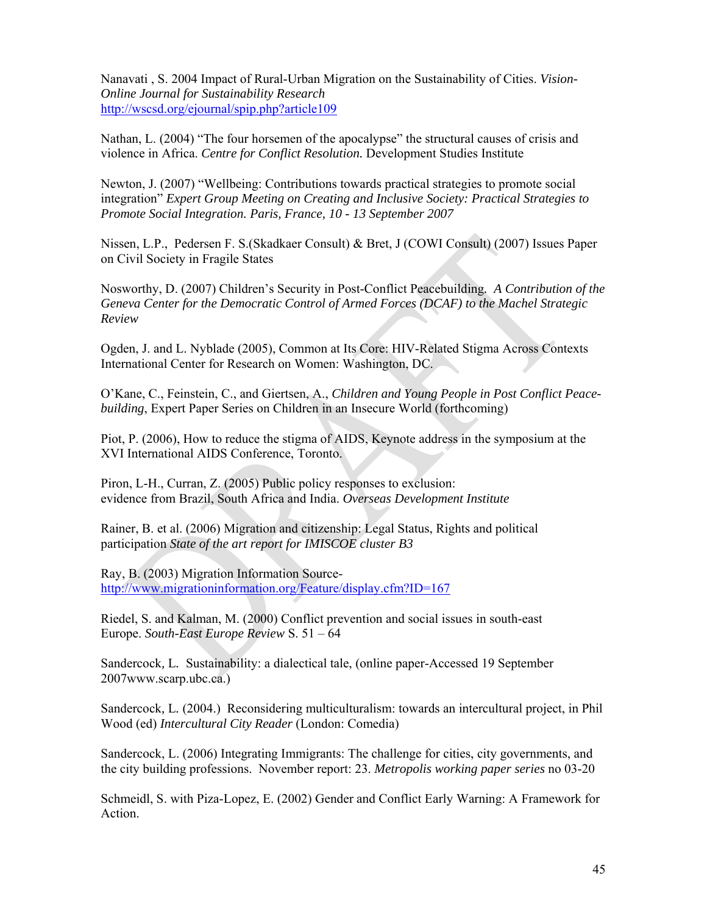Nanavati , S. 2004 Impact of Rural-Urban Migration on the Sustainability of Cities. *Vision-Online Journal for Sustainability Research* http://wscsd.org/ejournal/spip.php?article109

Nathan, L. (2004) "The four horsemen of the apocalypse" the structural causes of crisis and violence in Africa. *Centre for Conflict Resolution.* Development Studies Institute

Newton, J. (2007) "Wellbeing: Contributions towards practical strategies to promote social integration" *Expert Group Meeting on Creating and Inclusive Society: Practical Strategies to Promote Social Integration. Paris, France, 10 - 13 September 2007*

Nissen, L.P., Pedersen F. S.(Skadkaer Consult) & Bret, J (COWI Consult) (2007) Issues Paper on Civil Society in Fragile States

Nosworthy, D. (2007) Children's Security in Post-Conflict Peacebuilding. *A Contribution of the Geneva Center for the Democratic Control of Armed Forces (DCAF) to the Machel Strategic Review*

Ogden, J. and L. Nyblade (2005), Common at Its Core: HIV-Related Stigma Across Contexts International Center for Research on Women: Washington, DC.

O'Kane, C., Feinstein, C., and Giertsen, A., *Children and Young People in Post Conflict Peace-building*, Expert Paper Series on Children in an Insecure World (forthcoming)

Piot, P. (2006), How to reduce the stigma of AIDS, Keynote address in the symposium at the XVI International AIDS Conference, Toronto.

Piron, L-H., Curran, Z. (2005) Public policy responses to exclusion: evidence from Brazil, South Africa and India. *Overseas Development Institute*

Rainer, B. et al. (2006) Migration and citizenship: Legal Status, Rights and political participation *State of the art report for IMISCOE cluster B3*

Ray, B. (2003) Migration Information Source- http://www.migrationinformation.org/Feature/display.cfm?ID=167

Riedel, S. and Kalman, M. (2000) Conflict prevention and social issues in south-east Europe. *South-East Europe Review* S. 51 – 64

Sandercock, L. Sustainability: a dialectical tale, (online paper-Accessed 19 September 2007www.scarp.ubc.ca.)

Sandercock, L. (2004.) Reconsidering multiculturalism: towards an intercultural project, in Phil Wood (ed) *Intercultural City Reader* (London: Comedia)

Sandercock, L. (2006) Integrating Immigrants: The challenge for cities, city governments, and the city building professions. November report: 23. *Metropolis working paper series* no 03-20

Schmeidl, S. with Piza-Lopez, E. (2002) Gender and Conflict Early Warning: A Framework for Action.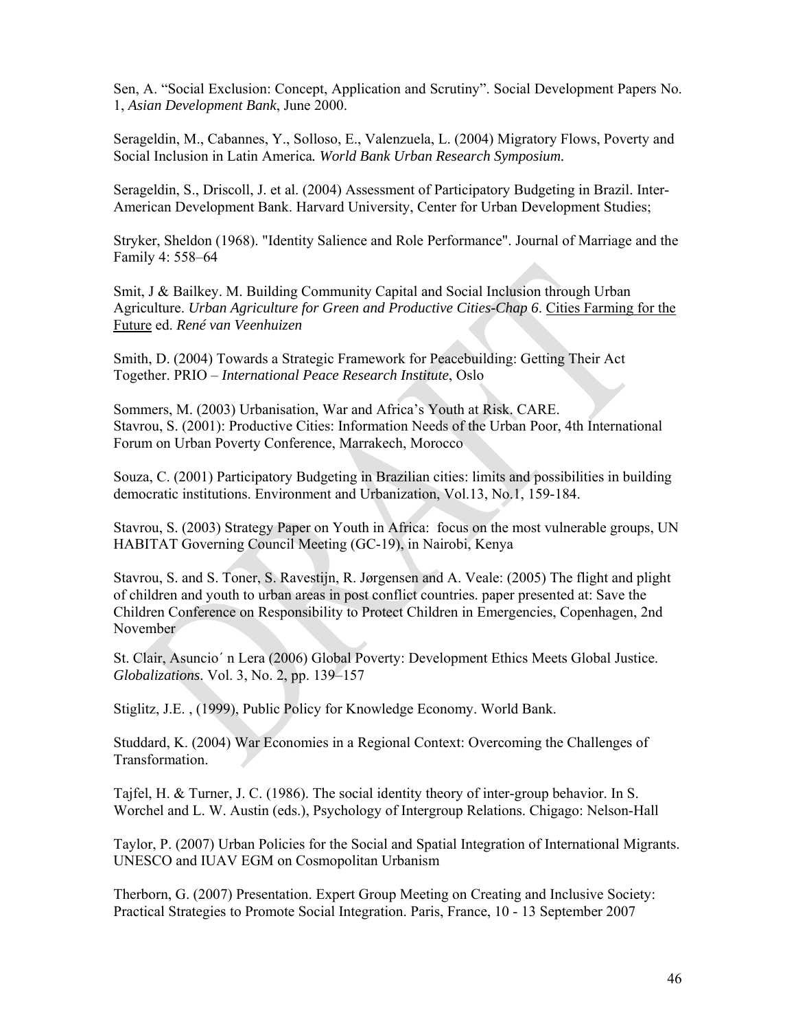Sen, A. "Social Exclusion: Concept, Application and Scrutiny". Social Development Papers No. 1, *Asian Development Bank*, June 2000.

Serageldin, M., Cabannes, Y., Solloso, E., Valenzuela, L. (2004) Migratory Flows, Poverty and Social Inclusion in Latin America*. World Bank Urban Research Symposium.*

Serageldin, S., Driscoll, J. et al. (2004) Assessment of Participatory Budgeting in Brazil. Inter-American Development Bank. Harvard University, Center for Urban Development Studies;

Stryker, Sheldon (1968). "Identity Salience and Role Performance". Journal of Marriage and the Family 4: 558–64

Smit, J & Bailkey. M. Building Community Capital and Social Inclusion through Urban Agriculture. *Urban Agriculture for Green and Productive Cities-Chap 6*. Cities Farming for the Future ed. *René van Veenhuizen*

Smith, D. (2004) Towards a Strategic Framework for Peacebuilding: Getting Their Act Together. PRIO – *International Peace Research Institute*, Oslo

Sommers, M. (2003) Urbanisation, War and Africa's Youth at Risk. CARE.
Stavrou, S. (2001): Productive Cities: Information Needs of the Urban Poor, 4th International Forum on Urban Poverty Conference, Marrakech, Morocco

Souza, C. (2001) Participatory Budgeting in Brazilian cities: limits and possibilities in building democratic institutions. Environment and Urbanization, Vol.13, No.1, 159-184.

Stavrou, S. (2003) Strategy Paper on Youth in Africa: focus on the most vulnerable groups, UN HABITAT Governing Council Meeting (GC-19), in Nairobi, Kenya

Stavrou, S. and S. Toner, S. Ravestijn, R. Jørgensen and A. Veale: (2005) The flight and plight of children and youth to urban areas in post conflict countries. paper presented at: Save the Children Conference on Responsibility to Protect Children in Emergencies, Copenhagen, 2nd November

St. Clair, Asuncio´ n Lera (2006) Global Poverty: Development Ethics Meets Global Justice. *Globalizations*. Vol. 3, No. 2, pp. 139–157

Stiglitz, J.E. , (1999), Public Policy for Knowledge Economy. World Bank.

Studdard, K. (2004) War Economies in a Regional Context: Overcoming the Challenges of Transformation.

Tajfel, H. & Turner, J. C. (1986). The social identity theory of inter-group behavior. In S. Worchel and L. W. Austin (eds.), Psychology of Intergroup Relations. Chigago: Nelson-Hall

Taylor, P. (2007) Urban Policies for the Social and Spatial Integration of International Migrants. UNESCO and IUAV EGM on Cosmopolitan Urbanism

Therborn, G. (2007) Presentation. Expert Group Meeting on Creating and Inclusive Society: Practical Strategies to Promote Social Integration. Paris, France, 10 - 13 September 2007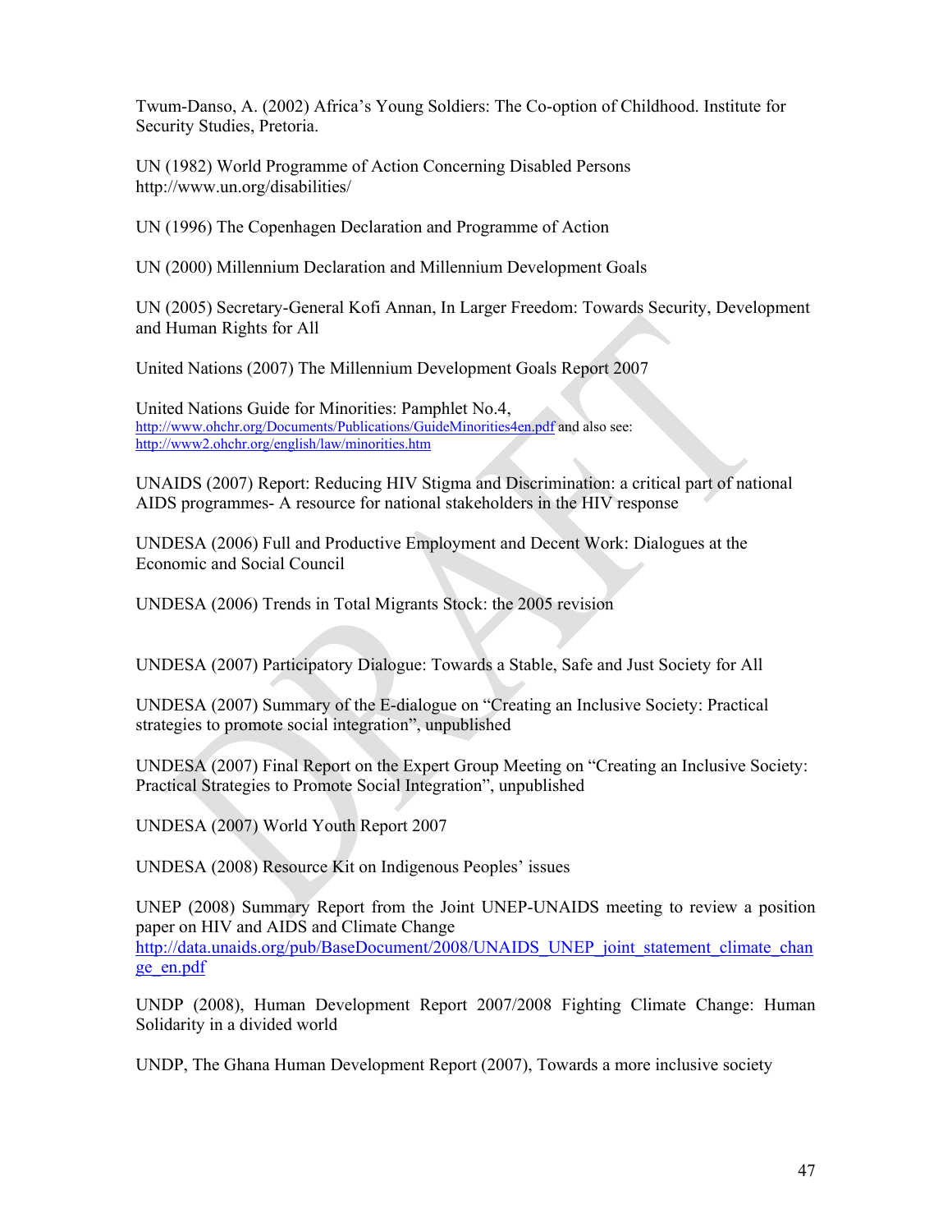Twum-Danso, A. (2002) Africa's Young Soldiers: The Co-option of Childhood. Institute for Security Studies, Pretoria.

UN (1982) World Programme of Action Concerning Disabled Persons http://www.un.org/disabilities/

UN (1996) The Copenhagen Declaration and Programme of Action

UN (2000) Millennium Declaration and Millennium Development Goals

UN (2005) Secretary-General Kofi Annan, In Larger Freedom: Towards Security, Development and Human Rights for All

United Nations (2007) The Millennium Development Goals Report 2007

United Nations Guide for Minorities: Pamphlet No.4, http://www.ohchr.org/Documents/Publications/GuideMinorities4en.pdf and also see: http://www2.ohchr.org/english/law/minorities.htm

UNAIDS (2007) Report: Reducing HIV Stigma and Discrimination: a critical part of national AIDS programmes- A resource for national stakeholders in the HIV response

UNDESA (2006) Full and Productive Employment and Decent Work: Dialogues at the Economic and Social Council

UNDESA (2006) Trends in Total Migrants Stock: the 2005 revision

UNDESA (2007) Participatory Dialogue: Towards a Stable, Safe and Just Society for All

UNDESA (2007) Summary of the E-dialogue on "Creating an Inclusive Society: Practical strategies to promote social integration", unpublished

UNDESA (2007) Final Report on the Expert Group Meeting on "Creating an Inclusive Society: Practical Strategies to Promote Social Integration", unpublished

UNDESA (2007) World Youth Report 2007

UNDESA (2008) Resource Kit on Indigenous Peoples' issues

UNEP (2008) Summary Report from the Joint UNEP-UNAIDS meeting to review a position paper on HIV and AIDS and Climate Change http://data.unaids.org/pub/BaseDocument/2008/UNAIDS_UNEP_joint_statement_climate_change_en.pdf

UNDP (2008), Human Development Report 2007/2008 Fighting Climate Change: Human Solidarity in a divided world

UNDP, The Ghana Human Development Report (2007), Towards a more inclusive society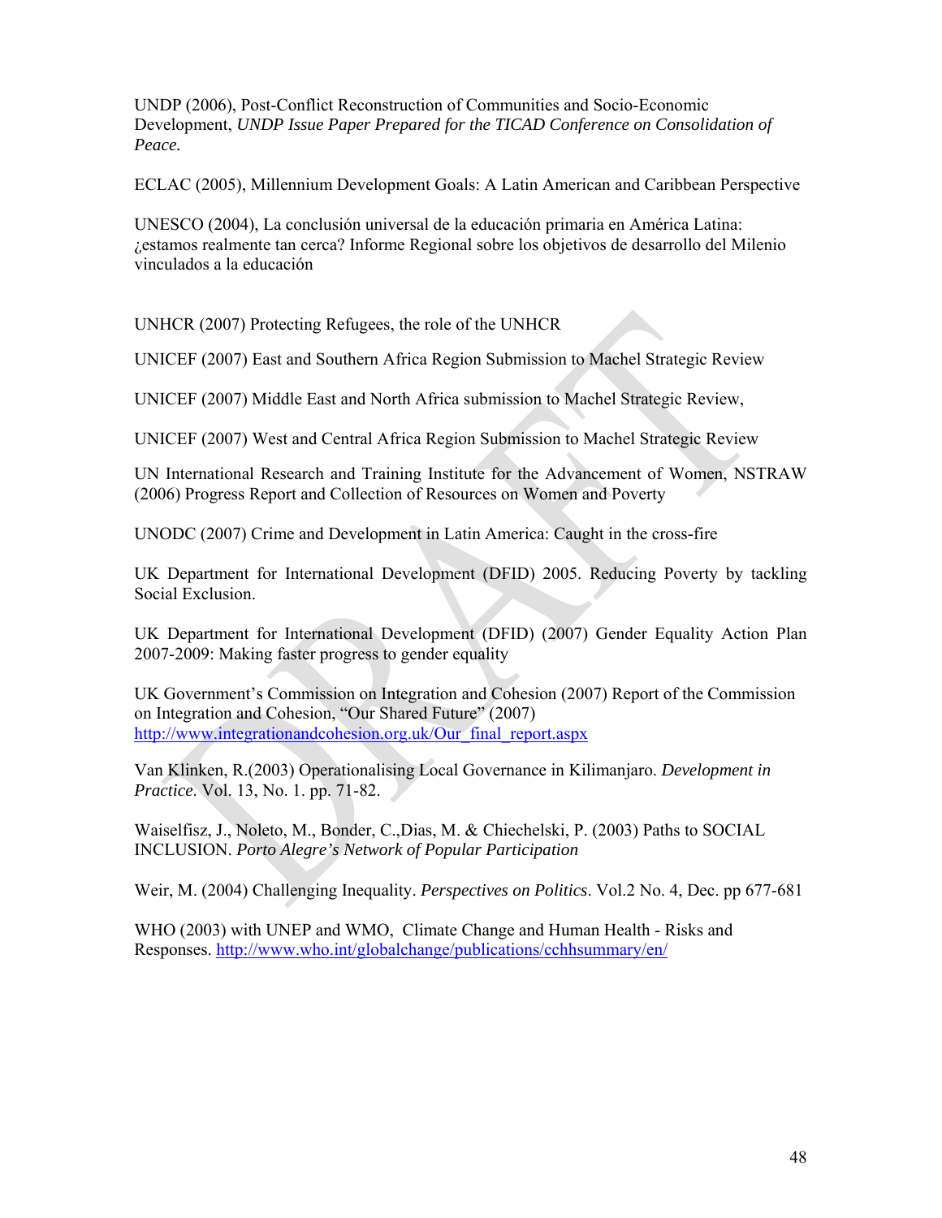UNDP (2006), Post-Conflict Reconstruction of Communities and Socio-Economic Development, *UNDP Issue Paper Prepared for the TICAD Conference on Consolidation of Peace.*

ECLAC (2005), Millennium Development Goals: A Latin American and Caribbean Perspective

UNESCO (2004), La conclusión universal de la educación primaria en América Latina: ¿estamos realmente tan cerca? Informe Regional sobre los objetivos de desarrollo del Milenio vinculados a la educación

UNHCR (2007) Protecting Refugees, the role of the UNHCR

UNICEF (2007) East and Southern Africa Region Submission to Machel Strategic Review

UNICEF (2007) Middle East and North Africa submission to Machel Strategic Review,

UNICEF (2007) West and Central Africa Region Submission to Machel Strategic Review

UN International Research and Training Institute for the Advancement of Women, NSTRAW (2006) Progress Report and Collection of Resources on Women and Poverty

UNODC (2007) Crime and Development in Latin America: Caught in the cross-fire

UK Department for International Development (DFID) 2005. Reducing Poverty by tackling Social Exclusion.

UK Department for International Development (DFID) (2007) Gender Equality Action Plan 2007-2009: Making faster progress to gender equality

UK Government's Commission on Integration and Cohesion (2007) Report of the Commission on Integration and Cohesion, "Our Shared Future" (2007) http://www.integrationandcohesion.org.uk/Our_final_report.aspx

Van Klinken, R.(2003) Operationalising Local Governance in Kilimanjaro. *Development in Practice*. Vol. 13, No. 1. pp. 71-82.

Waiselfisz, J., Noleto, M., Bonder, C.,Dias, M. & Chiechelski, P. (2003) Paths to SOCIAL INCLUSION. *Porto Alegre's Network of Popular Participation*

Weir, M. (2004) Challenging Inequality. *Perspectives on Politics*. Vol.2 No. 4, Dec. pp 677-681

WHO (2003) with UNEP and WMO, Climate Change and Human Health - Risks and Responses. http://www.who.int/globalchange/publications/cchhsummary/en/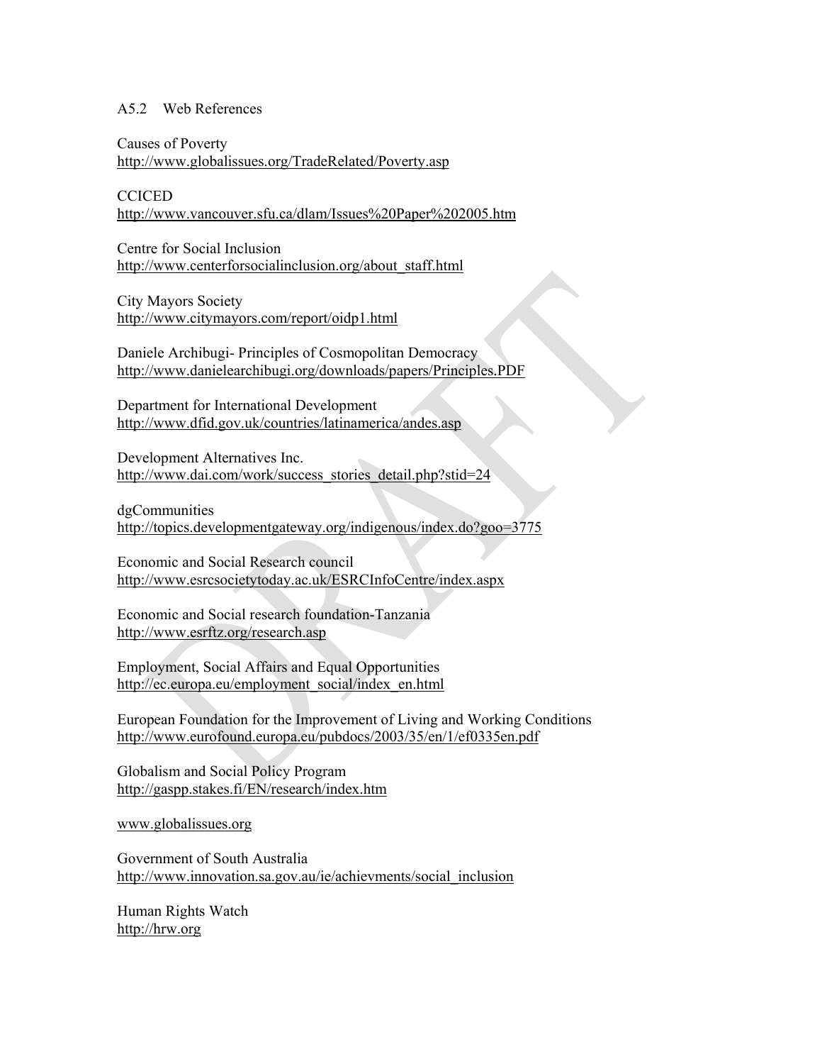### A5.2 Web References

Causes of Poverty
http://www.globalissues.org/TradeRelated/Poverty.asp

CCICED
http://www.vancouver.sfu.ca/dlam/Issues%20Paper%202005.htm

Centre for Social Inclusion
http://www.centerforsocialinclusion.org/about_staff.html

City Mayors Society
http://www.citymayors.com/report/oidp1.html

Daniele Archibugi- Principles of Cosmopolitan Democracy
http://www.daniele archibugi.org/downloads/papers/Principles.PDF

Department for International Development
http://www.dfid.gov.uk/countries/latinamerica/andes.asp

Development Alternatives Inc.
http://www.dai.com/work/success_stories_detail.php?stid=24

dgCommunities
http://topics.developmentgateway.org/indigenous/index.do?goo=3775

Economic and Social Research council
http://www.esrcsocietytoday.ac.uk/ESRCInfoCentre/index.aspx

Economic and Social research foundation-Tanzania
http://www.esrftz.org/research.asp

Employment, Social Affairs and Equal Opportunities
http://ec.europa.eu/employment_social/index_en.html

European Foundation for the Improvement of Living and Working Conditions
http://www.eurofound.europa.eu/pubdocs/2003/35/en/1/ef0335en.pdf

Globalism and Social Policy Program
http://gaspp.stakes.fi/EN/research/index.htm

www.globalissues.org

Government of South Australia
http://www.innovation.sa.gov.au/ie/achievments/social_inclusion

Human Rights Watch
http://hrw.org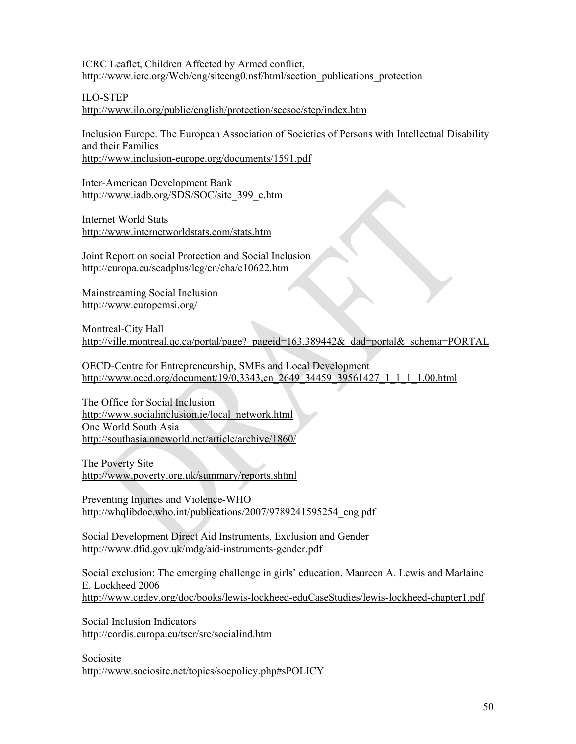ICRC Leaflet, Children Affected by Armed conflict,
http://www.icrc.org/Web/eng/siteeng0.nsf/html/section_publications_protection

ILO-STEP
http://www.ilo.org/public/english/protection/secsoc/step/index.htm

Inclusion Europe. The European Association of Societies of Persons with Intellectual Disability and their Families
http://www.inclusion-europe.org/documents/1591.pdf

Inter-American Development Bank
http://www.iadb.org/SDS/SOC/site_399_e.htm

Internet World Stats
http://www.internetworldstats.com/stats.htm

Joint Report on social Protection and Social Inclusion
http://europa.eu/scadplus/leg/en/cha/c10622.htm

Mainstreaming Social Inclusion
http://www.europemsi.org/

Montreal-City Hall
http://ville.montreal.qc.ca/portal/page?_pageid=163,389442&_dad=portal&_schema=PORTAL

OECD-Centre for Entrepreneurship, SMEs and Local Development
http://www.oecd.org/document/19/0,3343,en_2649_34459_39561427_1_1_1_1,00.html

The Office for Social Inclusion
http://www.socialinclusion.ie/local_network.html
One World South Asia
http://southasia.oneworld.net/article/archive/1860/

The Poverty Site
http://www.poverty.org.uk/summary/reports.shtml

Preventing Injuries and Violence-WHO
http://whqlibdoc.who.int/publications/2007/9789241595254_eng.pdf

Social Development Direct Aid Instruments, Exclusion and Gender
http://www.dfid.gov.uk/mdg/aid-instruments-gender.pdf

Social exclusion: The emerging challenge in girls' education. Maureen A. Lewis and Marlaine E. Lockheed 2006
http://www.cgdev.org/doc/books/lewis-lockheed-eduCaseStudies/lewis-lockheed-chapter1.pdf

Social Inclusion Indicators
http://cordis.europa.eu/tser/src/socialind.htm

Sociosite
http://www.sociosite.net/topics/socpolicy.php#sPOLICY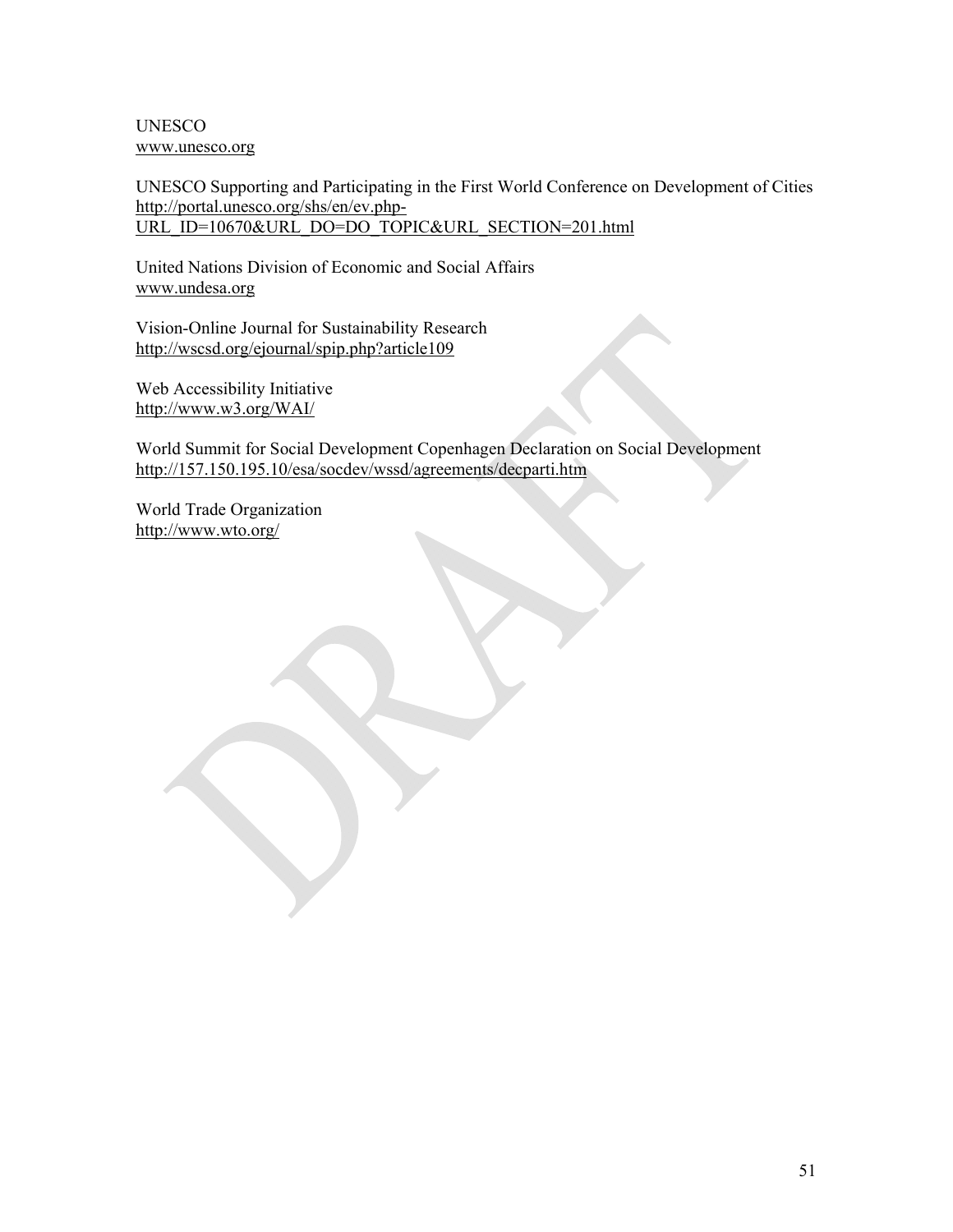UNESCO
www.unesco.org

UNESCO Supporting and Participating in the First World Conference on Development of Cities
http://portal.unesco.org/shs/en/ev.php-URL_ID=10670&URL_DO=DO_TOPIC&URL_SECTION=201.html

United Nations Division of Economic and Social Affairs
www.undesa.org

Vision-Online Journal for Sustainability Research
http://wscsd.org/ejournal/spip.php?article109

Web Accessibility Initiative
http://www.w3.org/WAI/

World Summit for Social Development Copenhagen Declaration on Social Development
http://157.150.195.10/esa/socdev/wssd/agreements/decparti.htm

World Trade Organization
http://www.wto.org/